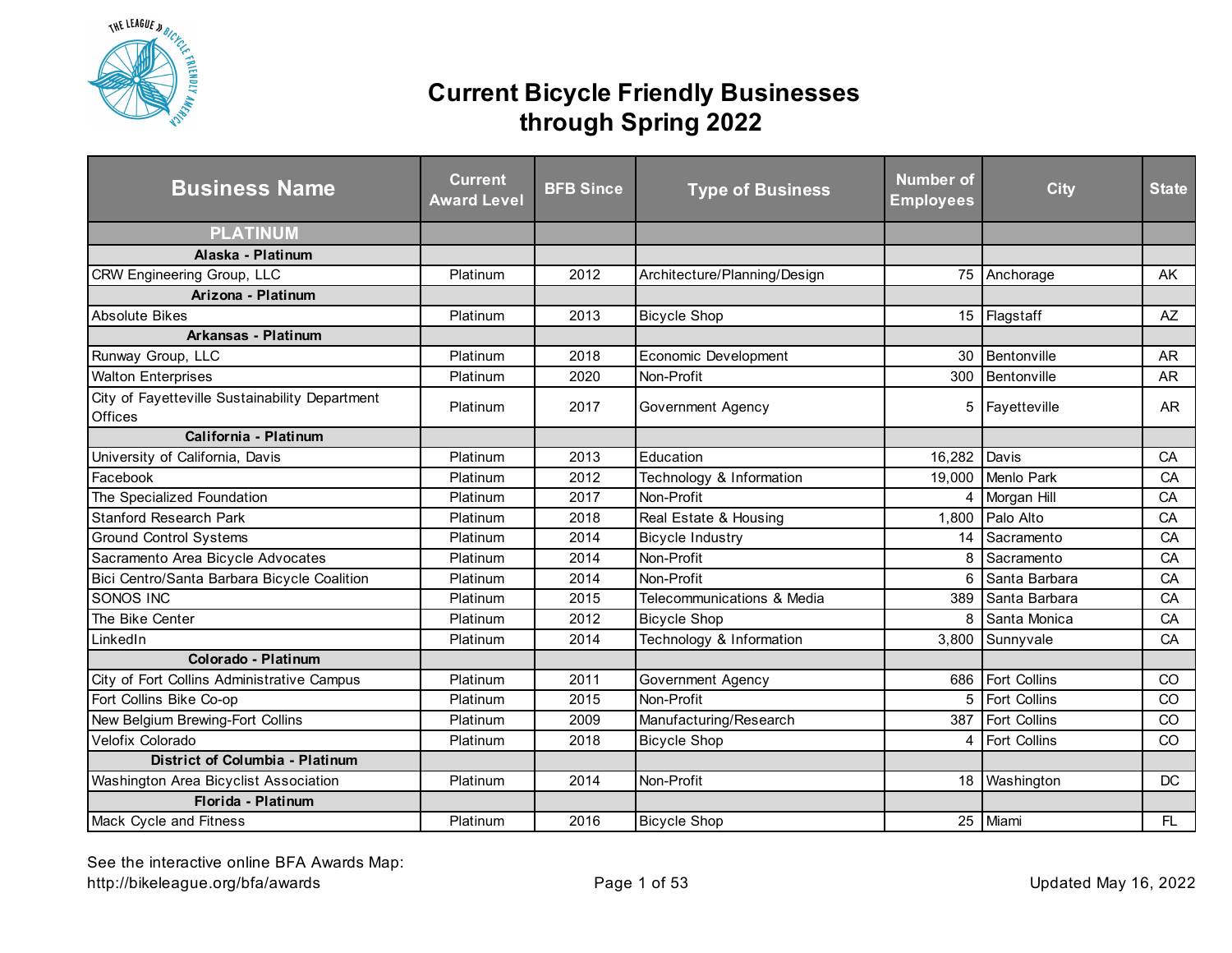# Current Bicycle Friendly Businesses through Spring 2022

| Business Name | Current Award Level | BFB Since | Type of Business | Number of Employees | City | State |
|---|---|---|---|---|---|---|
| **PLATINUM** | | | | | | |
| **Alaska - Platinum** | | | | | | |
| CRW Engineering Group, LLC | Platinum | 2012 | Architecture/Planning/Design | 75 | Anchorage | AK |
| **Arizona - Platinum** | | | | | | |
| Absolute Bikes | Platinum | 2013 | Bicycle Shop | 15 | Flagstaff | AZ |
| **Arkansas - Platinum** | | | | | | |
| Runway Group, LLC | Platinum | 2018 | Economic Development | 30 | Bentonville | AR |
| Walton Enterprises | Platinum | 2020 | Non-Profit | 300 | Bentonville | AR |
| City of Fayetteville Sustainability Department Offices | Platinum | 2017 | Government Agency | 5 | Fayetteville | AR |
| **California - Platinum** | | | | | | |
| University of California, Davis | Platinum | 2013 | Education | 16,282 | Davis | CA |
| Facebook | Platinum | 2012 | Technology & Information | 19,000 | Menlo Park | CA |
| The Specialized Foundation | Platinum | 2017 | Non-Profit | 4 | Morgan Hill | CA |
| Stanford Research Park | Platinum | 2018 | Real Estate & Housing | 1,800 | Palo Alto | CA |
| Ground Control Systems | Platinum | 2014 | Bicycle Industry | 14 | Sacramento | CA |
| Sacramento Area Bicycle Advocates | Platinum | 2014 | Non-Profit | 8 | Sacramento | CA |
| Bici Centro/Santa Barbara Bicycle Coalition | Platinum | 2014 | Non-Profit | 6 | Santa Barbara | CA |
| SONOS INC | Platinum | 2015 | Telecommunications & Media | 389 | Santa Barbara | CA |
| The Bike Center | Platinum | 2012 | Bicycle Shop | 8 | Santa Monica | CA |
| LinkedIn | Platinum | 2014 | Technology & Information | 3,800 | Sunnyvale | CA |
| **Colorado - Platinum** | | | | | | |
| City of Fort Collins Administrative Campus | Platinum | 2011 | Government Agency | 686 | Fort Collins | CO |
| Fort Collins Bike Co-op | Platinum | 2015 | Non-Profit | 5 | Fort Collins | CO |
| New Belgium Brewing-Fort Collins | Platinum | 2009 | Manufacturing/Research | 387 | Fort Collins | CO |
| Velofix Colorado | Platinum | 2018 | Bicycle Shop | 4 | Fort Collins | CO |
| **District of Columbia - Platinum** | | | | | | |
| Washington Area Bicyclist Association | Platinum | 2014 | Non-Profit | 18 | Washington | DC |
| **Florida - Platinum** | | | | | | |
| Mack Cycle and Fitness | Platinum | 2016 | Bicycle Shop | 25 | Miami | FL |

See the interactive online BFA Awards Map:
http://bikeleague.org/bfa/awards

Updated May 16, 2022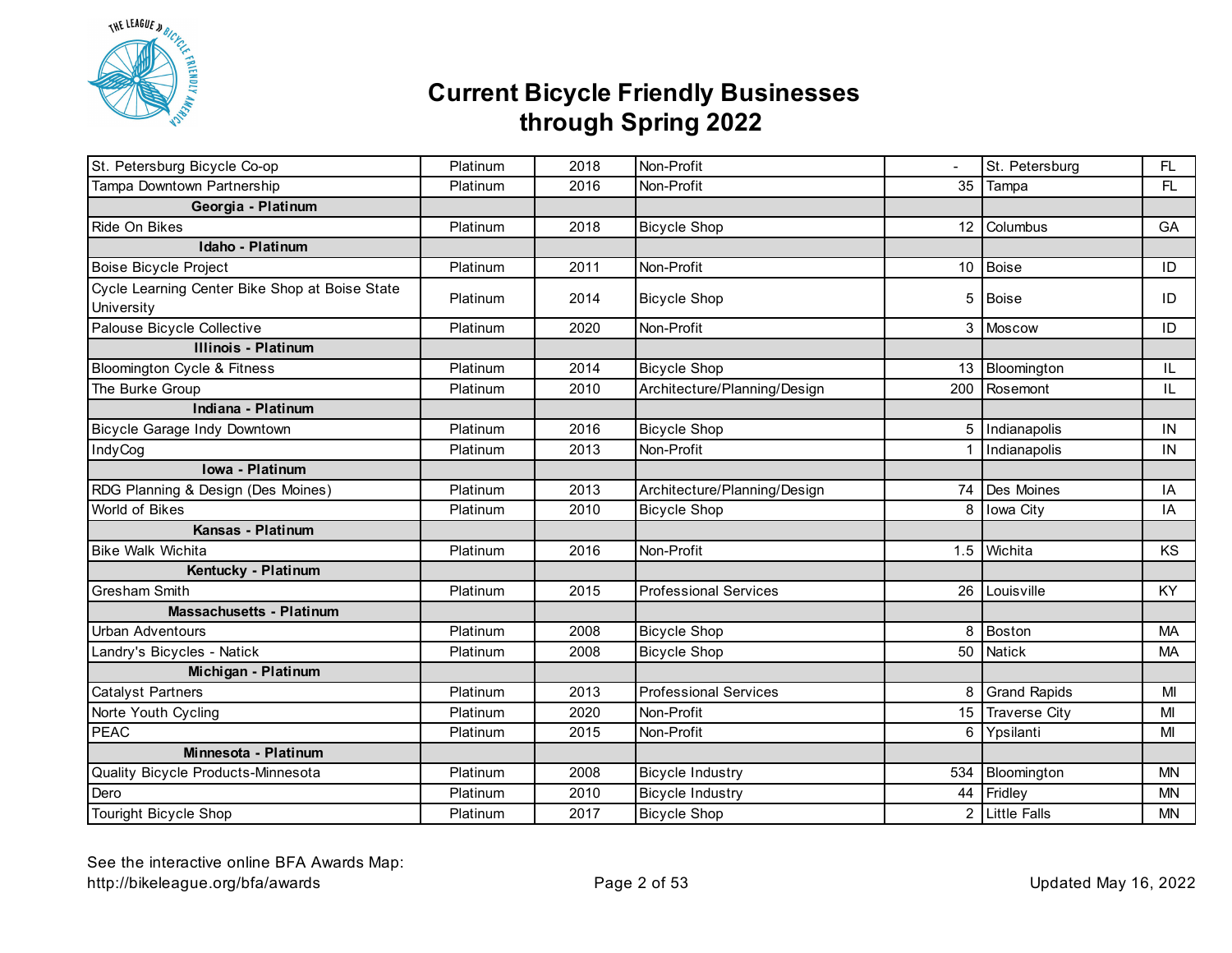# Current Bicycle Friendly Businesses through Spring 2022

| | | | | | | |
|---|---|---|---|---|---|---|
| St. Petersburg Bicycle Co-op | Platinum | 2018 | Non-Profit | - | St. Petersburg | FL |
| Tampa Downtown Partnership | Platinum | 2016 | Non-Profit | 35 | Tampa | FL |
| **Georgia - Platinum** | | | | | | |
| Ride On Bikes | Platinum | 2018 | Bicycle Shop | 12 | Columbus | GA |
| **Idaho - Platinum** | | | | | | |
| Boise Bicycle Project | Platinum | 2011 | Non-Profit | 10 | Boise | ID |
| Cycle Learning Center Bike Shop at Boise State University | Platinum | 2014 | Bicycle Shop | 5 | Boise | ID |
| Palouse Bicycle Collective | Platinum | 2020 | Non-Profit | 3 | Moscow | ID |
| **Illinois - Platinum** | | | | | | |
| Bloomington Cycle & Fitness | Platinum | 2014 | Bicycle Shop | 13 | Bloomington | IL |
| The Burke Group | Platinum | 2010 | Architecture/Planning/Design | 200 | Rosemont | IL |
| **Indiana - Platinum** | | | | | | |
| Bicycle Garage Indy Downtown | Platinum | 2016 | Bicycle Shop | 5 | Indianapolis | IN |
| IndyCog | Platinum | 2013 | Non-Profit | 1 | Indianapolis | IN |
| **Iowa - Platinum** | | | | | | |
| RDG Planning & Design (Des Moines) | Platinum | 2013 | Architecture/Planning/Design | 74 | Des Moines | IA |
| World of Bikes | Platinum | 2010 | Bicycle Shop | 8 | Iowa City | IA |
| **Kansas - Platinum** | | | | | | |
| Bike Walk Wichita | Platinum | 2016 | Non-Profit | 1.5 | Wichita | KS |
| **Kentucky - Platinum** | | | | | | |
| Gresham Smith | Platinum | 2015 | Professional Services | 26 | Louisville | KY |
| **Massachusetts - Platinum** | | | | | | |
| Urban Adventours | Platinum | 2008 | Bicycle Shop | 8 | Boston | MA |
| Landry's Bicycles - Natick | Platinum | 2008 | Bicycle Shop | 50 | Natick | MA |
| **Michigan - Platinum** | | | | | | |
| Catalyst Partners | Platinum | 2013 | Professional Services | 8 | Grand Rapids | MI |
| Norte Youth Cycling | Platinum | 2020 | Non-Profit | 15 | Traverse City | MI |
| PEAC | Platinum | 2015 | Non-Profit | 6 | Ypsilanti | MI |
| **Minnesota - Platinum** | | | | | | |
| Quality Bicycle Products-Minnesota | Platinum | 2008 | Bicycle Industry | 534 | Bloomington | MN |
| Dero | Platinum | 2010 | Bicycle Industry | 44 | Fridley | MN |
| Touright Bicycle Shop | Platinum | 2017 | Bicycle Shop | 2 | Little Falls | MN |

See the interactive online BFA Awards Map:
http://bikeleague.org/bfa/awards

Updated May 16, 2022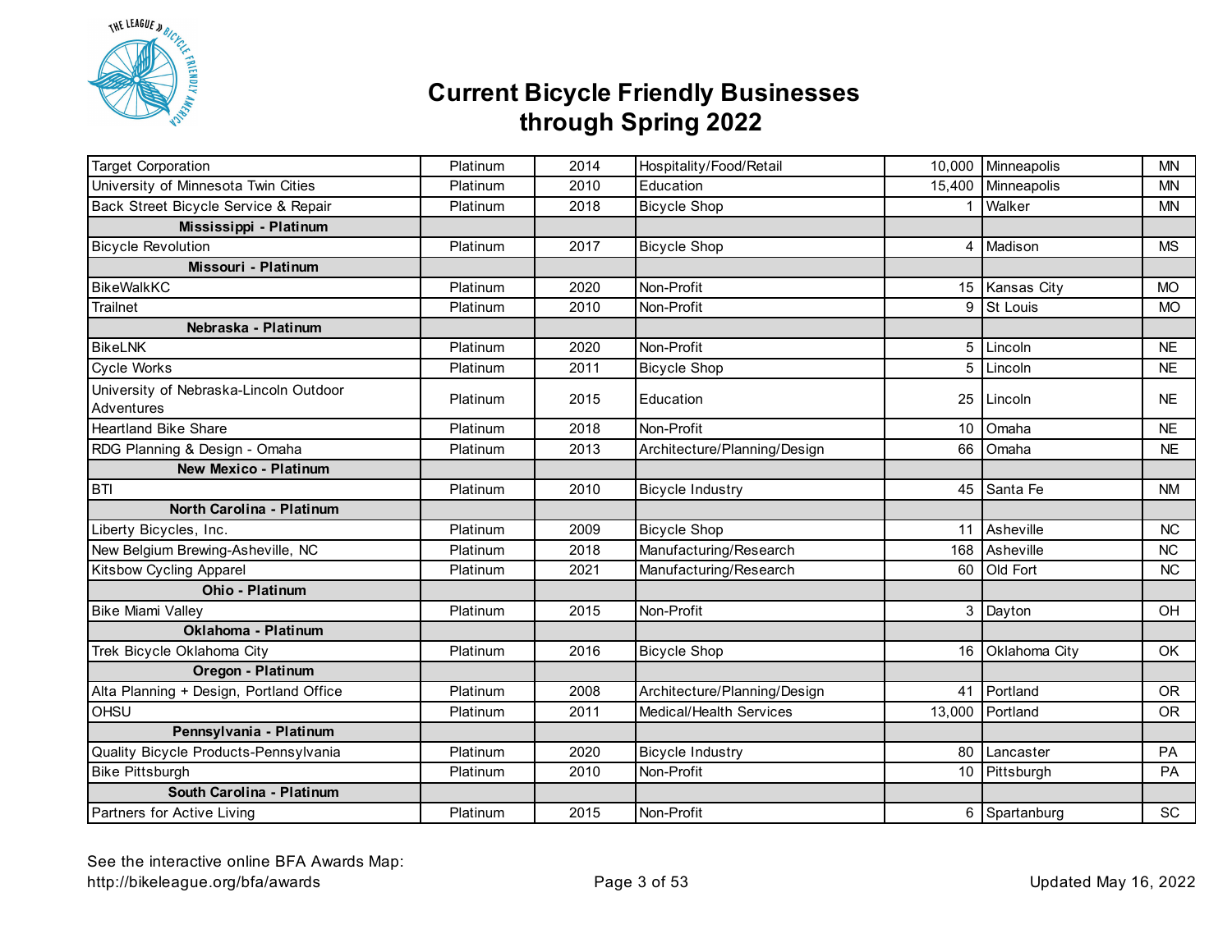# Current Bicycle Friendly Businesses through Spring 2022

| | | | | | | |
|---|---|---|---|---|---|---|
| Target Corporation | Platinum | 2014 | Hospitality/Food/Retail | 10,000 | Minneapolis | MN |
| University of Minnesota Twin Cities | Platinum | 2010 | Education | 15,400 | Minneapolis | MN |
| Back Street Bicycle Service & Repair | Platinum | 2018 | Bicycle Shop | 1 | Walker | MN |
| **Mississippi - Platinum** | | | | | | |
| Bicycle Revolution | Platinum | 2017 | Bicycle Shop | 4 | Madison | MS |
| **Missouri - Platinum** | | | | | | |
| BikeWalkKC | Platinum | 2020 | Non-Profit | 15 | Kansas City | MO |
| Trailnet | Platinum | 2010 | Non-Profit | 9 | St Louis | MO |
| **Nebraska - Platinum** | | | | | | |
| BikeLNK | Platinum | 2020 | Non-Profit | 5 | Lincoln | NE |
| Cycle Works | Platinum | 2011 | Bicycle Shop | 5 | Lincoln | NE |
| University of Nebraska-Lincoln Outdoor Adventures | Platinum | 2015 | Education | 25 | Lincoln | NE |
| Heartland Bike Share | Platinum | 2018 | Non-Profit | 10 | Omaha | NE |
| RDG Planning & Design - Omaha | Platinum | 2013 | Architecture/Planning/Design | 66 | Omaha | NE |
| **New Mexico - Platinum** | | | | | | |
| BTI | Platinum | 2010 | Bicycle Industry | 45 | Santa Fe | NM |
| **North Carolina - Platinum** | | | | | | |
| Liberty Bicycles, Inc. | Platinum | 2009 | Bicycle Shop | 11 | Asheville | NC |
| New Belgium Brewing-Asheville, NC | Platinum | 2018 | Manufacturing/Research | 168 | Asheville | NC |
| Kitsbow Cycling Apparel | Platinum | 2021 | Manufacturing/Research | 60 | Old Fort | NC |
| **Ohio - Platinum** | | | | | | |
| Bike Miami Valley | Platinum | 2015 | Non-Profit | 3 | Dayton | OH |
| **Oklahoma - Platinum** | | | | | | |
| Trek Bicycle Oklahoma City | Platinum | 2016 | Bicycle Shop | 16 | Oklahoma City | OK |
| **Oregon - Platinum** | | | | | | |
| Alta Planning + Design, Portland Office | Platinum | 2008 | Architecture/Planning/Design | 41 | Portland | OR |
| OHSU | Platinum | 2011 | Medical/Health Services | 13,000 | Portland | OR |
| **Pennsylvania - Platinum** | | | | | | |
| Quality Bicycle Products-Pennsylvania | Platinum | 2020 | Bicycle Industry | 80 | Lancaster | PA |
| Bike Pittsburgh | Platinum | 2010 | Non-Profit | 10 | Pittsburgh | PA |
| **South Carolina - Platinum** | | | | | | |
| Partners for Active Living | Platinum | 2015 | Non-Profit | 6 | Spartanburg | SC |

See the interactive online BFA Awards Map:
http://bikeleague.org/bfa/awards

Updated May 16, 2022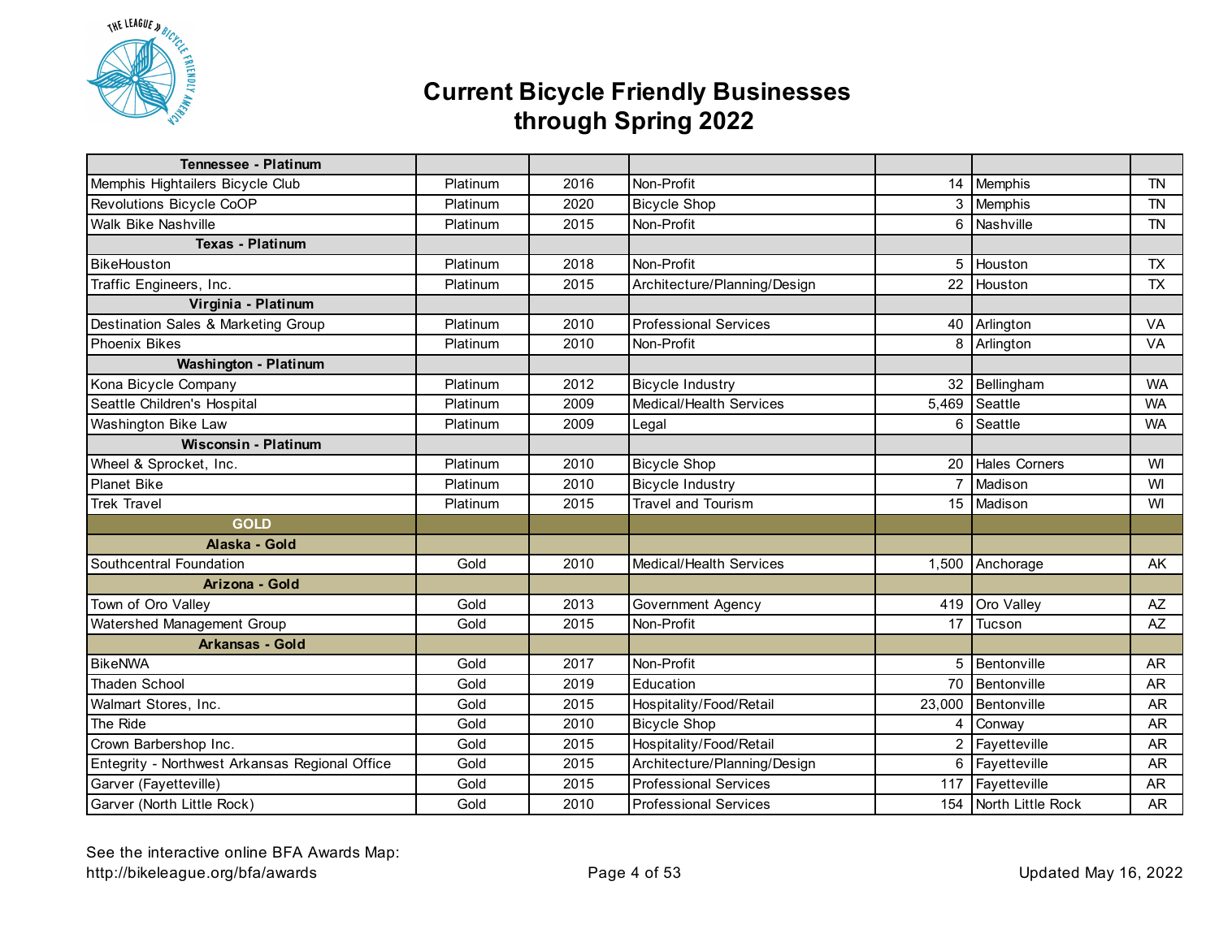# Current Bicycle Friendly Businesses through Spring 2022

| | | | | | | |
|---|---|---|---|---|---|---|
| **Tennessee - Platinum** | | | | | | |
| Memphis Hightailers Bicycle Club | Platinum | 2016 | Non-Profit | 14 | Memphis | TN |
| Revolutions Bicycle CoOP | Platinum | 2020 | Bicycle Shop | 3 | Memphis | TN |
| Walk Bike Nashville | Platinum | 2015 | Non-Profit | 6 | Nashville | TN |
| **Texas - Platinum** | | | | | | |
| BikeHouston | Platinum | 2018 | Non-Profit | 5 | Houston | TX |
| Traffic Engineers, Inc. | Platinum | 2015 | Architecture/Planning/Design | 22 | Houston | TX |
| **Virginia - Platinum** | | | | | | |
| Destination Sales & Marketing Group | Platinum | 2010 | Professional Services | 40 | Arlington | VA |
| Phoenix Bikes | Platinum | 2010 | Non-Profit | 8 | Arlington | VA |
| **Washington - Platinum** | | | | | | |
| Kona Bicycle Company | Platinum | 2012 | Bicycle Industry | 32 | Bellingham | WA |
| Seattle Children's Hospital | Platinum | 2009 | Medical/Health Services | 5,469 | Seattle | WA |
| Washington Bike Law | Platinum | 2009 | Legal | 6 | Seattle | WA |
| **Wisconsin - Platinum** | | | | | | |
| Wheel & Sprocket, Inc. | Platinum | 2010 | Bicycle Shop | 20 | Hales Corners | WI |
| Planet Bike | Platinum | 2010 | Bicycle Industry | 7 | Madison | WI |
| Trek Travel | Platinum | 2015 | Travel and Tourism | 15 | Madison | WI |
| **GOLD** | | | | | | |
| **Alaska - Gold** | | | | | | |
| Southcentral Foundation | Gold | 2010 | Medical/Health Services | 1,500 | Anchorage | AK |
| **Arizona - Gold** | | | | | | |
| Town of Oro Valley | Gold | 2013 | Government Agency | 419 | Oro Valley | AZ |
| Watershed Management Group | Gold | 2015 | Non-Profit | 17 | Tucson | AZ |
| **Arkansas - Gold** | | | | | | |
| BikeNWA | Gold | 2017 | Non-Profit | 5 | Bentonville | AR |
| Thaden School | Gold | 2019 | Education | 70 | Bentonville | AR |
| Walmart Stores, Inc. | Gold | 2015 | Hospitality/Food/Retail | 23,000 | Bentonville | AR |
| The Ride | Gold | 2010 | Bicycle Shop | 4 | Conway | AR |
| Crown Barbershop Inc. | Gold | 2015 | Hospitality/Food/Retail | 2 | Fayetteville | AR |
| Entegrity - Northwest Arkansas Regional Office | Gold | 2015 | Architecture/Planning/Design | 6 | Fayetteville | AR |
| Garver (Fayetteville) | Gold | 2015 | Professional Services | 117 | Fayetteville | AR |
| Garver (North Little Rock) | Gold | 2010 | Professional Services | 154 | North Little Rock | AR |

See the interactive online BFA Awards Map:
http://bikeleague.org/bfa/awards

Updated May 16, 2022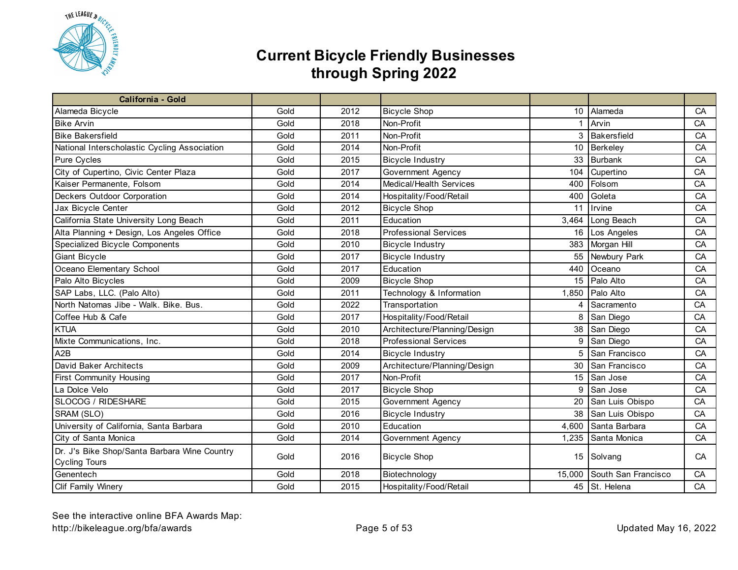# Current Bicycle Friendly Businesses through Spring 2022

| California - Gold | | | | | | |
|---|---|---|---|---|---|---|
| Alameda Bicycle | Gold | 2012 | Bicycle Shop | 10 | Alameda | CA |
| Bike Arvin | Gold | 2018 | Non-Profit | 1 | Arvin | CA |
| Bike Bakersfield | Gold | 2011 | Non-Profit | 3 | Bakersfield | CA |
| National Interscholastic Cycling Association | Gold | 2014 | Non-Profit | 10 | Berkeley | CA |
| Pure Cycles | Gold | 2015 | Bicycle Industry | 33 | Burbank | CA |
| City of Cupertino, Civic Center Plaza | Gold | 2017 | Government Agency | 104 | Cupertino | CA |
| Kaiser Permanente, Folsom | Gold | 2014 | Medical/Health Services | 400 | Folsom | CA |
| Deckers Outdoor Corporation | Gold | 2014 | Hospitality/Food/Retail | 400 | Goleta | CA |
| Jax Bicycle Center | Gold | 2012 | Bicycle Shop | 11 | Irvine | CA |
| California State University Long Beach | Gold | 2011 | Education | 3,464 | Long Beach | CA |
| Alta Planning + Design, Los Angeles Office | Gold | 2018 | Professional Services | 16 | Los Angeles | CA |
| Specialized Bicycle Components | Gold | 2010 | Bicycle Industry | 383 | Morgan Hill | CA |
| Giant Bicycle | Gold | 2017 | Bicycle Industry | 55 | Newbury Park | CA |
| Oceano Elementary School | Gold | 2017 | Education | 440 | Oceano | CA |
| Palo Alto Bicycles | Gold | 2009 | Bicycle Shop | 15 | Palo Alto | CA |
| SAP Labs, LLC. (Palo Alto) | Gold | 2011 | Technology & Information | 1,850 | Palo Alto | CA |
| North Natomas Jibe - Walk. Bike. Bus. | Gold | 2022 | Transportation | 4 | Sacramento | CA |
| Coffee Hub & Cafe | Gold | 2017 | Hospitality/Food/Retail | 8 | San Diego | CA |
| KTUA | Gold | 2010 | Architecture/Planning/Design | 38 | San Diego | CA |
| Mixte Communications, Inc. | Gold | 2018 | Professional Services | 9 | San Diego | CA |
| A2B | Gold | 2014 | Bicycle Industry | 5 | San Francisco | CA |
| David Baker Architects | Gold | 2009 | Architecture/Planning/Design | 30 | San Francisco | CA |
| First Community Housing | Gold | 2017 | Non-Profit | 15 | San Jose | CA |
| La Dolce Velo | Gold | 2017 | Bicycle Shop | 9 | San Jose | CA |
| SLOCOG / RIDESHARE | Gold | 2015 | Government Agency | 20 | San Luis Obispo | CA |
| SRAM (SLO) | Gold | 2016 | Bicycle Industry | 38 | San Luis Obispo | CA |
| University of California, Santa Barbara | Gold | 2010 | Education | 4,600 | Santa Barbara | CA |
| City of Santa Monica | Gold | 2014 | Government Agency | 1,235 | Santa Monica | CA |
| Dr. J's Bike Shop/Santa Barbara Wine Country Cycling Tours | Gold | 2016 | Bicycle Shop | 15 | Solvang | CA |
| Genentech | Gold | 2018 | Biotechnology | 15,000 | South San Francisco | CA |
| Clif Family Winery | Gold | 2015 | Hospitality/Food/Retail | 45 | St. Helena | CA |

See the interactive online BFA Awards Map:
http://bikeleague.org/bfa/awards

Updated May 16, 2022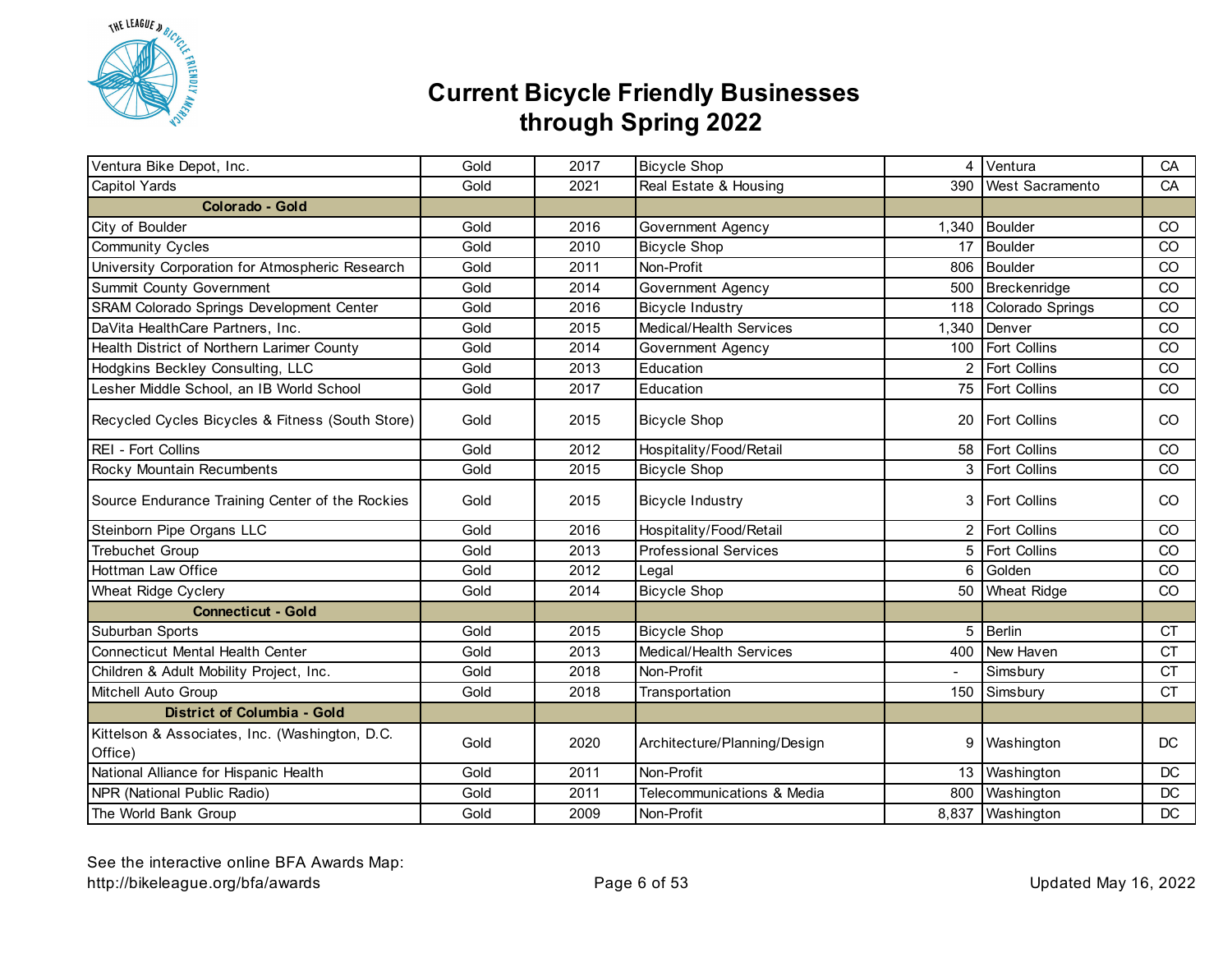# Current Bicycle Friendly Businesses through Spring 2022

| | | | | | | |
|---|---|---|---|---|---|---|
| Ventura Bike Depot, Inc. | Gold | 2017 | Bicycle Shop | 4 | Ventura | CA |
| Capitol Yards | Gold | 2021 | Real Estate & Housing | 390 | West Sacramento | CA |
| **Colorado - Gold** | | | | | | |
| City of Boulder | Gold | 2016 | Government Agency | 1,340 | Boulder | CO |
| Community Cycles | Gold | 2010 | Bicycle Shop | 17 | Boulder | CO |
| University Corporation for Atmospheric Research | Gold | 2011 | Non-Profit | 806 | Boulder | CO |
| Summit County Government | Gold | 2014 | Government Agency | 500 | Breckenridge | CO |
| SRAM Colorado Springs Development Center | Gold | 2016 | Bicycle Industry | 118 | Colorado Springs | CO |
| DaVita HealthCare Partners, Inc. | Gold | 2015 | Medical/Health Services | 1,340 | Denver | CO |
| Health District of Northern Larimer County | Gold | 2014 | Government Agency | 100 | Fort Collins | CO |
| Hodgkins Beckley Consulting, LLC | Gold | 2013 | Education | 2 | Fort Collins | CO |
| Lesher Middle School, an IB World School | Gold | 2017 | Education | 75 | Fort Collins | CO |
| Recycled Cycles Bicycles & Fitness (South Store) | Gold | 2015 | Bicycle Shop | 20 | Fort Collins | CO |
| REI - Fort Collins | Gold | 2012 | Hospitality/Food/Retail | 58 | Fort Collins | CO |
| Rocky Mountain Recumbents | Gold | 2015 | Bicycle Shop | 3 | Fort Collins | CO |
| Source Endurance Training Center of the Rockies | Gold | 2015 | Bicycle Industry | 3 | Fort Collins | CO |
| Steinborn Pipe Organs LLC | Gold | 2016 | Hospitality/Food/Retail | 2 | Fort Collins | CO |
| Trebuchet Group | Gold | 2013 | Professional Services | 5 | Fort Collins | CO |
| Hottman Law Office | Gold | 2012 | Legal | 6 | Golden | CO |
| Wheat Ridge Cyclery | Gold | 2014 | Bicycle Shop | 50 | Wheat Ridge | CO |
| **Connecticut - Gold** | | | | | | |
| Suburban Sports | Gold | 2015 | Bicycle Shop | 5 | Berlin | CT |
| Connecticut Mental Health Center | Gold | 2013 | Medical/Health Services | 400 | New Haven | CT |
| Children & Adult Mobility Project, Inc. | Gold | 2018 | Non-Profit | - | Simsbury | CT |
| Mitchell Auto Group | Gold | 2018 | Transportation | 150 | Simsbury | CT |
| **District of Columbia - Gold** | | | | | | |
| Kittelson & Associates, Inc. (Washington, D.C. Office) | Gold | 2020 | Architecture/Planning/Design | 9 | Washington | DC |
| National Alliance for Hispanic Health | Gold | 2011 | Non-Profit | 13 | Washington | DC |
| NPR (National Public Radio) | Gold | 2011 | Telecommunications & Media | 800 | Washington | DC |
| The World Bank Group | Gold | 2009 | Non-Profit | 8,837 | Washington | DC |

See the interactive online BFA Awards Map:
http://bikeleague.org/bfa/awards

Updated May 16, 2022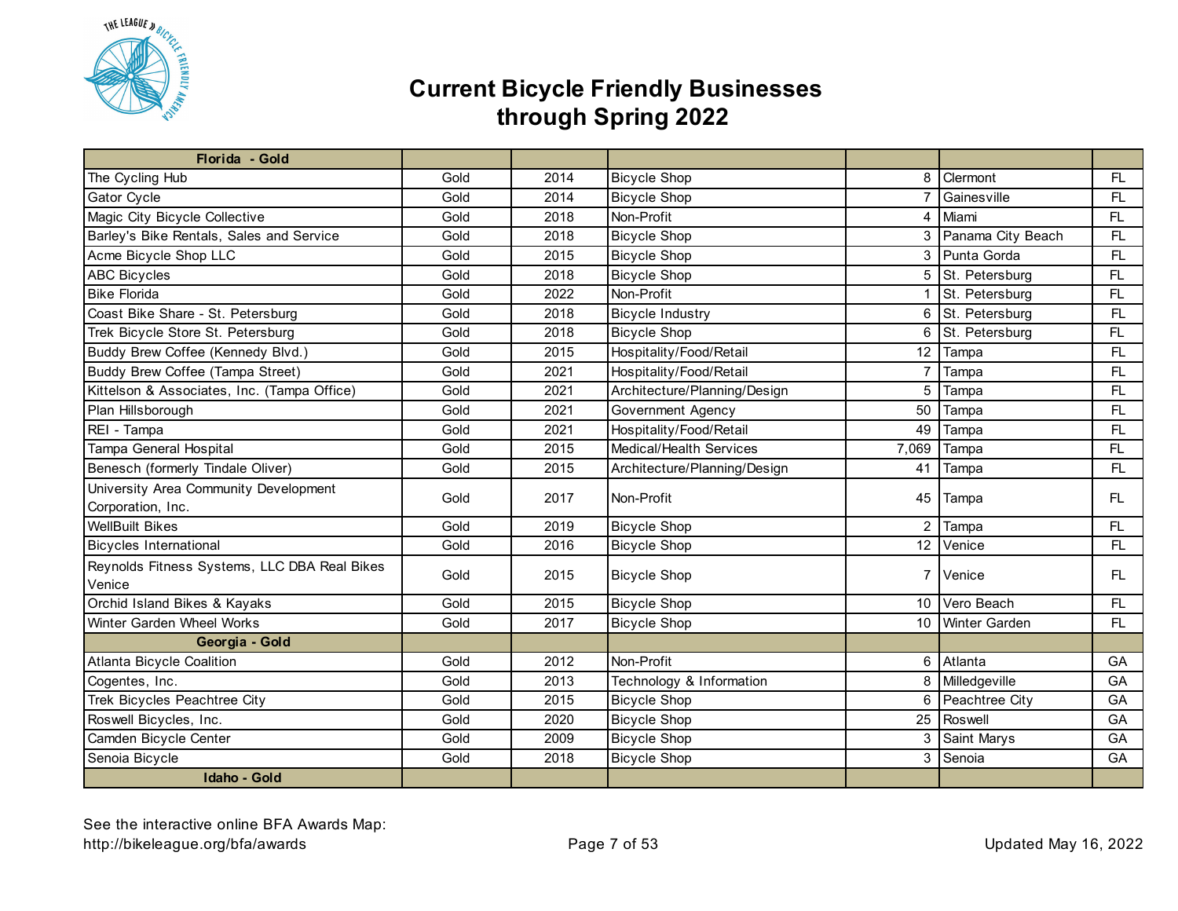# Current Bicycle Friendly Businesses through Spring 2022

| Florida - Gold | | | | | | |
|---|---|---|---|---|---|---|
| The Cycling Hub | Gold | 2014 | Bicycle Shop | 8 | Clermont | FL |
| Gator Cycle | Gold | 2014 | Bicycle Shop | 7 | Gainesville | FL |
| Magic City Bicycle Collective | Gold | 2018 | Non-Profit | 4 | Miami | FL |
| Barley's Bike Rentals, Sales and Service | Gold | 2018 | Bicycle Shop | 3 | Panama City Beach | FL |
| Acme Bicycle Shop LLC | Gold | 2015 | Bicycle Shop | 3 | Punta Gorda | FL |
| ABC Bicycles | Gold | 2018 | Bicycle Shop | 5 | St. Petersburg | FL |
| Bike Florida | Gold | 2022 | Non-Profit | 1 | St. Petersburg | FL |
| Coast Bike Share - St. Petersburg | Gold | 2018 | Bicycle Industry | 6 | St. Petersburg | FL |
| Trek Bicycle Store St. Petersburg | Gold | 2018 | Bicycle Shop | 6 | St. Petersburg | FL |
| Buddy Brew Coffee (Kennedy Blvd.) | Gold | 2015 | Hospitality/Food/Retail | 12 | Tampa | FL |
| Buddy Brew Coffee (Tampa Street) | Gold | 2021 | Hospitality/Food/Retail | 7 | Tampa | FL |
| Kittelson & Associates, Inc. (Tampa Office) | Gold | 2021 | Architecture/Planning/Design | 5 | Tampa | FL |
| Plan Hillsborough | Gold | 2021 | Government Agency | 50 | Tampa | FL |
| REI - Tampa | Gold | 2021 | Hospitality/Food/Retail | 49 | Tampa | FL |
| Tampa General Hospital | Gold | 2015 | Medical/Health Services | 7,069 | Tampa | FL |
| Benesch (formerly Tindale Oliver) | Gold | 2015 | Architecture/Planning/Design | 41 | Tampa | FL |
| University Area Community Development Corporation, Inc. | Gold | 2017 | Non-Profit | 45 | Tampa | FL |
| WellBuilt Bikes | Gold | 2019 | Bicycle Shop | 2 | Tampa | FL |
| Bicycles International | Gold | 2016 | Bicycle Shop | 12 | Venice | FL |
| Reynolds Fitness Systems, LLC DBA Real Bikes Venice | Gold | 2015 | Bicycle Shop | 7 | Venice | FL |
| Orchid Island Bikes & Kayaks | Gold | 2015 | Bicycle Shop | 10 | Vero Beach | FL |
| Winter Garden Wheel Works | Gold | 2017 | Bicycle Shop | 10 | Winter Garden | FL |
| **Georgia - Gold** | | | | | | |
| Atlanta Bicycle Coalition | Gold | 2012 | Non-Profit | 6 | Atlanta | GA |
| Cogentes, Inc. | Gold | 2013 | Technology & Information | 8 | Milledgeville | GA |
| Trek Bicycles Peachtree City | Gold | 2015 | Bicycle Shop | 6 | Peachtree City | GA |
| Roswell Bicycles, Inc. | Gold | 2020 | Bicycle Shop | 25 | Roswell | GA |
| Camden Bicycle Center | Gold | 2009 | Bicycle Shop | 3 | Saint Marys | GA |
| Senoia Bicycle | Gold | 2018 | Bicycle Shop | 3 | Senoia | GA |
| **Idaho - Gold** | | | | | | |

See the interactive online BFA Awards Map:
http://bikeleague.org/bfa/awards

Updated May 16, 2022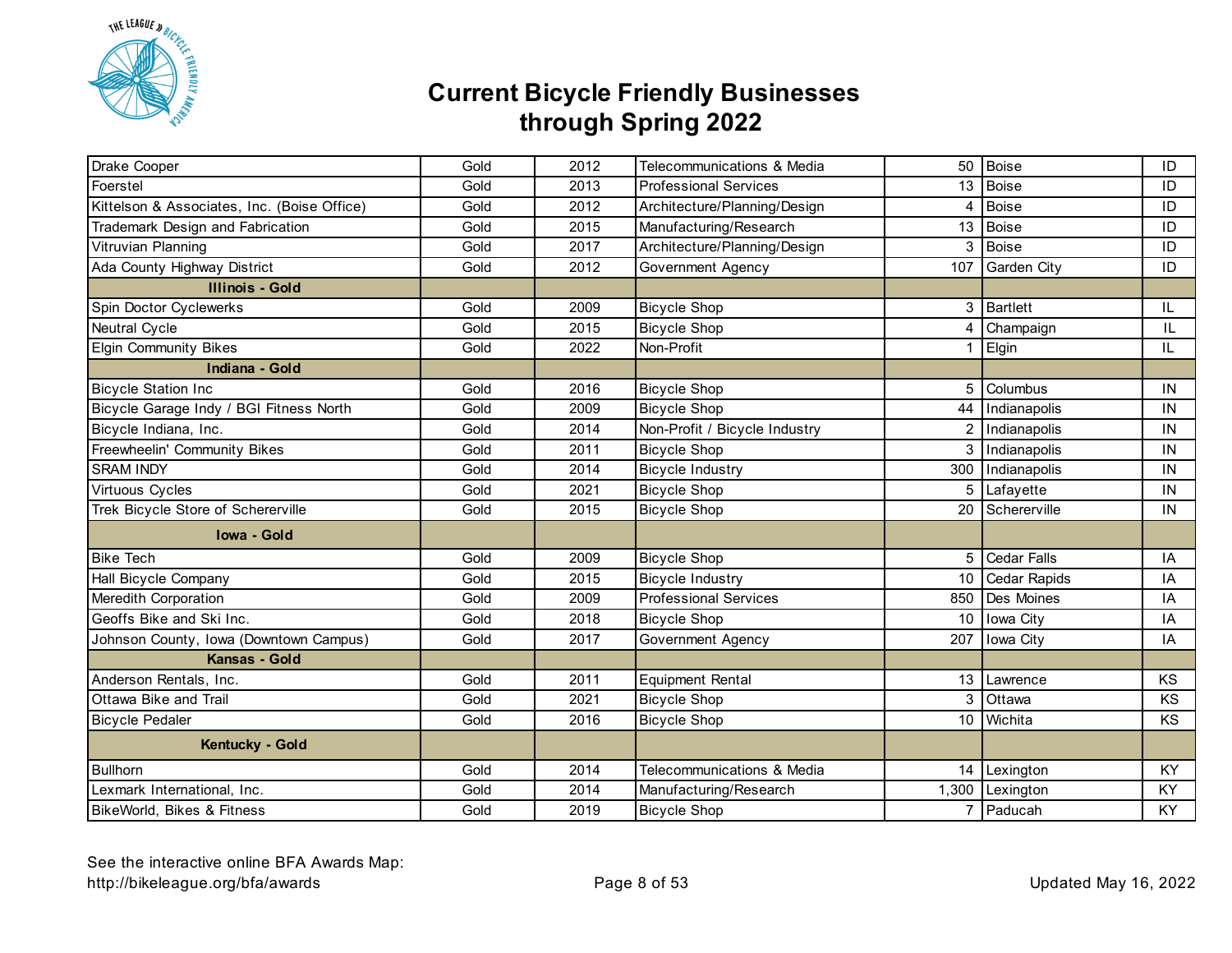# Current Bicycle Friendly Businesses through Spring 2022

| | | | | | | |
|---|---|---|---|---|---|---|
| Drake Cooper | Gold | 2012 | Telecommunications & Media | 50 | Boise | ID |
| Foerstel | Gold | 2013 | Professional Services | 13 | Boise | ID |
| Kittelson & Associates, Inc. (Boise Office) | Gold | 2012 | Architecture/Planning/Design | 4 | Boise | ID |
| Trademark Design and Fabrication | Gold | 2015 | Manufacturing/Research | 13 | Boise | ID |
| Vitruvian Planning | Gold | 2017 | Architecture/Planning/Design | 3 | Boise | ID |
| Ada County Highway District | Gold | 2012 | Government Agency | 107 | Garden City | ID |
| **Illinois - Gold** | | | | | | |
| Spin Doctor Cyclewerks | Gold | 2009 | Bicycle Shop | 3 | Bartlett | IL |
| Neutral Cycle | Gold | 2015 | Bicycle Shop | 4 | Champaign | IL |
| Elgin Community Bikes | Gold | 2022 | Non-Profit | 1 | Elgin | IL |
| **Indiana - Gold** | | | | | | |
| Bicycle Station Inc | Gold | 2016 | Bicycle Shop | 5 | Columbus | IN |
| Bicycle Garage Indy / BGI Fitness North | Gold | 2009 | Bicycle Shop | 44 | Indianapolis | IN |
| Bicycle Indiana, Inc. | Gold | 2014 | Non-Profit / Bicycle Industry | 2 | Indianapolis | IN |
| Freewheelin' Community Bikes | Gold | 2011 | Bicycle Shop | 3 | Indianapolis | IN |
| SRAM INDY | Gold | 2014 | Bicycle Industry | 300 | Indianapolis | IN |
| Virtuous Cycles | Gold | 2021 | Bicycle Shop | 5 | Lafayette | IN |
| Trek Bicycle Store of Schererville | Gold | 2015 | Bicycle Shop | 20 | Schererville | IN |
| **Iowa - Gold** | | | | | | |
| Bike Tech | Gold | 2009 | Bicycle Shop | 5 | Cedar Falls | IA |
| Hall Bicycle Company | Gold | 2015 | Bicycle Industry | 10 | Cedar Rapids | IA |
| Meredith Corporation | Gold | 2009 | Professional Services | 850 | Des Moines | IA |
| Geoffs Bike and Ski Inc. | Gold | 2018 | Bicycle Shop | 10 | Iowa City | IA |
| Johnson County, Iowa (Downtown Campus) | Gold | 2017 | Government Agency | 207 | Iowa City | IA |
| **Kansas - Gold** | | | | | | |
| Anderson Rentals, Inc. | Gold | 2011 | Equipment Rental | 13 | Lawrence | KS |
| Ottawa Bike and Trail | Gold | 2021 | Bicycle Shop | 3 | Ottawa | KS |
| Bicycle Pedaler | Gold | 2016 | Bicycle Shop | 10 | Wichita | KS |
| **Kentucky - Gold** | | | | | | |
| Bullhorn | Gold | 2014 | Telecommunications & Media | 14 | Lexington | KY |
| Lexmark International, Inc. | Gold | 2014 | Manufacturing/Research | 1,300 | Lexington | KY |
| BikeWorld, Bikes & Fitness | Gold | 2019 | Bicycle Shop | 7 | Paducah | KY |

See the interactive online BFA Awards Map:
http://bikeleague.org/bfa/awards

Updated May 16, 2022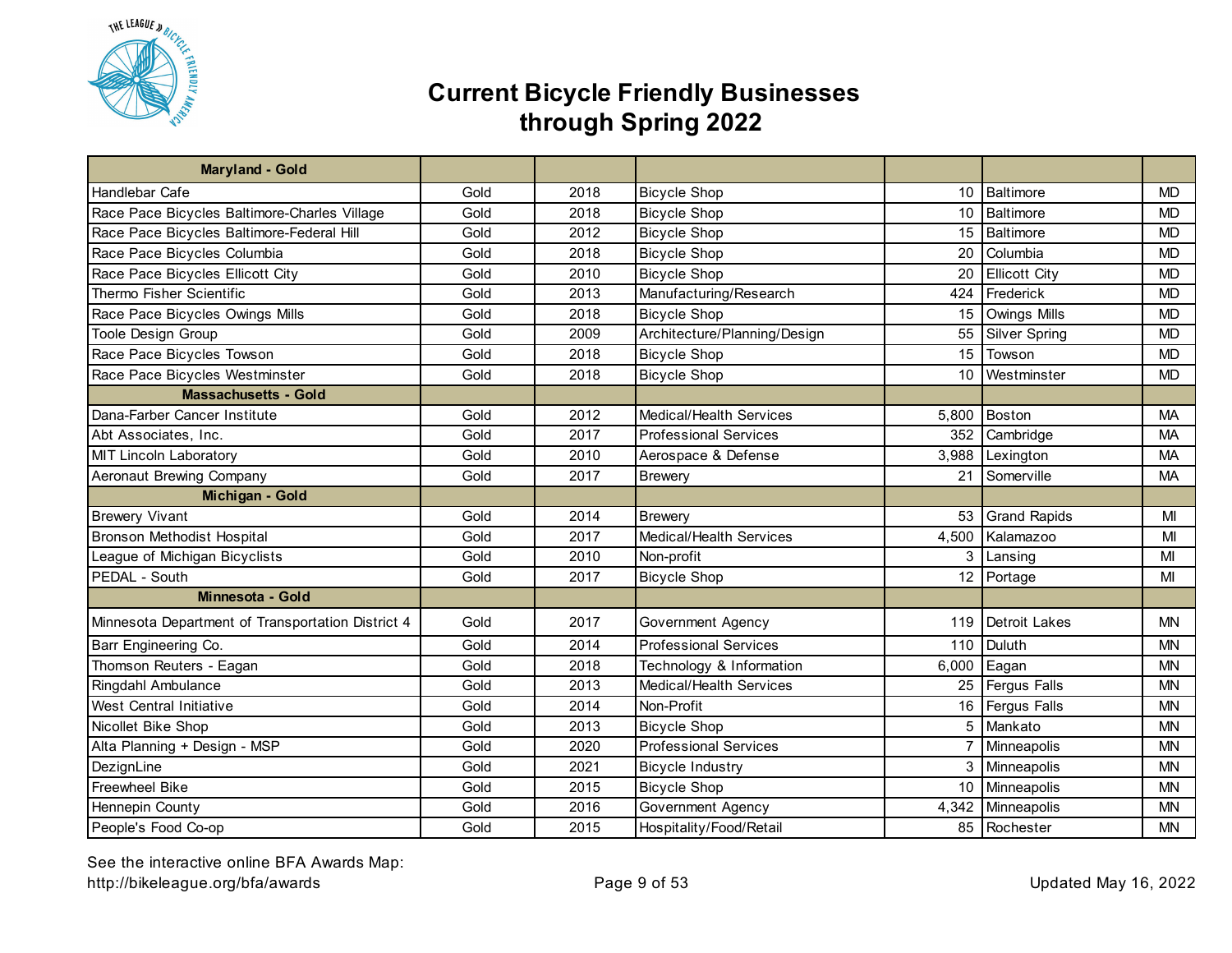# Current Bicycle Friendly Businesses through Spring 2022

| Maryland - Gold | | | | | | |
|---|---|---|---|---|---|---|
| Handlebar Cafe | Gold | 2018 | Bicycle Shop | 10 | Baltimore | MD |
| Race Pace Bicycles Baltimore-Charles Village | Gold | 2018 | Bicycle Shop | 10 | Baltimore | MD |
| Race Pace Bicycles Baltimore-Federal Hill | Gold | 2012 | Bicycle Shop | 15 | Baltimore | MD |
| Race Pace Bicycles Columbia | Gold | 2018 | Bicycle Shop | 20 | Columbia | MD |
| Race Pace Bicycles Ellicott City | Gold | 2010 | Bicycle Shop | 20 | Ellicott City | MD |
| Thermo Fisher Scientific | Gold | 2013 | Manufacturing/Research | 424 | Frederick | MD |
| Race Pace Bicycles Owings Mills | Gold | 2018 | Bicycle Shop | 15 | Owings Mills | MD |
| Toole Design Group | Gold | 2009 | Architecture/Planning/Design | 55 | Silver Spring | MD |
| Race Pace Bicycles Towson | Gold | 2018 | Bicycle Shop | 15 | Towson | MD |
| Race Pace Bicycles Westminster | Gold | 2018 | Bicycle Shop | 10 | Westminster | MD |
| **Massachusetts - Gold** | | | | | | |
| Dana-Farber Cancer Institute | Gold | 2012 | Medical/Health Services | 5,800 | Boston | MA |
| Abt Associates, Inc. | Gold | 2017 | Professional Services | 352 | Cambridge | MA |
| MIT Lincoln Laboratory | Gold | 2010 | Aerospace & Defense | 3,988 | Lexington | MA |
| Aeronaut Brewing Company | Gold | 2017 | Brewery | 21 | Somerville | MA |
| **Michigan - Gold** | | | | | | |
| Brewery Vivant | Gold | 2014 | Brewery | 53 | Grand Rapids | MI |
| Bronson Methodist Hospital | Gold | 2017 | Medical/Health Services | 4,500 | Kalamazoo | MI |
| League of Michigan Bicyclists | Gold | 2010 | Non-profit | 3 | Lansing | MI |
| PEDAL - South | Gold | 2017 | Bicycle Shop | 12 | Portage | MI |
| **Minnesota - Gold** | | | | | | |
| Minnesota Department of Transportation District 4 | Gold | 2017 | Government Agency | 119 | Detroit Lakes | MN |
| Barr Engineering Co. | Gold | 2014 | Professional Services | 110 | Duluth | MN |
| Thomson Reuters - Eagan | Gold | 2018 | Technology & Information | 6,000 | Eagan | MN |
| Ringdahl Ambulance | Gold | 2013 | Medical/Health Services | 25 | Fergus Falls | MN |
| West Central Initiative | Gold | 2014 | Non-Profit | 16 | Fergus Falls | MN |
| Nicollet Bike Shop | Gold | 2013 | Bicycle Shop | 5 | Mankato | MN |
| Alta Planning + Design - MSP | Gold | 2020 | Professional Services | 7 | Minneapolis | MN |
| DezignLine | Gold | 2021 | Bicycle Industry | 3 | Minneapolis | MN |
| Freewheel Bike | Gold | 2015 | Bicycle Shop | 10 | Minneapolis | MN |
| Hennepin County | Gold | 2016 | Government Agency | 4,342 | Minneapolis | MN |
| People's Food Co-op | Gold | 2015 | Hospitality/Food/Retail | 85 | Rochester | MN |

See the interactive online BFA Awards Map:
http://bikeleague.org/bfa/awards

Updated May 16, 2022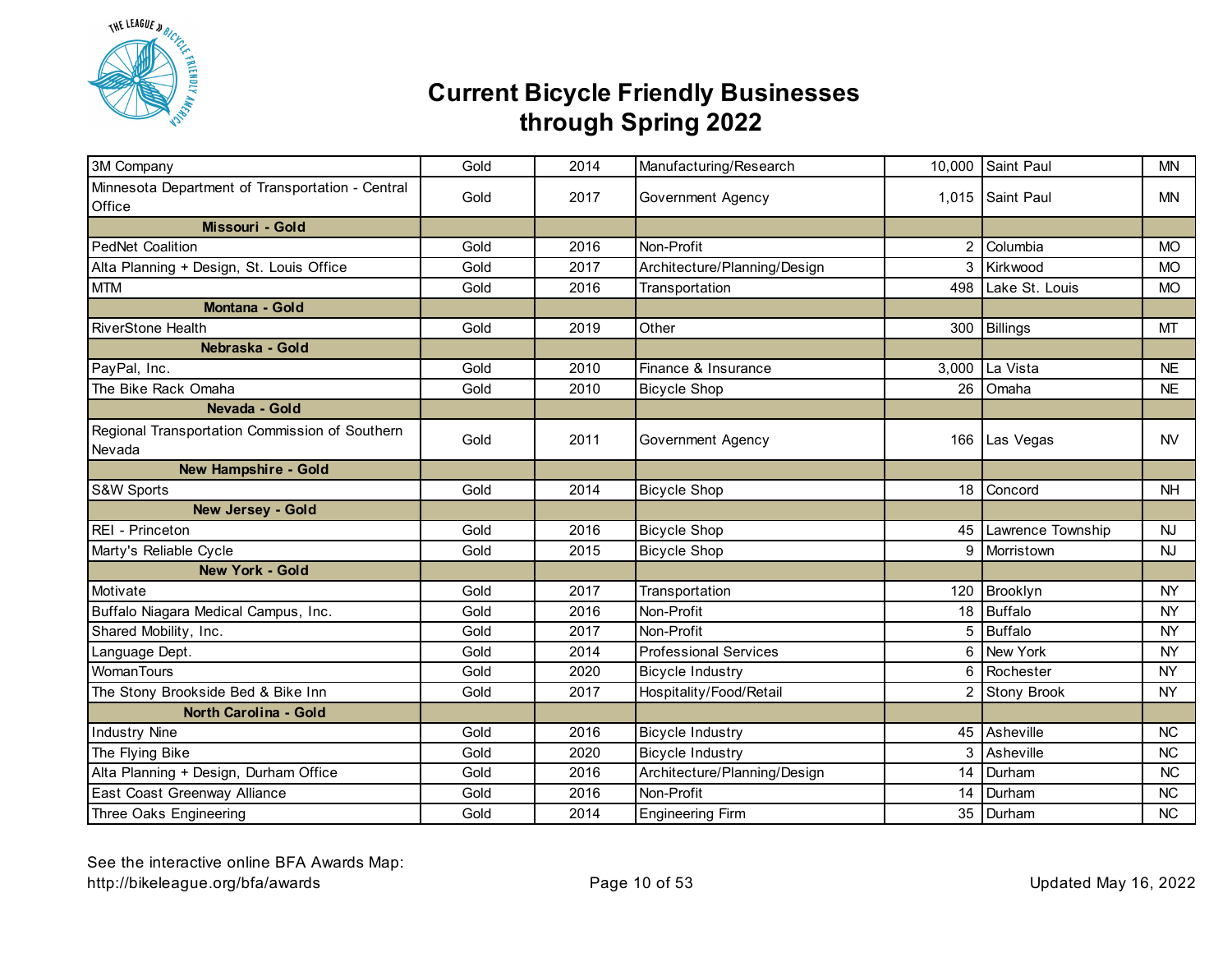# Current Bicycle Friendly Businesses through Spring 2022

| | | | | | | |
|---|---|---|---|---|---|---|
| 3M Company | Gold | 2014 | Manufacturing/Research | 10,000 | Saint Paul | MN |
| Minnesota Department of Transportation - Central Office | Gold | 2017 | Government Agency | 1,015 | Saint Paul | MN |
| **Missouri - Gold** | | | | | | |
| PedNet Coalition | Gold | 2016 | Non-Profit | 2 | Columbia | MO |
| Alta Planning + Design, St. Louis Office | Gold | 2017 | Architecture/Planning/Design | 3 | Kirkwood | MO |
| MTM | Gold | 2016 | Transportation | 498 | Lake St. Louis | MO |
| **Montana - Gold** | | | | | | |
| RiverStone Health | Gold | 2019 | Other | 300 | Billings | MT |
| **Nebraska - Gold** | | | | | | |
| PayPal, Inc. | Gold | 2010 | Finance & Insurance | 3,000 | La Vista | NE |
| The Bike Rack Omaha | Gold | 2010 | Bicycle Shop | 26 | Omaha | NE |
| **Nevada - Gold** | | | | | | |
| Regional Transportation Commission of Southern Nevada | Gold | 2011 | Government Agency | 166 | Las Vegas | NV |
| **New Hampshire - Gold** | | | | | | |
| S&W Sports | Gold | 2014 | Bicycle Shop | 18 | Concord | NH |
| **New Jersey - Gold** | | | | | | |
| REI - Princeton | Gold | 2016 | Bicycle Shop | 45 | Lawrence Township | NJ |
| Marty's Reliable Cycle | Gold | 2015 | Bicycle Shop | 9 | Morristown | NJ |
| **New York - Gold** | | | | | | |
| Motivate | Gold | 2017 | Transportation | 120 | Brooklyn | NY |
| Buffalo Niagara Medical Campus, Inc. | Gold | 2016 | Non-Profit | 18 | Buffalo | NY |
| Shared Mobility, Inc. | Gold | 2017 | Non-Profit | 5 | Buffalo | NY |
| Language Dept. | Gold | 2014 | Professional Services | 6 | New York | NY |
| WomanTours | Gold | 2020 | Bicycle Industry | 6 | Rochester | NY |
| The Stony Brookside Bed & Bike Inn | Gold | 2017 | Hospitality/Food/Retail | 2 | Stony Brook | NY |
| **North Carolina - Gold** | | | | | | |
| Industry Nine | Gold | 2016 | Bicycle Industry | 45 | Asheville | NC |
| The Flying Bike | Gold | 2020 | Bicycle Industry | 3 | Asheville | NC |
| Alta Planning + Design, Durham Office | Gold | 2016 | Architecture/Planning/Design | 14 | Durham | NC |
| East Coast Greenway Alliance | Gold | 2016 | Non-Profit | 14 | Durham | NC |
| Three Oaks Engineering | Gold | 2014 | Engineering Firm | 35 | Durham | NC |

See the interactive online BFA Awards Map:
http://bikeleague.org/bfa/awards

Updated May 16, 2022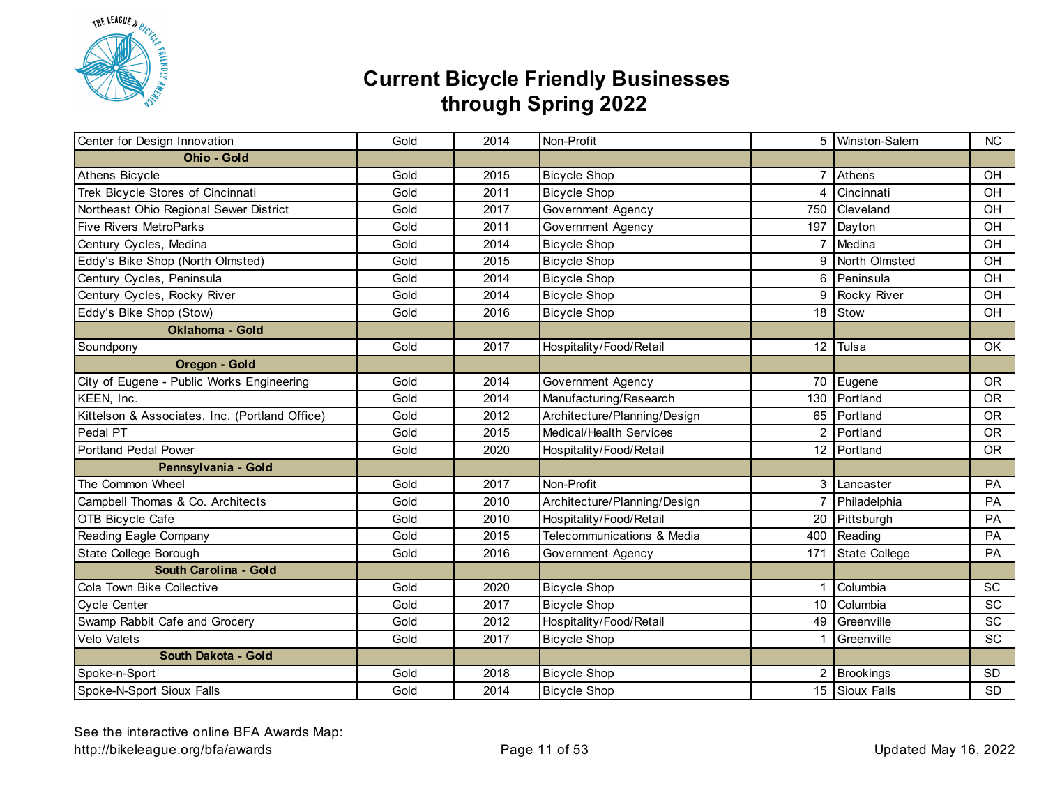# Current Bicycle Friendly Businesses through Spring 2022

| | | | | | | |
|---|---|---|---|---|---|---|
| Center for Design Innovation | Gold | 2014 | Non-Profit | 5 | Winston-Salem | NC |
| **Ohio - Gold** | | | | | | |
| Athens Bicycle | Gold | 2015 | Bicycle Shop | 7 | Athens | OH |
| Trek Bicycle Stores of Cincinnati | Gold | 2011 | Bicycle Shop | 4 | Cincinnati | OH |
| Northeast Ohio Regional Sewer District | Gold | 2017 | Government Agency | 750 | Cleveland | OH |
| Five Rivers MetroParks | Gold | 2011 | Government Agency | 197 | Dayton | OH |
| Century Cycles, Medina | Gold | 2014 | Bicycle Shop | 7 | Medina | OH |
| Eddy's Bike Shop (North Olmsted) | Gold | 2015 | Bicycle Shop | 9 | North Olmsted | OH |
| Century Cycles, Peninsula | Gold | 2014 | Bicycle Shop | 6 | Peninsula | OH |
| Century Cycles, Rocky River | Gold | 2014 | Bicycle Shop | 9 | Rocky River | OH |
| Eddy's Bike Shop (Stow) | Gold | 2016 | Bicycle Shop | 18 | Stow | OH |
| **Oklahoma - Gold** | | | | | | |
| Soundpony | Gold | 2017 | Hospitality/Food/Retail | 12 | Tulsa | OK |
| **Oregon - Gold** | | | | | | |
| City of Eugene - Public Works Engineering | Gold | 2014 | Government Agency | 70 | Eugene | OR |
| KEEN, Inc. | Gold | 2014 | Manufacturing/Research | 130 | Portland | OR |
| Kittelson & Associates, Inc. (Portland Office) | Gold | 2012 | Architecture/Planning/Design | 65 | Portland | OR |
| Pedal PT | Gold | 2015 | Medical/Health Services | 2 | Portland | OR |
| Portland Pedal Power | Gold | 2020 | Hospitality/Food/Retail | 12 | Portland | OR |
| **Pennsylvania - Gold** | | | | | | |
| The Common Wheel | Gold | 2017 | Non-Profit | 3 | Lancaster | PA |
| Campbell Thomas & Co. Architects | Gold | 2010 | Architecture/Planning/Design | 7 | Philadelphia | PA |
| OTB Bicycle Cafe | Gold | 2010 | Hospitality/Food/Retail | 20 | Pittsburgh | PA |
| Reading Eagle Company | Gold | 2015 | Telecommunications & Media | 400 | Reading | PA |
| State College Borough | Gold | 2016 | Government Agency | 171 | State College | PA |
| **South Carolina - Gold** | | | | | | |
| Cola Town Bike Collective | Gold | 2020 | Bicycle Shop | 1 | Columbia | SC |
| Cycle Center | Gold | 2017 | Bicycle Shop | 10 | Columbia | SC |
| Swamp Rabbit Cafe and Grocery | Gold | 2012 | Hospitality/Food/Retail | 49 | Greenville | SC |
| Velo Valets | Gold | 2017 | Bicycle Shop | 1 | Greenville | SC |
| **South Dakota - Gold** | | | | | | |
| Spoke-n-Sport | Gold | 2018 | Bicycle Shop | 2 | Brookings | SD |
| Spoke-N-Sport Sioux Falls | Gold | 2014 | Bicycle Shop | 15 | Sioux Falls | SD |

See the interactive online BFA Awards Map:
http://bikeleague.org/bfa/awards

Updated May 16, 2022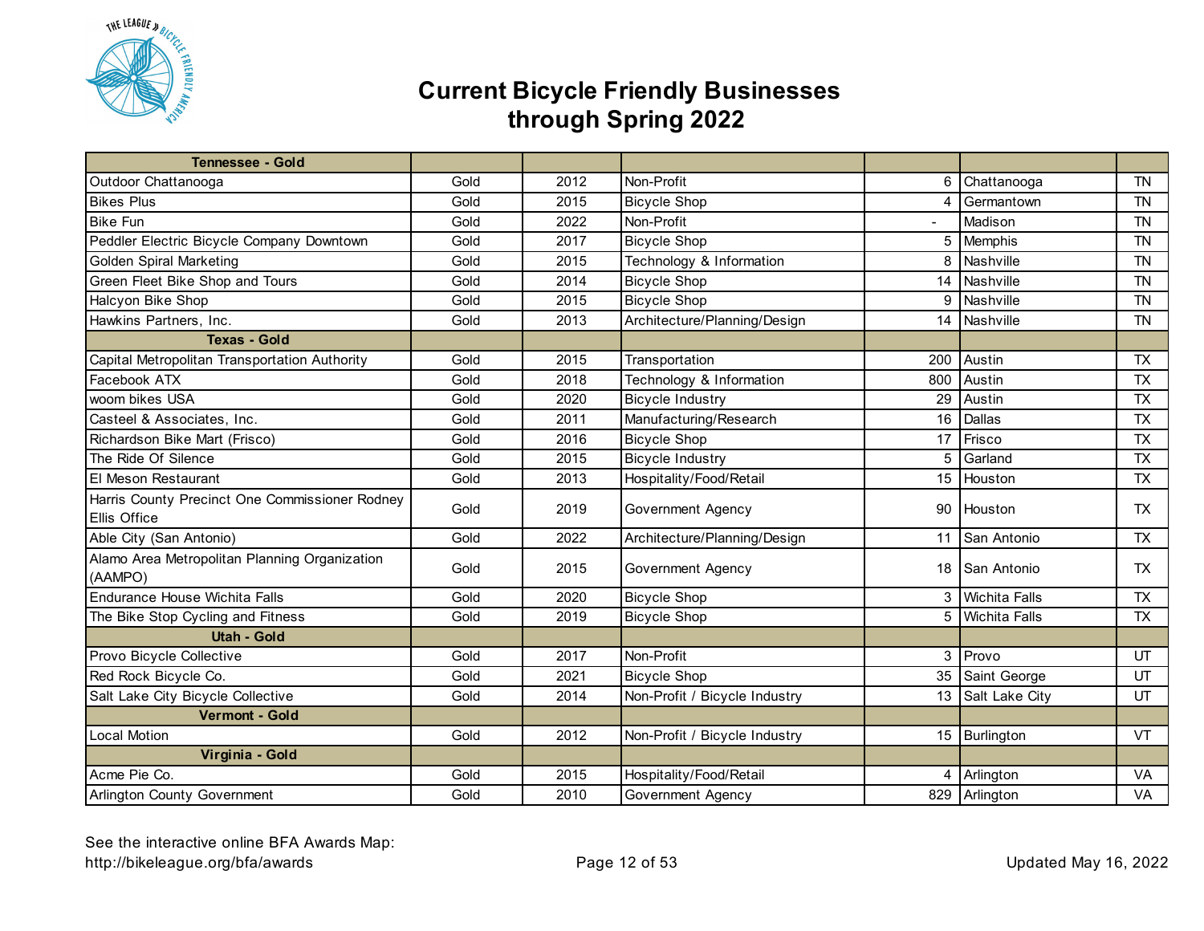# Current Bicycle Friendly Businesses through Spring 2022

| Tennessee - Gold | | | | | | |
|---|---|---|---|---|---|---|
| Outdoor Chattanooga | Gold | 2012 | Non-Profit | 6 | Chattanooga | TN |
| Bikes Plus | Gold | 2015 | Bicycle Shop | 4 | Germantown | TN |
| Bike Fun | Gold | 2022 | Non-Profit | - | Madison | TN |
| Peddler Electric Bicycle Company Downtown | Gold | 2017 | Bicycle Shop | 5 | Memphis | TN |
| Golden Spiral Marketing | Gold | 2015 | Technology & Information | 8 | Nashville | TN |
| Green Fleet Bike Shop and Tours | Gold | 2014 | Bicycle Shop | 14 | Nashville | TN |
| Halcyon Bike Shop | Gold | 2015 | Bicycle Shop | 9 | Nashville | TN |
| Hawkins Partners, Inc. | Gold | 2013 | Architecture/Planning/Design | 14 | Nashville | TN |
| **Texas - Gold** | | | | | | |
| Capital Metropolitan Transportation Authority | Gold | 2015 | Transportation | 200 | Austin | TX |
| Facebook ATX | Gold | 2018 | Technology & Information | 800 | Austin | TX |
| woom bikes USA | Gold | 2020 | Bicycle Industry | 29 | Austin | TX |
| Casteel & Associates, Inc. | Gold | 2011 | Manufacturing/Research | 16 | Dallas | TX |
| Richardson Bike Mart (Frisco) | Gold | 2016 | Bicycle Shop | 17 | Frisco | TX |
| The Ride Of Silence | Gold | 2015 | Bicycle Industry | 5 | Garland | TX |
| El Meson Restaurant | Gold | 2013 | Hospitality/Food/Retail | 15 | Houston | TX |
| Harris County Precinct One Commissioner Rodney Ellis Office | Gold | 2019 | Government Agency | 90 | Houston | TX |
| Able City (San Antonio) | Gold | 2022 | Architecture/Planning/Design | 11 | San Antonio | TX |
| Alamo Area Metropolitan Planning Organization (AAMPO) | Gold | 2015 | Government Agency | 18 | San Antonio | TX |
| Endurance House Wichita Falls | Gold | 2020 | Bicycle Shop | 3 | Wichita Falls | TX |
| The Bike Stop Cycling and Fitness | Gold | 2019 | Bicycle Shop | 5 | Wichita Falls | TX |
| **Utah - Gold** | | | | | | |
| Provo Bicycle Collective | Gold | 2017 | Non-Profit | 3 | Provo | UT |
| Red Rock Bicycle Co. | Gold | 2021 | Bicycle Shop | 35 | Saint George | UT |
| Salt Lake City Bicycle Collective | Gold | 2014 | Non-Profit / Bicycle Industry | 13 | Salt Lake City | UT |
| **Vermont - Gold** | | | | | | |
| Local Motion | Gold | 2012 | Non-Profit / Bicycle Industry | 15 | Burlington | VT |
| **Virginia - Gold** | | | | | | |
| Acme Pie Co. | Gold | 2015 | Hospitality/Food/Retail | 4 | Arlington | VA |
| Arlington County Government | Gold | 2010 | Government Agency | 829 | Arlington | VA |

See the interactive online BFA Awards Map:
http://bikeleague.org/bfa/awards

Updated May 16, 2022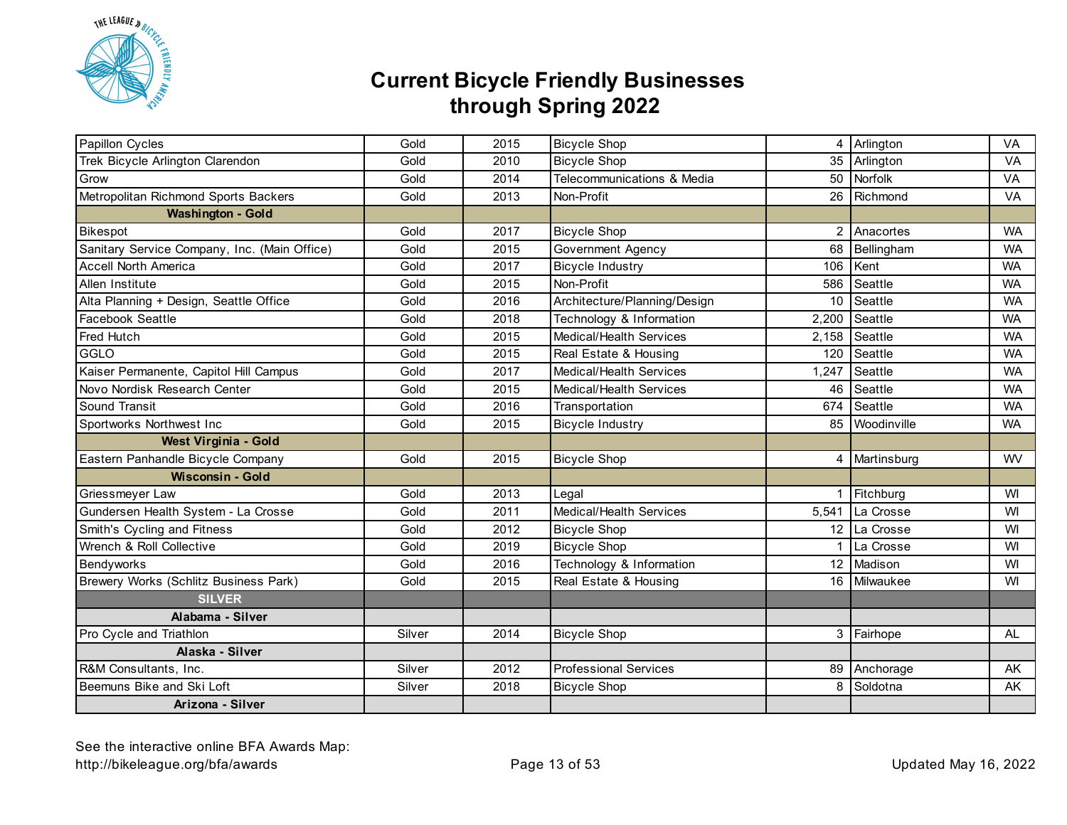# Current Bicycle Friendly Businesses through Spring 2022

| | | | | | | |
|---|---|---|---|---|---|---|
| Papillon Cycles | Gold | 2015 | Bicycle Shop | 4 | Arlington | VA |
| Trek Bicycle Arlington Clarendon | Gold | 2010 | Bicycle Shop | 35 | Arlington | VA |
| Grow | Gold | 2014 | Telecommunications & Media | 50 | Norfolk | VA |
| Metropolitan Richmond Sports Backers | Gold | 2013 | Non-Profit | 26 | Richmond | VA |
| **Washington - Gold** | | | | | | |
| Bikespot | Gold | 2017 | Bicycle Shop | 2 | Anacortes | WA |
| Sanitary Service Company, Inc. (Main Office) | Gold | 2015 | Government Agency | 68 | Bellingham | WA |
| Accell North America | Gold | 2017 | Bicycle Industry | 106 | Kent | WA |
| Allen Institute | Gold | 2015 | Non-Profit | 586 | Seattle | WA |
| Alta Planning + Design, Seattle Office | Gold | 2016 | Architecture/Planning/Design | 10 | Seattle | WA |
| Facebook Seattle | Gold | 2018 | Technology & Information | 2,200 | Seattle | WA |
| Fred Hutch | Gold | 2015 | Medical/Health Services | 2,158 | Seattle | WA |
| GGLO | Gold | 2015 | Real Estate & Housing | 120 | Seattle | WA |
| Kaiser Permanente, Capitol Hill Campus | Gold | 2017 | Medical/Health Services | 1,247 | Seattle | WA |
| Novo Nordisk Research Center | Gold | 2015 | Medical/Health Services | 46 | Seattle | WA |
| Sound Transit | Gold | 2016 | Transportation | 674 | Seattle | WA |
| Sportworks Northwest Inc | Gold | 2015 | Bicycle Industry | 85 | Woodinville | WA |
| **West Virginia - Gold** | | | | | | |
| Eastern Panhandle Bicycle Company | Gold | 2015 | Bicycle Shop | 4 | Martinsburg | WV |
| **Wisconsin - Gold** | | | | | | |
| Griessmeyer Law | Gold | 2013 | Legal | 1 | Fitchburg | WI |
| Gundersen Health System - La Crosse | Gold | 2011 | Medical/Health Services | 5,541 | La Crosse | WI |
| Smith's Cycling and Fitness | Gold | 2012 | Bicycle Shop | 12 | La Crosse | WI |
| Wrench & Roll Collective | Gold | 2019 | Bicycle Shop | 1 | La Crosse | WI |
| Bendyworks | Gold | 2016 | Technology & Information | 12 | Madison | WI |
| Brewery Works (Schlitz Business Park) | Gold | 2015 | Real Estate & Housing | 16 | Milwaukee | WI |
| **SILVER** | | | | | | |
| **Alabama - Silver** | | | | | | |
| Pro Cycle and Triathlon | Silver | 2014 | Bicycle Shop | 3 | Fairhope | AL |
| **Alaska - Silver** | | | | | | |
| R&M Consultants, Inc. | Silver | 2012 | Professional Services | 89 | Anchorage | AK |
| Beemuns Bike and Ski Loft | Silver | 2018 | Bicycle Shop | 8 | Soldotna | AK |
| **Arizona - Silver** | | | | | | |

See the interactive online BFA Awards Map:
http://bikeleague.org/bfa/awards

Updated May 16, 2022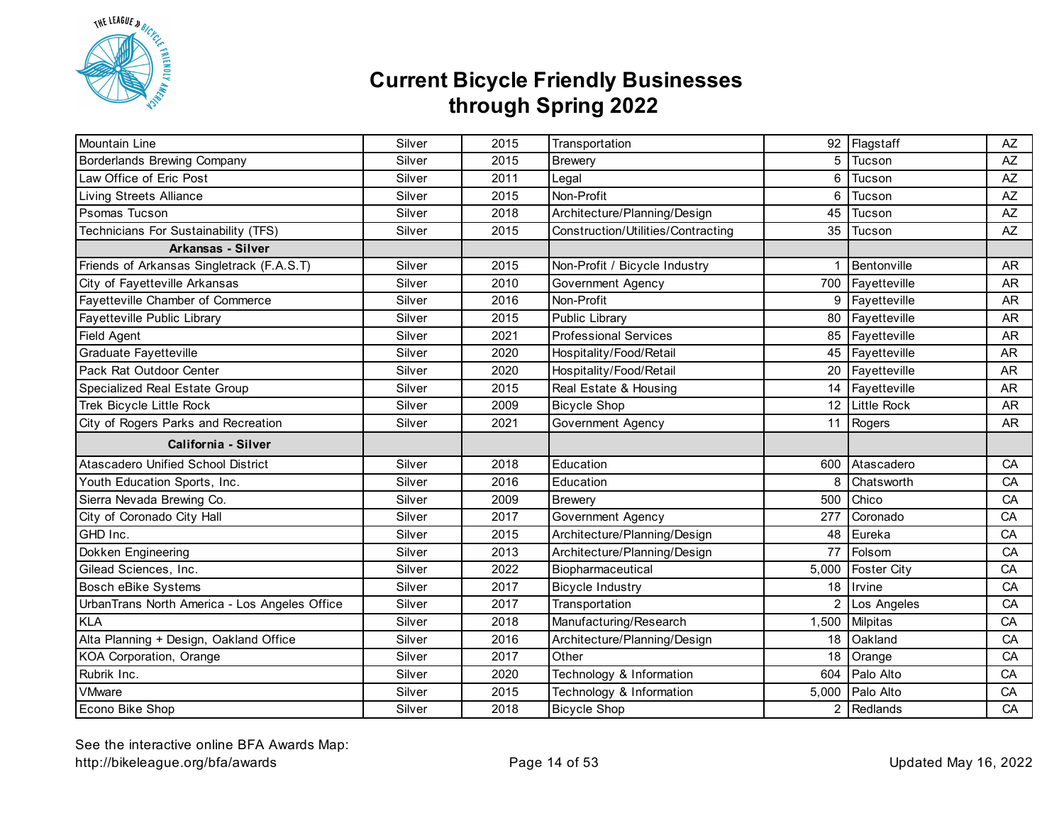# Current Bicycle Friendly Businesses through Spring 2022

| | | | | | | |
|---|---|---|---|---|---|---|
| Mountain Line | Silver | 2015 | Transportation | 92 | Flagstaff | AZ |
| Borderlands Brewing Company | Silver | 2015 | Brewery | 5 | Tucson | AZ |
| Law Office of Eric Post | Silver | 2011 | Legal | 6 | Tucson | AZ |
| Living Streets Alliance | Silver | 2015 | Non-Profit | 6 | Tucson | AZ |
| Psomas Tucson | Silver | 2018 | Architecture/Planning/Design | 45 | Tucson | AZ |
| Technicians For Sustainability (TFS) | Silver | 2015 | Construction/Utilities/Contracting | 35 | Tucson | AZ |
| **Arkansas - Silver** | | | | | | |
| Friends of Arkansas Singletrack (F.A.S.T) | Silver | 2015 | Non-Profit / Bicycle Industry | 1 | Bentonville | AR |
| City of Fayetteville Arkansas | Silver | 2010 | Government Agency | 700 | Fayetteville | AR |
| Fayetteville Chamber of Commerce | Silver | 2016 | Non-Profit | 9 | Fayetteville | AR |
| Fayetteville Public Library | Silver | 2015 | Public Library | 80 | Fayetteville | AR |
| Field Agent | Silver | 2021 | Professional Services | 85 | Fayetteville | AR |
| Graduate Fayetteville | Silver | 2020 | Hospitality/Food/Retail | 45 | Fayetteville | AR |
| Pack Rat Outdoor Center | Silver | 2020 | Hospitality/Food/Retail | 20 | Fayetteville | AR |
| Specialized Real Estate Group | Silver | 2015 | Real Estate & Housing | 14 | Fayetteville | AR |
| Trek Bicycle Little Rock | Silver | 2009 | Bicycle Shop | 12 | Little Rock | AR |
| City of Rogers Parks and Recreation | Silver | 2021 | Government Agency | 11 | Rogers | AR |
| **California - Silver** | | | | | | |
| Atascadero Unified School District | Silver | 2018 | Education | 600 | Atascadero | CA |
| Youth Education Sports, Inc. | Silver | 2016 | Education | 8 | Chatsworth | CA |
| Sierra Nevada Brewing Co. | Silver | 2009 | Brewery | 500 | Chico | CA |
| City of Coronado City Hall | Silver | 2017 | Government Agency | 277 | Coronado | CA |
| GHD Inc. | Silver | 2015 | Architecture/Planning/Design | 48 | Eureka | CA |
| Dokken Engineering | Silver | 2013 | Architecture/Planning/Design | 77 | Folsom | CA |
| Gilead Sciences, Inc. | Silver | 2022 | Biopharmaceutical | 5,000 | Foster City | CA |
| Bosch eBike Systems | Silver | 2017 | Bicycle Industry | 18 | Irvine | CA |
| UrbanTrans North America - Los Angeles Office | Silver | 2017 | Transportation | 2 | Los Angeles | CA |
| KLA | Silver | 2018 | Manufacturing/Research | 1,500 | Milpitas | CA |
| Alta Planning + Design, Oakland Office | Silver | 2016 | Architecture/Planning/Design | 18 | Oakland | CA |
| KOA Corporation, Orange | Silver | 2017 | Other | 18 | Orange | CA |
| Rubrik Inc. | Silver | 2020 | Technology & Information | 604 | Palo Alto | CA |
| VMware | Silver | 2015 | Technology & Information | 5,000 | Palo Alto | CA |
| Econo Bike Shop | Silver | 2018 | Bicycle Shop | 2 | Redlands | CA |

See the interactive online BFA Awards Map:
http://bikeleague.org/bfa/awards

Updated May 16, 2022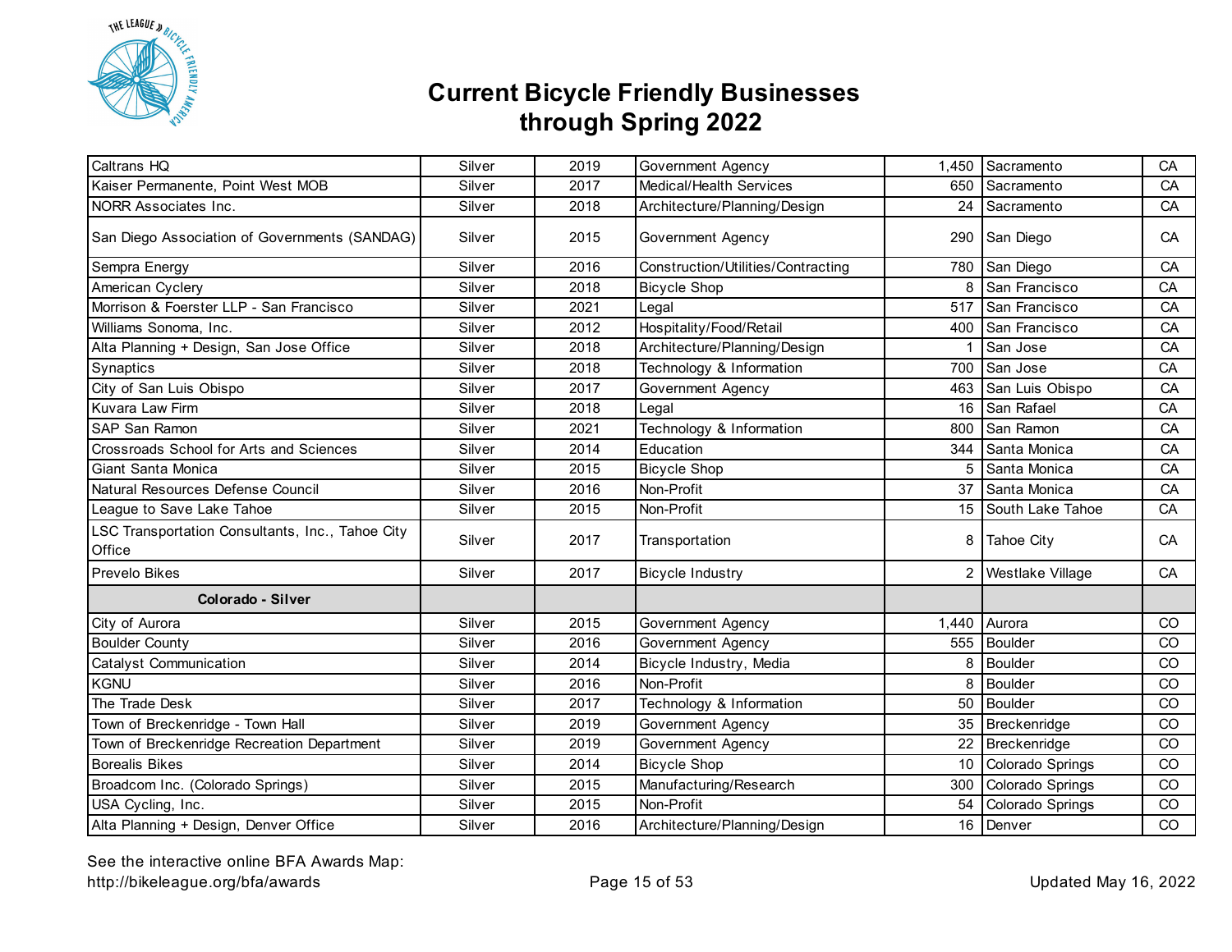# Current Bicycle Friendly Businesses through Spring 2022

| | | | | | | |
|---|---|---|---|---|---|---|
| Caltrans HQ | Silver | 2019 | Government Agency | 1,450 | Sacramento | CA |
| Kaiser Permanente, Point West MOB | Silver | 2017 | Medical/Health Services | 650 | Sacramento | CA |
| NORR Associates Inc. | Silver | 2018 | Architecture/Planning/Design | 24 | Sacramento | CA |
| San Diego Association of Governments (SANDAG) | Silver | 2015 | Government Agency | 290 | San Diego | CA |
| Sempra Energy | Silver | 2016 | Construction/Utilities/Contracting | 780 | San Diego | CA |
| American Cyclery | Silver | 2018 | Bicycle Shop | 8 | San Francisco | CA |
| Morrison & Foerster LLP - San Francisco | Silver | 2021 | Legal | 517 | San Francisco | CA |
| Williams Sonoma, Inc. | Silver | 2012 | Hospitality/Food/Retail | 400 | San Francisco | CA |
| Alta Planning + Design, San Jose Office | Silver | 2018 | Architecture/Planning/Design | 1 | San Jose | CA |
| Synaptics | Silver | 2018 | Technology & Information | 700 | San Jose | CA |
| City of San Luis Obispo | Silver | 2017 | Government Agency | 463 | San Luis Obispo | CA |
| Kuvara Law Firm | Silver | 2018 | Legal | 16 | San Rafael | CA |
| SAP San Ramon | Silver | 2021 | Technology & Information | 800 | San Ramon | CA |
| Crossroads School for Arts and Sciences | Silver | 2014 | Education | 344 | Santa Monica | CA |
| Giant Santa Monica | Silver | 2015 | Bicycle Shop | 5 | Santa Monica | CA |
| Natural Resources Defense Council | Silver | 2016 | Non-Profit | 37 | Santa Monica | CA |
| League to Save Lake Tahoe | Silver | 2015 | Non-Profit | 15 | South Lake Tahoe | CA |
| LSC Transportation Consultants, Inc., Tahoe City Office | Silver | 2017 | Transportation | 8 | Tahoe City | CA |
| Prevelo Bikes | Silver | 2017 | Bicycle Industry | 2 | Westlake Village | CA |
| **Colorado - Silver** | | | | | | |
| City of Aurora | Silver | 2015 | Government Agency | 1,440 | Aurora | CO |
| Boulder County | Silver | 2016 | Government Agency | 555 | Boulder | CO |
| Catalyst Communication | Silver | 2014 | Bicycle Industry, Media | 8 | Boulder | CO |
| KGNU | Silver | 2016 | Non-Profit | 8 | Boulder | CO |
| The Trade Desk | Silver | 2017 | Technology & Information | 50 | Boulder | CO |
| Town of Breckenridge - Town Hall | Silver | 2019 | Government Agency | 35 | Breckenridge | CO |
| Town of Breckenridge Recreation Department | Silver | 2019 | Government Agency | 22 | Breckenridge | CO |
| Borealis Bikes | Silver | 2014 | Bicycle Shop | 10 | Colorado Springs | CO |
| Broadcom Inc. (Colorado Springs) | Silver | 2015 | Manufacturing/Research | 300 | Colorado Springs | CO |
| USA Cycling, Inc. | Silver | 2015 | Non-Profit | 54 | Colorado Springs | CO |
| Alta Planning + Design, Denver Office | Silver | 2016 | Architecture/Planning/Design | 16 | Denver | CO |

See the interactive online BFA Awards Map:
http://bikeleague.org/bfa/awards

Updated May 16, 2022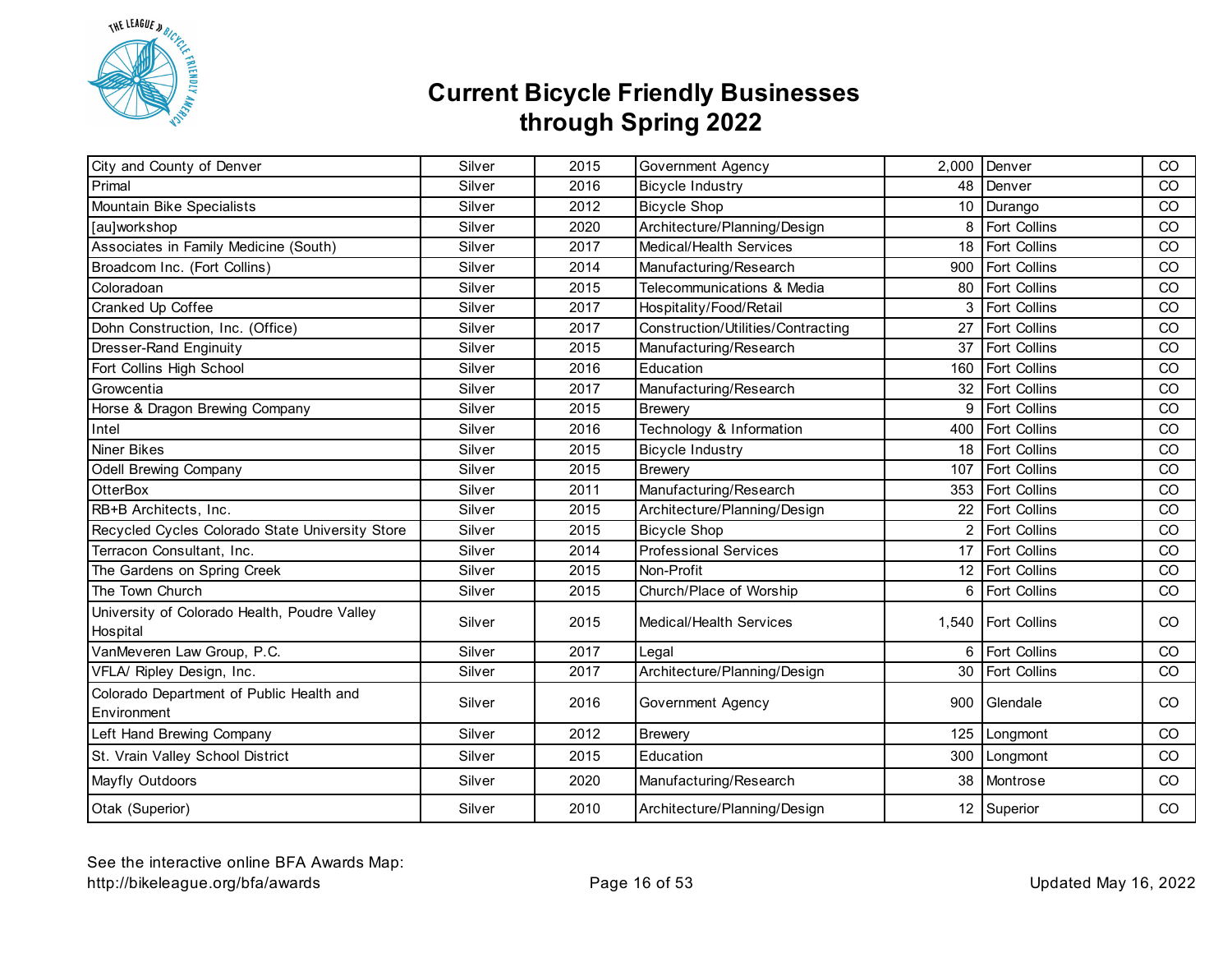# Current Bicycle Friendly Businesses through Spring 2022

| | | | | | | |
|---|---|---|---|---|---|---|
| City and County of Denver | Silver | 2015 | Government Agency | 2,000 | Denver | CO |
| Primal | Silver | 2016 | Bicycle Industry | 48 | Denver | CO |
| Mountain Bike Specialists | Silver | 2012 | Bicycle Shop | 10 | Durango | CO |
| [au]workshop | Silver | 2020 | Architecture/Planning/Design | 8 | Fort Collins | CO |
| Associates in Family Medicine (South) | Silver | 2017 | Medical/Health Services | 18 | Fort Collins | CO |
| Broadcom Inc. (Fort Collins) | Silver | 2014 | Manufacturing/Research | 900 | Fort Collins | CO |
| Coloradoan | Silver | 2015 | Telecommunications & Media | 80 | Fort Collins | CO |
| Cranked Up Coffee | Silver | 2017 | Hospitality/Food/Retail | 3 | Fort Collins | CO |
| Dohn Construction, Inc. (Office) | Silver | 2017 | Construction/Utilities/Contracting | 27 | Fort Collins | CO |
| Dresser-Rand Enginuity | Silver | 2015 | Manufacturing/Research | 37 | Fort Collins | CO |
| Fort Collins High School | Silver | 2016 | Education | 160 | Fort Collins | CO |
| Growcentia | Silver | 2017 | Manufacturing/Research | 32 | Fort Collins | CO |
| Horse & Dragon Brewing Company | Silver | 2015 | Brewery | 9 | Fort Collins | CO |
| Intel | Silver | 2016 | Technology & Information | 400 | Fort Collins | CO |
| Niner Bikes | Silver | 2015 | Bicycle Industry | 18 | Fort Collins | CO |
| Odell Brewing Company | Silver | 2015 | Brewery | 107 | Fort Collins | CO |
| OtterBox | Silver | 2011 | Manufacturing/Research | 353 | Fort Collins | CO |
| RB+B Architects, Inc. | Silver | 2015 | Architecture/Planning/Design | 22 | Fort Collins | CO |
| Recycled Cycles Colorado State University Store | Silver | 2015 | Bicycle Shop | 2 | Fort Collins | CO |
| Terracon Consultant, Inc. | Silver | 2014 | Professional Services | 17 | Fort Collins | CO |
| The Gardens on Spring Creek | Silver | 2015 | Non-Profit | 12 | Fort Collins | CO |
| The Town Church | Silver | 2015 | Church/Place of Worship | 6 | Fort Collins | CO |
| University of Colorado Health, Poudre Valley Hospital | Silver | 2015 | Medical/Health Services | 1,540 | Fort Collins | CO |
| VanMeveren Law Group, P.C. | Silver | 2017 | Legal | 6 | Fort Collins | CO |
| VFLA/ Ripley Design, Inc. | Silver | 2017 | Architecture/Planning/Design | 30 | Fort Collins | CO |
| Colorado Department of Public Health and Environment | Silver | 2016 | Government Agency | 900 | Glendale | CO |
| Left Hand Brewing Company | Silver | 2012 | Brewery | 125 | Longmont | CO |
| St. Vrain Valley School District | Silver | 2015 | Education | 300 | Longmont | CO |
| Mayfly Outdoors | Silver | 2020 | Manufacturing/Research | 38 | Montrose | CO |
| Otak (Superior) | Silver | 2010 | Architecture/Planning/Design | 12 | Superior | CO |

See the interactive online BFA Awards Map:
http://bikeleague.org/bfa/awards

Updated May 16, 2022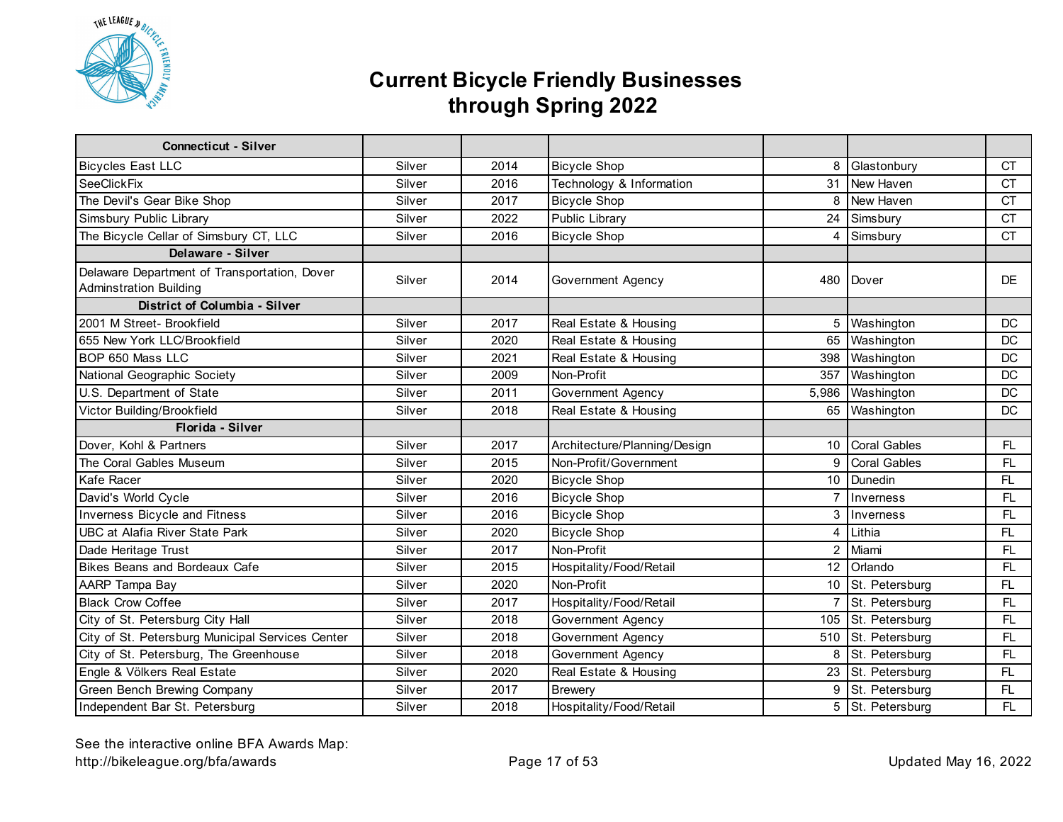# Current Bicycle Friendly Businesses through Spring 2022

| Connecticut - Silver | | | | | | |
|---|---|---|---|---|---|---|
| Bicycles East LLC | Silver | 2014 | Bicycle Shop | 8 | Glastonbury | CT |
| SeeClickFix | Silver | 2016 | Technology & Information | 31 | New Haven | CT |
| The Devil's Gear Bike Shop | Silver | 2017 | Bicycle Shop | 8 | New Haven | CT |
| Simsbury Public Library | Silver | 2022 | Public Library | 24 | Simsbury | CT |
| The Bicycle Cellar of Simsbury CT, LLC | Silver | 2016 | Bicycle Shop | 4 | Simsbury | CT |
| **Delaware - Silver** | | | | | | |
| Delaware Department of Transportation, Dover Adminstration Building | Silver | 2014 | Government Agency | 480 | Dover | DE |
| **District of Columbia - Silver** | | | | | | |
| 2001 M Street- Brookfield | Silver | 2017 | Real Estate & Housing | 5 | Washington | DC |
| 655 New York LLC/Brookfield | Silver | 2020 | Real Estate & Housing | 65 | Washington | DC |
| BOP 650 Mass LLC | Silver | 2021 | Real Estate & Housing | 398 | Washington | DC |
| National Geographic Society | Silver | 2009 | Non-Profit | 357 | Washington | DC |
| U.S. Department of State | Silver | 2011 | Government Agency | 5,986 | Washington | DC |
| Victor Building/Brookfield | Silver | 2018 | Real Estate & Housing | 65 | Washington | DC |
| **Florida - Silver** | | | | | | |
| Dover, Kohl & Partners | Silver | 2017 | Architecture/Planning/Design | 10 | Coral Gables | FL |
| The Coral Gables Museum | Silver | 2015 | Non-Profit/Government | 9 | Coral Gables | FL |
| Kafe Racer | Silver | 2020 | Bicycle Shop | 10 | Dunedin | FL |
| David's World Cycle | Silver | 2016 | Bicycle Shop | 7 | Inverness | FL |
| Inverness Bicycle and Fitness | Silver | 2016 | Bicycle Shop | 3 | Inverness | FL |
| UBC at Alafia River State Park | Silver | 2020 | Bicycle Shop | 4 | Lithia | FL |
| Dade Heritage Trust | Silver | 2017 | Non-Profit | 2 | Miami | FL |
| Bikes Beans and Bordeaux Cafe | Silver | 2015 | Hospitality/Food/Retail | 12 | Orlando | FL |
| AARP Tampa Bay | Silver | 2020 | Non-Profit | 10 | St. Petersburg | FL |
| Black Crow Coffee | Silver | 2017 | Hospitality/Food/Retail | 7 | St. Petersburg | FL |
| City of St. Petersburg City Hall | Silver | 2018 | Government Agency | 105 | St. Petersburg | FL |
| City of St. Petersburg Municipal Services Center | Silver | 2018 | Government Agency | 510 | St. Petersburg | FL |
| City of St. Petersburg, The Greenhouse | Silver | 2018 | Government Agency | 8 | St. Petersburg | FL |
| Engle & Völkers Real Estate | Silver | 2020 | Real Estate & Housing | 23 | St. Petersburg | FL |
| Green Bench Brewing Company | Silver | 2017 | Brewery | 9 | St. Petersburg | FL |
| Independent Bar St. Petersburg | Silver | 2018 | Hospitality/Food/Retail | 5 | St. Petersburg | FL |

See the interactive online BFA Awards Map:
http://bikeleague.org/bfa/awards

Updated May 16, 2022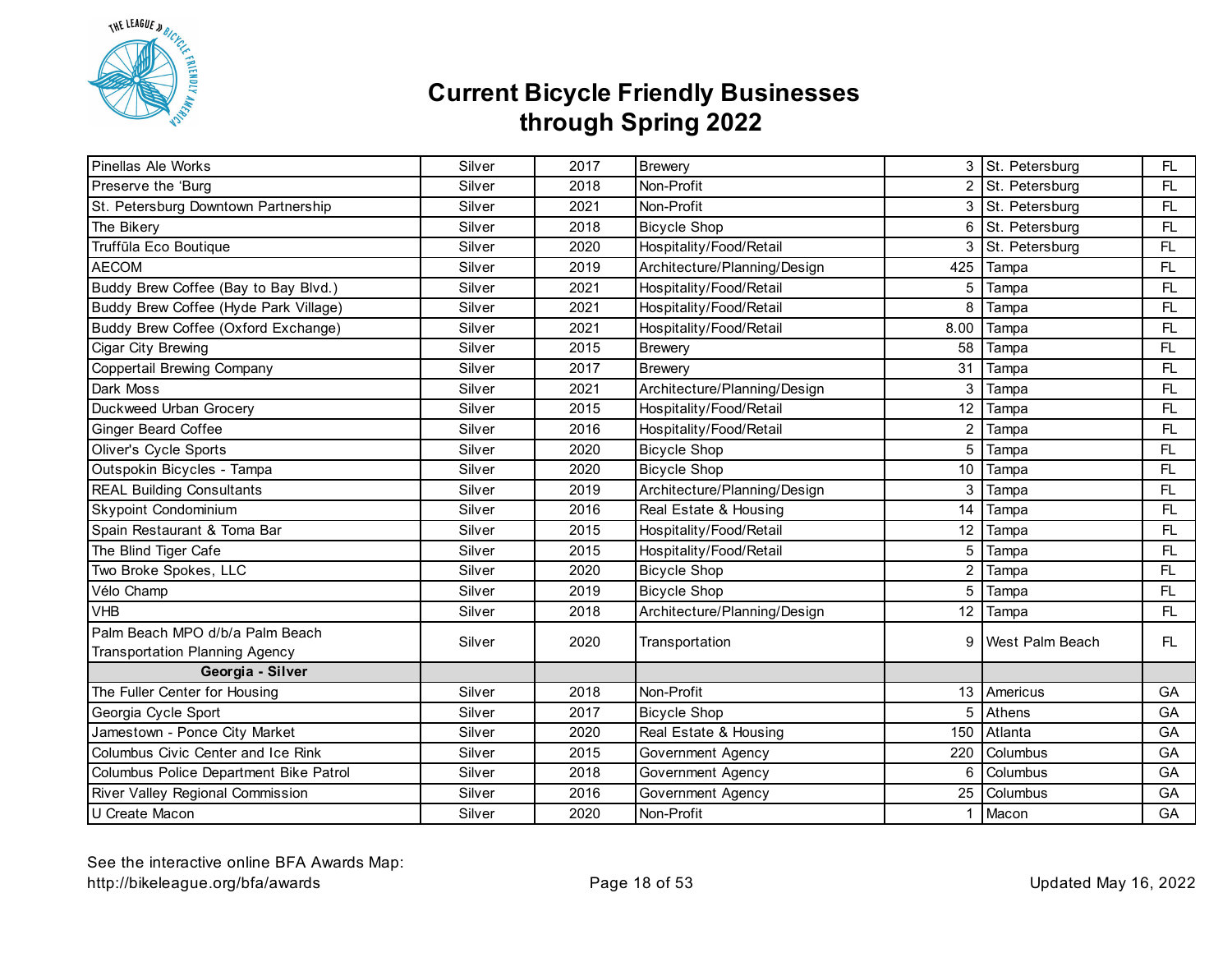# Current Bicycle Friendly Businesses through Spring 2022

| | | | | | | |
|---|---|---|---|---|---|---|
| Pinellas Ale Works | Silver | 2017 | Brewery | 3 | St. Petersburg | FL |
| Preserve the 'Burg | Silver | 2018 | Non-Profit | 2 | St. Petersburg | FL |
| St. Petersburg Downtown Partnership | Silver | 2021 | Non-Profit | 3 | St. Petersburg | FL |
| The Bikery | Silver | 2018 | Bicycle Shop | 6 | St. Petersburg | FL |
| Truffūla Eco Boutique | Silver | 2020 | Hospitality/Food/Retail | 3 | St. Petersburg | FL |
| AECOM | Silver | 2019 | Architecture/Planning/Design | 425 | Tampa | FL |
| Buddy Brew Coffee (Bay to Bay Blvd.) | Silver | 2021 | Hospitality/Food/Retail | 5 | Tampa | FL |
| Buddy Brew Coffee (Hyde Park Village) | Silver | 2021 | Hospitality/Food/Retail | 8 | Tampa | FL |
| Buddy Brew Coffee (Oxford Exchange) | Silver | 2021 | Hospitality/Food/Retail | 8.00 | Tampa | FL |
| Cigar City Brewing | Silver | 2015 | Brewery | 58 | Tampa | FL |
| Coppertail Brewing Company | Silver | 2017 | Brewery | 31 | Tampa | FL |
| Dark Moss | Silver | 2021 | Architecture/Planning/Design | 3 | Tampa | FL |
| Duckweed Urban Grocery | Silver | 2015 | Hospitality/Food/Retail | 12 | Tampa | FL |
| Ginger Beard Coffee | Silver | 2016 | Hospitality/Food/Retail | 2 | Tampa | FL |
| Oliver's Cycle Sports | Silver | 2020 | Bicycle Shop | 5 | Tampa | FL |
| Outspokin Bicycles - Tampa | Silver | 2020 | Bicycle Shop | 10 | Tampa | FL |
| REAL Building Consultants | Silver | 2019 | Architecture/Planning/Design | 3 | Tampa | FL |
| Skypoint Condominium | Silver | 2016 | Real Estate & Housing | 14 | Tampa | FL |
| Spain Restaurant & Toma Bar | Silver | 2015 | Hospitality/Food/Retail | 12 | Tampa | FL |
| The Blind Tiger Cafe | Silver | 2015 | Hospitality/Food/Retail | 5 | Tampa | FL |
| Two Broke Spokes, LLC | Silver | 2020 | Bicycle Shop | 2 | Tampa | FL |
| Vélo Champ | Silver | 2019 | Bicycle Shop | 5 | Tampa | FL |
| VHB | Silver | 2018 | Architecture/Planning/Design | 12 | Tampa | FL |
| Palm Beach MPO d/b/a Palm Beach Transportation Planning Agency | Silver | 2020 | Transportation | 9 | West Palm Beach | FL |
| **Georgia - Silver** | | | | | | |
| The Fuller Center for Housing | Silver | 2018 | Non-Profit | 13 | Americus | GA |
| Georgia Cycle Sport | Silver | 2017 | Bicycle Shop | 5 | Athens | GA |
| Jamestown - Ponce City Market | Silver | 2020 | Real Estate & Housing | 150 | Atlanta | GA |
| Columbus Civic Center and Ice Rink | Silver | 2015 | Government Agency | 220 | Columbus | GA |
| Columbus Police Department Bike Patrol | Silver | 2018 | Government Agency | 6 | Columbus | GA |
| River Valley Regional Commission | Silver | 2016 | Government Agency | 25 | Columbus | GA |
| U Create Macon | Silver | 2020 | Non-Profit | 1 | Macon | GA |

See the interactive online BFA Awards Map:
http://bikeleague.org/bfa/awards

Updated May 16, 2022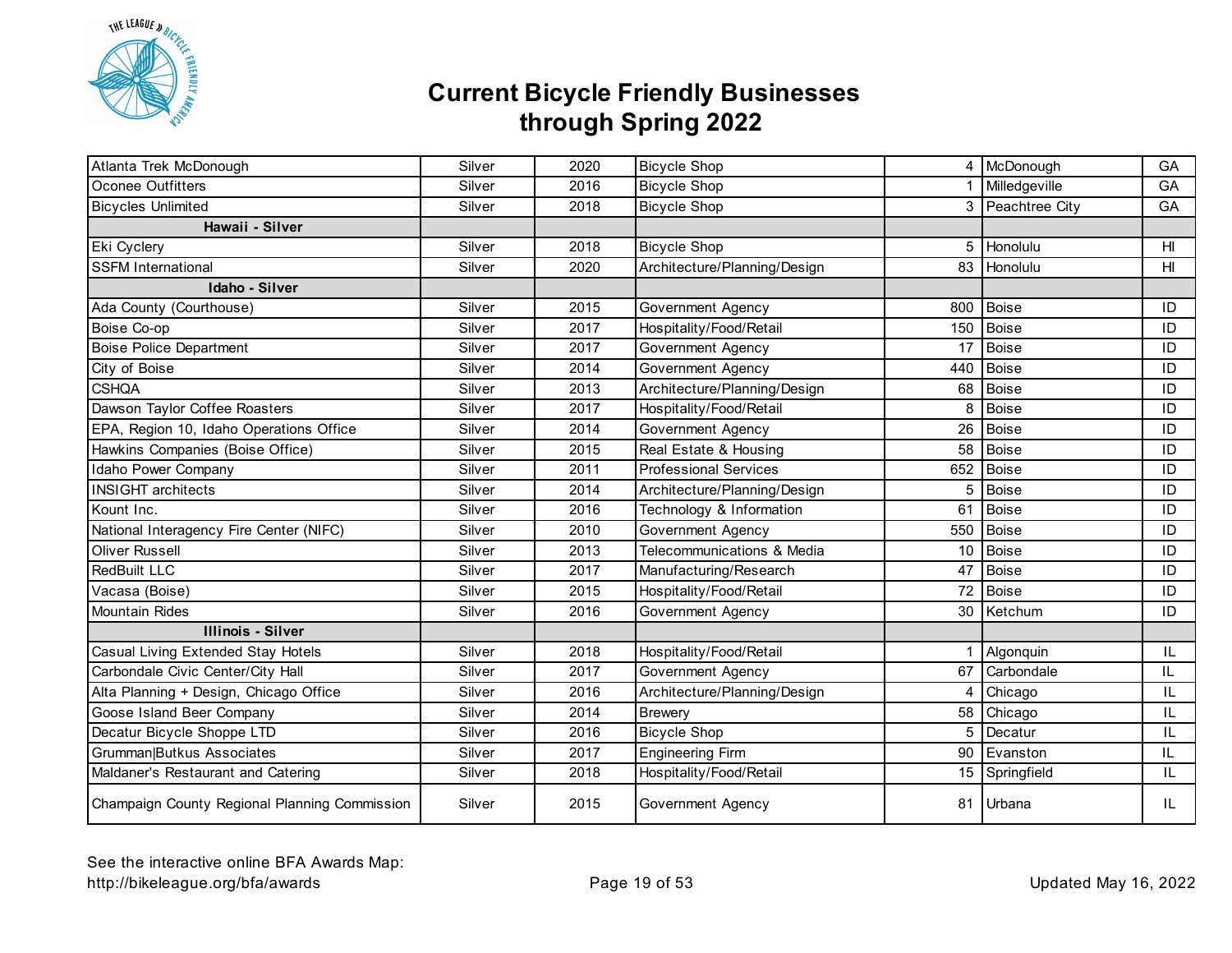# Current Bicycle Friendly Businesses through Spring 2022

| | | | | | | |
|---|---|---|---|---|---|---|
| Atlanta Trek McDonough | Silver | 2020 | Bicycle Shop | 4 | McDonough | GA |
| Oconee Outfitters | Silver | 2016 | Bicycle Shop | 1 | Milledgeville | GA |
| Bicycles Unlimited | Silver | 2018 | Bicycle Shop | 3 | Peachtree City | GA |
| **Hawaii - Silver** | | | | | | |
| Eki Cyclery | Silver | 2018 | Bicycle Shop | 5 | Honolulu | HI |
| SSFM International | Silver | 2020 | Architecture/Planning/Design | 83 | Honolulu | HI |
| **Idaho - Silver** | | | | | | |
| Ada County (Courthouse) | Silver | 2015 | Government Agency | 800 | Boise | ID |
| Boise Co-op | Silver | 2017 | Hospitality/Food/Retail | 150 | Boise | ID |
| Boise Police Department | Silver | 2017 | Government Agency | 17 | Boise | ID |
| City of Boise | Silver | 2014 | Government Agency | 440 | Boise | ID |
| CSHQA | Silver | 2013 | Architecture/Planning/Design | 68 | Boise | ID |
| Dawson Taylor Coffee Roasters | Silver | 2017 | Hospitality/Food/Retail | 8 | Boise | ID |
| EPA, Region 10, Idaho Operations Office | Silver | 2014 | Government Agency | 26 | Boise | ID |
| Hawkins Companies (Boise Office) | Silver | 2015 | Real Estate & Housing | 58 | Boise | ID |
| Idaho Power Company | Silver | 2011 | Professional Services | 652 | Boise | ID |
| INSIGHT architects | Silver | 2014 | Architecture/Planning/Design | 5 | Boise | ID |
| Kount Inc. | Silver | 2016 | Technology & Information | 61 | Boise | ID |
| National Interagency Fire Center (NIFC) | Silver | 2010 | Government Agency | 550 | Boise | ID |
| Oliver Russell | Silver | 2013 | Telecommunications & Media | 10 | Boise | ID |
| RedBuilt LLC | Silver | 2017 | Manufacturing/Research | 47 | Boise | ID |
| Vacasa (Boise) | Silver | 2015 | Hospitality/Food/Retail | 72 | Boise | ID |
| Mountain Rides | Silver | 2016 | Government Agency | 30 | Ketchum | ID |
| **Illinois - Silver** | | | | | | |
| Casual Living Extended Stay Hotels | Silver | 2018 | Hospitality/Food/Retail | 1 | Algonquin | IL |
| Carbondale Civic Center/City Hall | Silver | 2017 | Government Agency | 67 | Carbondale | IL |
| Alta Planning + Design, Chicago Office | Silver | 2016 | Architecture/Planning/Design | 4 | Chicago | IL |
| Goose Island Beer Company | Silver | 2014 | Brewery | 58 | Chicago | IL |
| Decatur Bicycle Shoppe LTD | Silver | 2016 | Bicycle Shop | 5 | Decatur | IL |
| Grumman\|Butkus Associates | Silver | 2017 | Engineering Firm | 90 | Evanston | IL |
| Maldaner's Restaurant and Catering | Silver | 2018 | Hospitality/Food/Retail | 15 | Springfield | IL |
| Champaign County Regional Planning Commission | Silver | 2015 | Government Agency | 81 | Urbana | IL |

See the interactive online BFA Awards Map:
http://bikeleague.org/bfa/awards

Updated May 16, 2022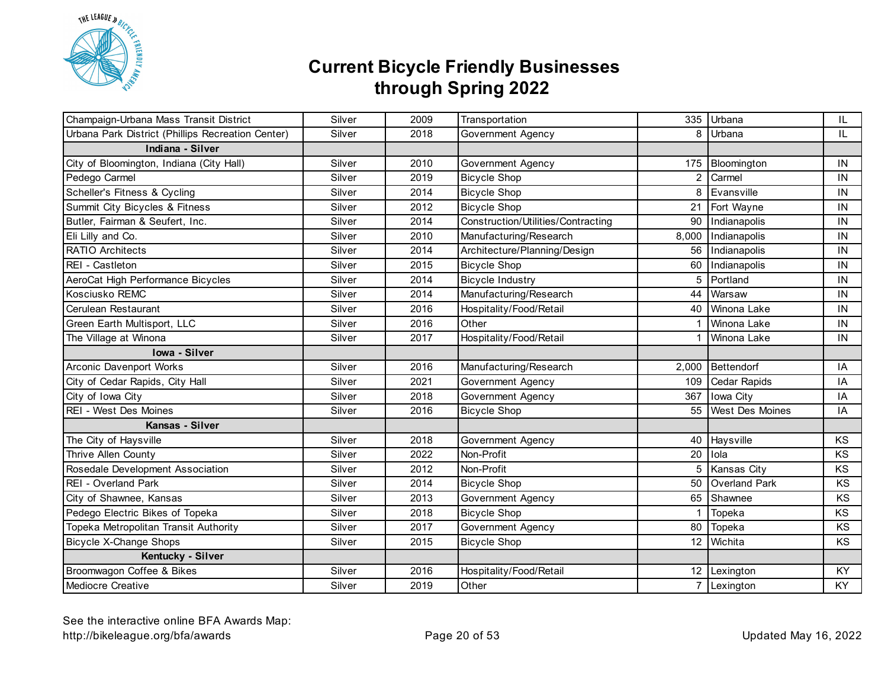# Current Bicycle Friendly Businesses through Spring 2022

| | | | | | | |
|---|---|---|---|---|---|---|
| Champaign-Urbana Mass Transit District | Silver | 2009 | Transportation | 335 | Urbana | IL |
| Urbana Park District (Phillips Recreation Center) | Silver | 2018 | Government Agency | 8 | Urbana | IL |
| **Indiana - Silver** | | | | | | |
| City of Bloomington, Indiana (City Hall) | Silver | 2010 | Government Agency | 175 | Bloomington | IN |
| Pedego Carmel | Silver | 2019 | Bicycle Shop | 2 | Carmel | IN |
| Scheller's Fitness & Cycling | Silver | 2014 | Bicycle Shop | 8 | Evansville | IN |
| Summit City Bicycles & Fitness | Silver | 2012 | Bicycle Shop | 21 | Fort Wayne | IN |
| Butler, Fairman & Seufert, Inc. | Silver | 2014 | Construction/Utilities/Contracting | 90 | Indianapolis | IN |
| Eli Lilly and Co. | Silver | 2010 | Manufacturing/Research | 8,000 | Indianapolis | IN |
| RATIO Architects | Silver | 2014 | Architecture/Planning/Design | 56 | Indianapolis | IN |
| REI - Castleton | Silver | 2015 | Bicycle Shop | 60 | Indianapolis | IN |
| AeroCat High Performance Bicycles | Silver | 2014 | Bicycle Industry | 5 | Portland | IN |
| Kosciusko REMC | Silver | 2014 | Manufacturing/Research | 44 | Warsaw | IN |
| Cerulean Restaurant | Silver | 2016 | Hospitality/Food/Retail | 40 | Winona Lake | IN |
| Green Earth Multisport, LLC | Silver | 2016 | Other | 1 | Winona Lake | IN |
| The Village at Winona | Silver | 2017 | Hospitality/Food/Retail | 1 | Winona Lake | IN |
| **Iowa - Silver** | | | | | | |
| Arconic Davenport Works | Silver | 2016 | Manufacturing/Research | 2,000 | Bettendorf | IA |
| City of Cedar Rapids, City Hall | Silver | 2021 | Government Agency | 109 | Cedar Rapids | IA |
| City of Iowa City | Silver | 2018 | Government Agency | 367 | Iowa City | IA |
| REI - West Des Moines | Silver | 2016 | Bicycle Shop | 55 | West Des Moines | IA |
| **Kansas - Silver** | | | | | | |
| The City of Haysville | Silver | 2018 | Government Agency | 40 | Haysville | KS |
| Thrive Allen County | Silver | 2022 | Non-Profit | 20 | Iola | KS |
| Rosedale Development Association | Silver | 2012 | Non-Profit | 5 | Kansas City | KS |
| REI - Overland Park | Silver | 2014 | Bicycle Shop | 50 | Overland Park | KS |
| City of Shawnee, Kansas | Silver | 2013 | Government Agency | 65 | Shawnee | KS |
| Pedego Electric Bikes of Topeka | Silver | 2018 | Bicycle Shop | 1 | Topeka | KS |
| Topeka Metropolitan Transit Authority | Silver | 2017 | Government Agency | 80 | Topeka | KS |
| Bicycle X-Change Shops | Silver | 2015 | Bicycle Shop | 12 | Wichita | KS |
| **Kentucky - Silver** | | | | | | |
| Broomwagon Coffee & Bikes | Silver | 2016 | Hospitality/Food/Retail | 12 | Lexington | KY |
| Mediocre Creative | Silver | 2019 | Other | 7 | Lexington | KY |

See the interactive online BFA Awards Map:
http://bikeleague.org/bfa/awards

Updated May 16, 2022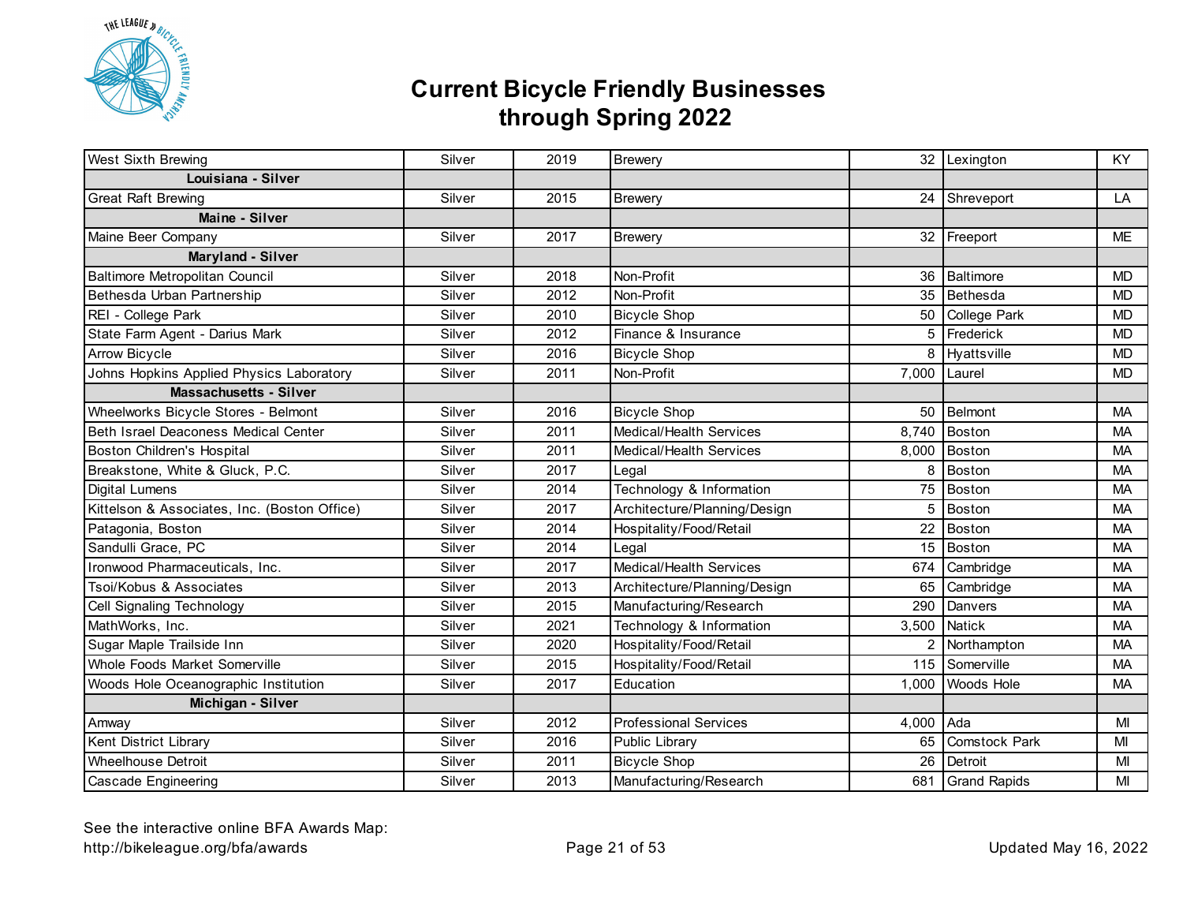# Current Bicycle Friendly Businesses through Spring 2022

| | | | | | | |
|---|---|---|---|---|---|---|
| West Sixth Brewing | Silver | 2019 | Brewery | 32 | Lexington | KY |
| **Louisiana - Silver** | | | | | | |
| Great Raft Brewing | Silver | 2015 | Brewery | 24 | Shreveport | LA |
| **Maine - Silver** | | | | | | |
| Maine Beer Company | Silver | 2017 | Brewery | 32 | Freeport | ME |
| **Maryland - Silver** | | | | | | |
| Baltimore Metropolitan Council | Silver | 2018 | Non-Profit | 36 | Baltimore | MD |
| Bethesda Urban Partnership | Silver | 2012 | Non-Profit | 35 | Bethesda | MD |
| REI - College Park | Silver | 2010 | Bicycle Shop | 50 | College Park | MD |
| State Farm Agent - Darius Mark | Silver | 2012 | Finance & Insurance | 5 | Frederick | MD |
| Arrow Bicycle | Silver | 2016 | Bicycle Shop | 8 | Hyattsville | MD |
| Johns Hopkins Applied Physics Laboratory | Silver | 2011 | Non-Profit | 7,000 | Laurel | MD |
| **Massachusetts - Silver** | | | | | | |
| Wheelworks Bicycle Stores - Belmont | Silver | 2016 | Bicycle Shop | 50 | Belmont | MA |
| Beth Israel Deaconess Medical Center | Silver | 2011 | Medical/Health Services | 8,740 | Boston | MA |
| Boston Children's Hospital | Silver | 2011 | Medical/Health Services | 8,000 | Boston | MA |
| Breakstone, White & Gluck, P.C. | Silver | 2017 | Legal | 8 | Boston | MA |
| Digital Lumens | Silver | 2014 | Technology & Information | 75 | Boston | MA |
| Kittelson & Associates, Inc. (Boston Office) | Silver | 2017 | Architecture/Planning/Design | 5 | Boston | MA |
| Patagonia, Boston | Silver | 2014 | Hospitality/Food/Retail | 22 | Boston | MA |
| Sandulli Grace, PC | Silver | 2014 | Legal | 15 | Boston | MA |
| Ironwood Pharmaceuticals, Inc. | Silver | 2017 | Medical/Health Services | 674 | Cambridge | MA |
| Tsoi/Kobus & Associates | Silver | 2013 | Architecture/Planning/Design | 65 | Cambridge | MA |
| Cell Signaling Technology | Silver | 2015 | Manufacturing/Research | 290 | Danvers | MA |
| MathWorks, Inc. | Silver | 2021 | Technology & Information | 3,500 | Natick | MA |
| Sugar Maple Trailside Inn | Silver | 2020 | Hospitality/Food/Retail | 2 | Northampton | MA |
| Whole Foods Market Somerville | Silver | 2015 | Hospitality/Food/Retail | 115 | Somerville | MA |
| Woods Hole Oceanographic Institution | Silver | 2017 | Education | 1,000 | Woods Hole | MA |
| **Michigan - Silver** | | | | | | |
| Amway | Silver | 2012 | Professional Services | 4,000 | Ada | MI |
| Kent District Library | Silver | 2016 | Public Library | 65 | Comstock Park | MI |
| Wheelhouse Detroit | Silver | 2011 | Bicycle Shop | 26 | Detroit | MI |
| Cascade Engineering | Silver | 2013 | Manufacturing/Research | 681 | Grand Rapids | MI |

See the interactive online BFA Awards Map:
http://bikeleague.org/bfa/awards

Updated May 16, 2022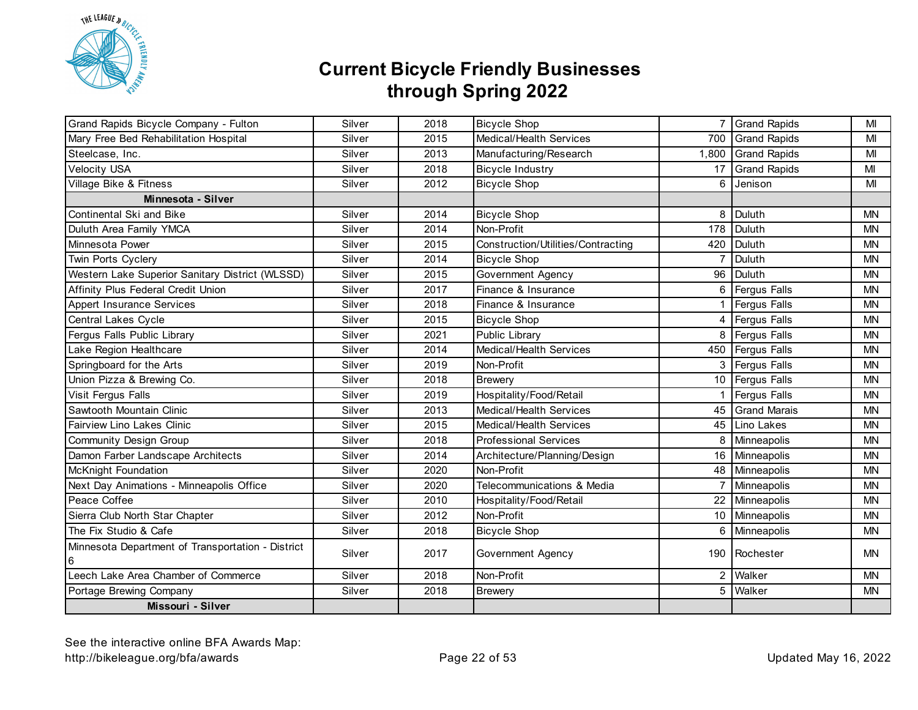# Current Bicycle Friendly Businesses through Spring 2022

| | | | | | | |
|---|---|---|---|---|---|---|
| Grand Rapids Bicycle Company - Fulton | Silver | 2018 | Bicycle Shop | 7 | Grand Rapids | MI |
| Mary Free Bed Rehabilitation Hospital | Silver | 2015 | Medical/Health Services | 700 | Grand Rapids | MI |
| Steelcase, Inc. | Silver | 2013 | Manufacturing/Research | 1,800 | Grand Rapids | MI |
| Velocity USA | Silver | 2018 | Bicycle Industry | 17 | Grand Rapids | MI |
| Village Bike & Fitness | Silver | 2012 | Bicycle Shop | 6 | Jenison | MI |
| **Minnesota - Silver** | | | | | | |
| Continental Ski and Bike | Silver | 2014 | Bicycle Shop | 8 | Duluth | MN |
| Duluth Area Family YMCA | Silver | 2014 | Non-Profit | 178 | Duluth | MN |
| Minnesota Power | Silver | 2015 | Construction/Utilities/Contracting | 420 | Duluth | MN |
| Twin Ports Cyclery | Silver | 2014 | Bicycle Shop | 7 | Duluth | MN |
| Western Lake Superior Sanitary District (WLSSD) | Silver | 2015 | Government Agency | 96 | Duluth | MN |
| Affinity Plus Federal Credit Union | Silver | 2017 | Finance & Insurance | 6 | Fergus Falls | MN |
| Appert Insurance Services | Silver | 2018 | Finance & Insurance | 1 | Fergus Falls | MN |
| Central Lakes Cycle | Silver | 2015 | Bicycle Shop | 4 | Fergus Falls | MN |
| Fergus Falls Public Library | Silver | 2021 | Public Library | 8 | Fergus Falls | MN |
| Lake Region Healthcare | Silver | 2014 | Medical/Health Services | 450 | Fergus Falls | MN |
| Springboard for the Arts | Silver | 2019 | Non-Profit | 3 | Fergus Falls | MN |
| Union Pizza & Brewing Co. | Silver | 2018 | Brewery | 10 | Fergus Falls | MN |
| Visit Fergus Falls | Silver | 2019 | Hospitality/Food/Retail | 1 | Fergus Falls | MN |
| Sawtooth Mountain Clinic | Silver | 2013 | Medical/Health Services | 45 | Grand Marais | MN |
| Fairview Lino Lakes Clinic | Silver | 2015 | Medical/Health Services | 45 | Lino Lakes | MN |
| Community Design Group | Silver | 2018 | Professional Services | 8 | Minneapolis | MN |
| Damon Farber Landscape Architects | Silver | 2014 | Architecture/Planning/Design | 16 | Minneapolis | MN |
| McKnight Foundation | Silver | 2020 | Non-Profit | 48 | Minneapolis | MN |
| Next Day Animations - Minneapolis Office | Silver | 2020 | Telecommunications & Media | 7 | Minneapolis | MN |
| Peace Coffee | Silver | 2010 | Hospitality/Food/Retail | 22 | Minneapolis | MN |
| Sierra Club North Star Chapter | Silver | 2012 | Non-Profit | 10 | Minneapolis | MN |
| The Fix Studio & Cafe | Silver | 2018 | Bicycle Shop | 6 | Minneapolis | MN |
| Minnesota Department of Transportation - District 6 | Silver | 2017 | Government Agency | 190 | Rochester | MN |
| Leech Lake Area Chamber of Commerce | Silver | 2018 | Non-Profit | 2 | Walker | MN |
| Portage Brewing Company | Silver | 2018 | Brewery | 5 | Walker | MN |
| **Missouri - Silver** | | | | | | |

See the interactive online BFA Awards Map:
http://bikeleague.org/bfa/awards

Updated May 16, 2022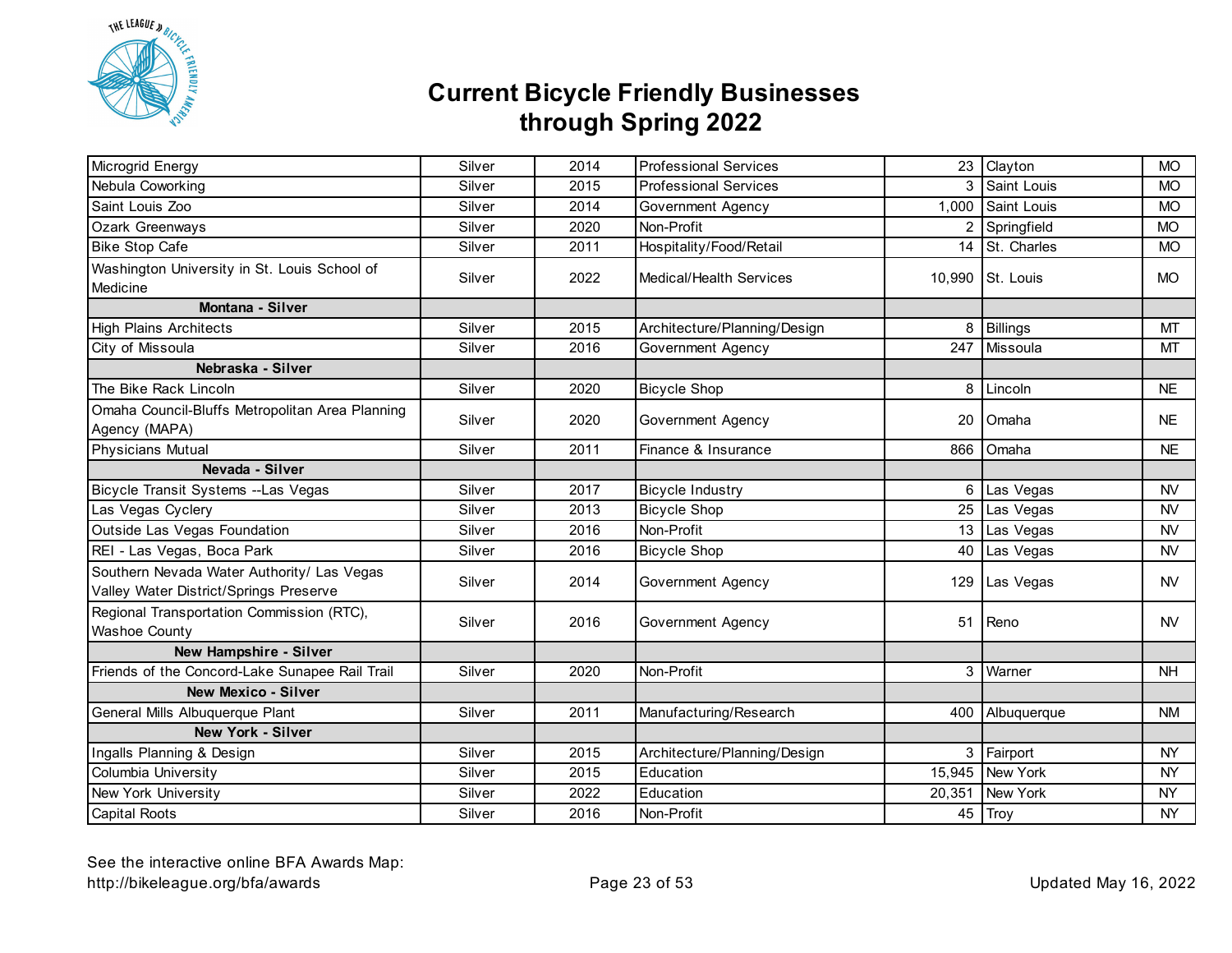# Current Bicycle Friendly Businesses through Spring 2022

| | | | | | | |
|---|---|---|---|---|---|---|
| Microgrid Energy | Silver | 2014 | Professional Services | 23 | Clayton | MO |
| Nebula Coworking | Silver | 2015 | Professional Services | 3 | Saint Louis | MO |
| Saint Louis Zoo | Silver | 2014 | Government Agency | 1,000 | Saint Louis | MO |
| Ozark Greenways | Silver | 2020 | Non-Profit | 2 | Springfield | MO |
| Bike Stop Cafe | Silver | 2011 | Hospitality/Food/Retail | 14 | St. Charles | MO |
| Washington University in St. Louis School of Medicine | Silver | 2022 | Medical/Health Services | 10,990 | St. Louis | MO |
| **Montana - Silver** | | | | | | |
| High Plains Architects | Silver | 2015 | Architecture/Planning/Design | 8 | Billings | MT |
| City of Missoula | Silver | 2016 | Government Agency | 247 | Missoula | MT |
| **Nebraska - Silver** | | | | | | |
| The Bike Rack Lincoln | Silver | 2020 | Bicycle Shop | 8 | Lincoln | NE |
| Omaha Council-Bluffs Metropolitan Area Planning Agency (MAPA) | Silver | 2020 | Government Agency | 20 | Omaha | NE |
| Physicians Mutual | Silver | 2011 | Finance & Insurance | 866 | Omaha | NE |
| **Nevada - Silver** | | | | | | |
| Bicycle Transit Systems --Las Vegas | Silver | 2017 | Bicycle Industry | 6 | Las Vegas | NV |
| Las Vegas Cyclery | Silver | 2013 | Bicycle Shop | 25 | Las Vegas | NV |
| Outside Las Vegas Foundation | Silver | 2016 | Non-Profit | 13 | Las Vegas | NV |
| REI - Las Vegas, Boca Park | Silver | 2016 | Bicycle Shop | 40 | Las Vegas | NV |
| Southern Nevada Water Authority/ Las Vegas Valley Water District/Springs Preserve | Silver | 2014 | Government Agency | 129 | Las Vegas | NV |
| Regional Transportation Commission (RTC), Washoe County | Silver | 2016 | Government Agency | 51 | Reno | NV |
| **New Hampshire - Silver** | | | | | | |
| Friends of the Concord-Lake Sunapee Rail Trail | Silver | 2020 | Non-Profit | 3 | Warner | NH |
| **New Mexico - Silver** | | | | | | |
| General Mills Albuquerque Plant | Silver | 2011 | Manufacturing/Research | 400 | Albuquerque | NM |
| **New York - Silver** | | | | | | |
| Ingalls Planning & Design | Silver | 2015 | Architecture/Planning/Design | 3 | Fairport | NY |
| Columbia University | Silver | 2015 | Education | 15,945 | New York | NY |
| New York University | Silver | 2022 | Education | 20,351 | New York | NY |
| Capital Roots | Silver | 2016 | Non-Profit | 45 | Troy | NY |

See the interactive online BFA Awards Map:
http://bikeleague.org/bfa/awards

Updated May 16, 2022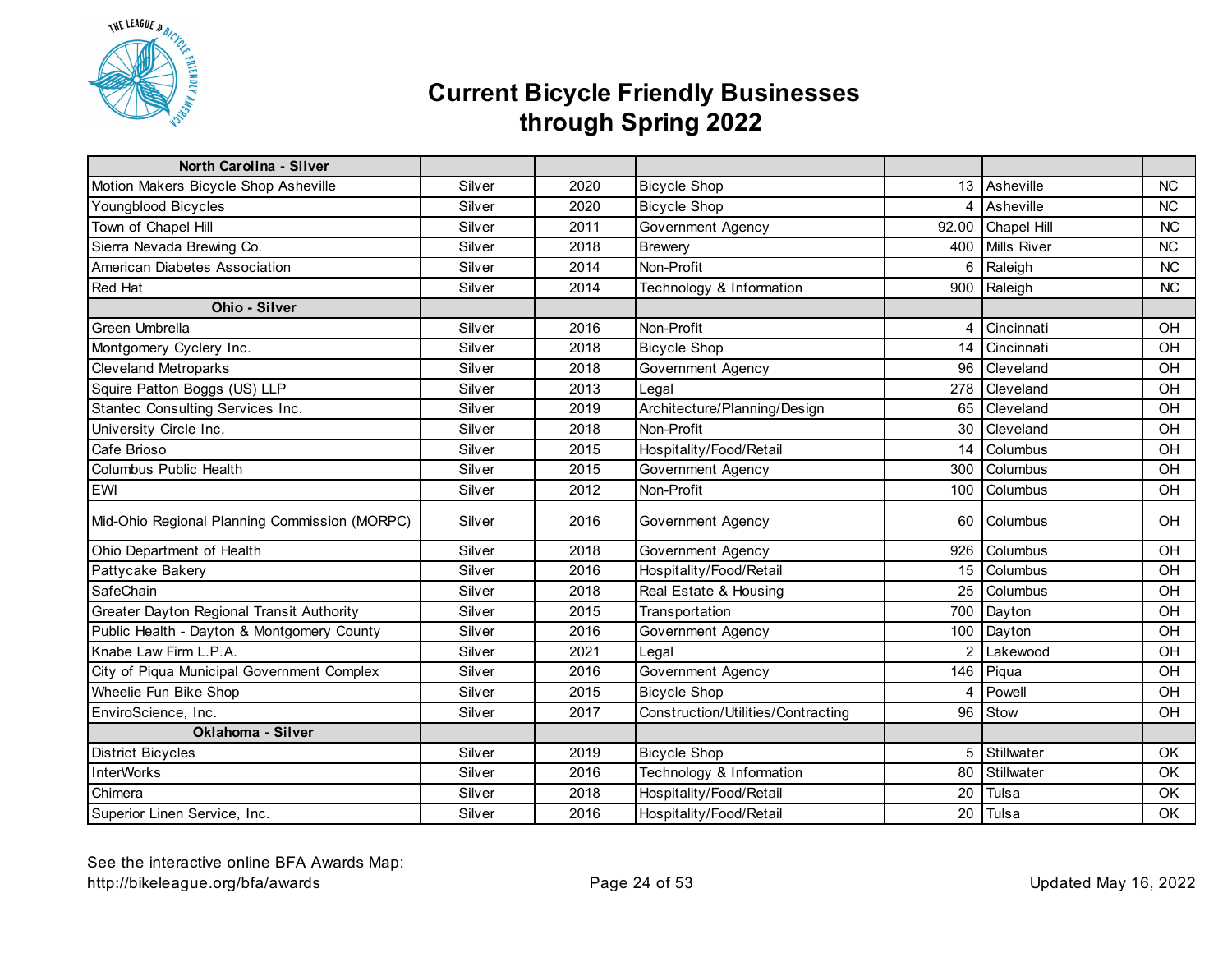# Current Bicycle Friendly Businesses through Spring 2022

| North Carolina - Silver | | | | | | |
|---|---|---|---|---|---|---|
| Motion Makers Bicycle Shop Asheville | Silver | 2020 | Bicycle Shop | 13 | Asheville | NC |
| Youngblood Bicycles | Silver | 2020 | Bicycle Shop | 4 | Asheville | NC |
| Town of Chapel Hill | Silver | 2011 | Government Agency | 92.00 | Chapel Hill | NC |
| Sierra Nevada Brewing Co. | Silver | 2018 | Brewery | 400 | Mills River | NC |
| American Diabetes Association | Silver | 2014 | Non-Profit | 6 | Raleigh | NC |
| Red Hat | Silver | 2014 | Technology & Information | 900 | Raleigh | NC |
| **Ohio - Silver** | | | | | | |
| Green Umbrella | Silver | 2016 | Non-Profit | 4 | Cincinnati | OH |
| Montgomery Cyclery Inc. | Silver | 2018 | Bicycle Shop | 14 | Cincinnati | OH |
| Cleveland Metroparks | Silver | 2018 | Government Agency | 96 | Cleveland | OH |
| Squire Patton Boggs (US) LLP | Silver | 2013 | Legal | 278 | Cleveland | OH |
| Stantec Consulting Services Inc. | Silver | 2019 | Architecture/Planning/Design | 65 | Cleveland | OH |
| University Circle Inc. | Silver | 2018 | Non-Profit | 30 | Cleveland | OH |
| Cafe Brioso | Silver | 2015 | Hospitality/Food/Retail | 14 | Columbus | OH |
| Columbus Public Health | Silver | 2015 | Government Agency | 300 | Columbus | OH |
| EWI | Silver | 2012 | Non-Profit | 100 | Columbus | OH |
| Mid-Ohio Regional Planning Commission (MORPC) | Silver | 2016 | Government Agency | 60 | Columbus | OH |
| Ohio Department of Health | Silver | 2018 | Government Agency | 926 | Columbus | OH |
| Pattycake Bakery | Silver | 2016 | Hospitality/Food/Retail | 15 | Columbus | OH |
| SafeChain | Silver | 2018 | Real Estate & Housing | 25 | Columbus | OH |
| Greater Dayton Regional Transit Authority | Silver | 2015 | Transportation | 700 | Dayton | OH |
| Public Health - Dayton & Montgomery County | Silver | 2016 | Government Agency | 100 | Dayton | OH |
| Knabe Law Firm L.P.A. | Silver | 2021 | Legal | 2 | Lakewood | OH |
| City of Piqua Municipal Government Complex | Silver | 2016 | Government Agency | 146 | Piqua | OH |
| Wheelie Fun Bike Shop | Silver | 2015 | Bicycle Shop | 4 | Powell | OH |
| EnviroScience, Inc. | Silver | 2017 | Construction/Utilities/Contracting | 96 | Stow | OH |
| **Oklahoma - Silver** | | | | | | |
| District Bicycles | Silver | 2019 | Bicycle Shop | 5 | Stillwater | OK |
| InterWorks | Silver | 2016 | Technology & Information | 80 | Stillwater | OK |
| Chimera | Silver | 2018 | Hospitality/Food/Retail | 20 | Tulsa | OK |
| Superior Linen Service, Inc. | Silver | 2016 | Hospitality/Food/Retail | 20 | Tulsa | OK |

See the interactive online BFA Awards Map:
http://bikeleague.org/bfa/awards

Updated May 16, 2022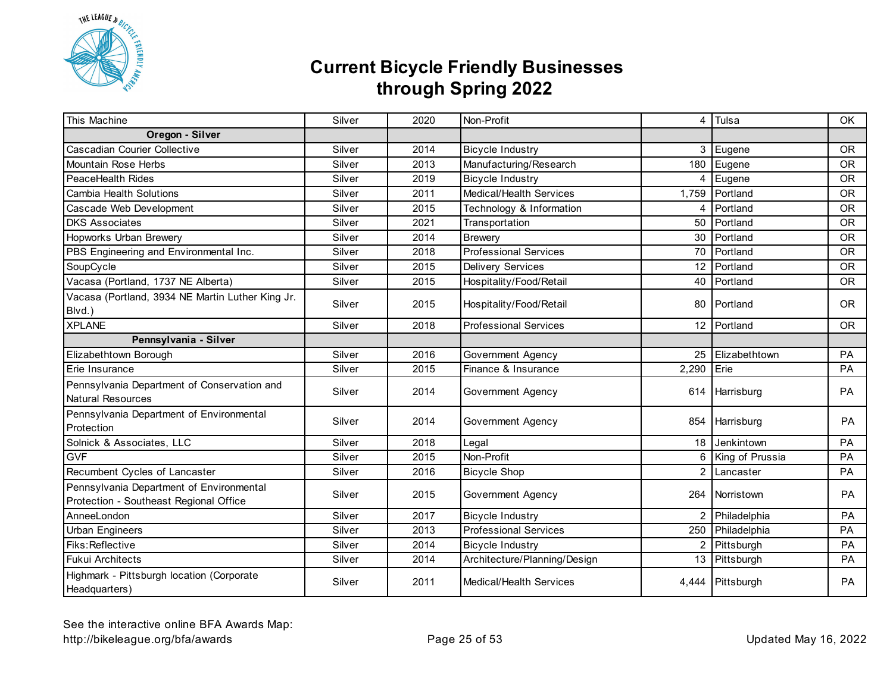# Current Bicycle Friendly Businesses through Spring 2022

| This Machine | Silver | 2020 | Non-Profit | 4 | Tulsa | OK |
|---|---|---|---|---|---|---|
| **Oregon - Silver** | | | | | | |
| Cascadian Courier Collective | Silver | 2014 | Bicycle Industry | 3 | Eugene | OR |
| Mountain Rose Herbs | Silver | 2013 | Manufacturing/Research | 180 | Eugene | OR |
| PeaceHealth Rides | Silver | 2019 | Bicycle Industry | 4 | Eugene | OR |
| Cambia Health Solutions | Silver | 2011 | Medical/Health Services | 1,759 | Portland | OR |
| Cascade Web Development | Silver | 2015 | Technology & Information | 4 | Portland | OR |
| DKS Associates | Silver | 2021 | Transportation | 50 | Portland | OR |
| Hopworks Urban Brewery | Silver | 2014 | Brewery | 30 | Portland | OR |
| PBS Engineering and Environmental Inc. | Silver | 2018 | Professional Services | 70 | Portland | OR |
| SoupCycle | Silver | 2015 | Delivery Services | 12 | Portland | OR |
| Vacasa (Portland, 1737 NE Alberta) | Silver | 2015 | Hospitality/Food/Retail | 40 | Portland | OR |
| Vacasa (Portland, 3934 NE Martin Luther King Jr. Blvd.) | Silver | 2015 | Hospitality/Food/Retail | 80 | Portland | OR |
| XPLANE | Silver | 2018 | Professional Services | 12 | Portland | OR |
| **Pennsylvania - Silver** | | | | | | |
| Elizabethtown Borough | Silver | 2016 | Government Agency | 25 | Elizabethtown | PA |
| Erie Insurance | Silver | 2015 | Finance & Insurance | 2,290 | Erie | PA |
| Pennsylvania Department of Conservation and Natural Resources | Silver | 2014 | Government Agency | 614 | Harrisburg | PA |
| Pennsylvania Department of Environmental Protection | Silver | 2014 | Government Agency | 854 | Harrisburg | PA |
| Solnick & Associates, LLC | Silver | 2018 | Legal | 18 | Jenkintown | PA |
| GVF | Silver | 2015 | Non-Profit | 6 | King of Prussia | PA |
| Recumbent Cycles of Lancaster | Silver | 2016 | Bicycle Shop | 2 | Lancaster | PA |
| Pennsylvania Department of Environmental Protection - Southeast Regional Office | Silver | 2015 | Government Agency | 264 | Norristown | PA |
| AnneeLondon | Silver | 2017 | Bicycle Industry | 2 | Philadelphia | PA |
| Urban Engineers | Silver | 2013 | Professional Services | 250 | Philadelphia | PA |
| Fiks:Reflective | Silver | 2014 | Bicycle Industry | 2 | Pittsburgh | PA |
| Fukui Architects | Silver | 2014 | Architecture/Planning/Design | 13 | Pittsburgh | PA |
| Highmark - Pittsburgh location (Corporate Headquarters) | Silver | 2011 | Medical/Health Services | 4,444 | Pittsburgh | PA |

See the interactive online BFA Awards Map:
http://bikeleague.org/bfa/awards

Updated May 16, 2022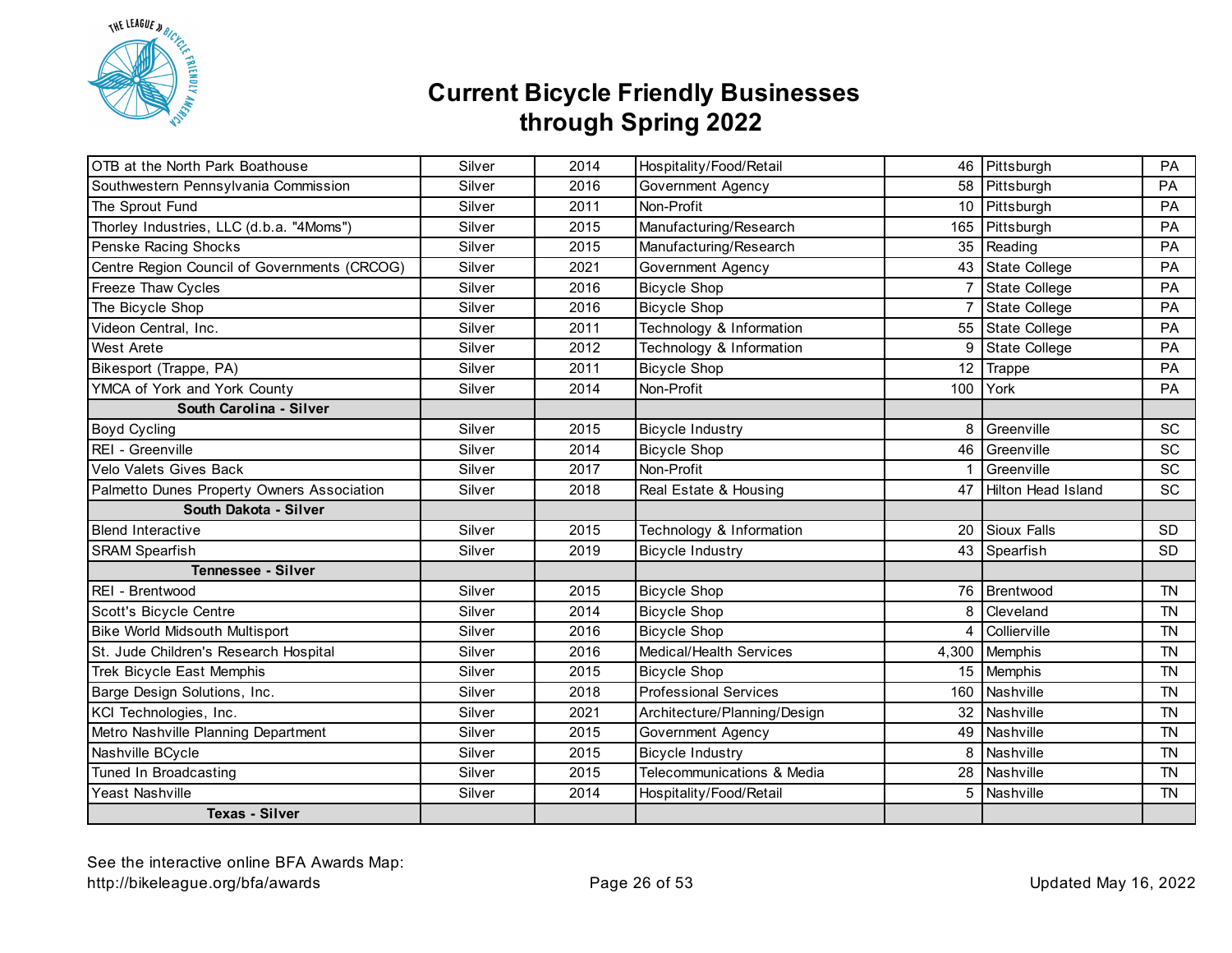# Current Bicycle Friendly Businesses through Spring 2022

| | | | | | | |
|---|---|---|---|---|---|---|
| OTB at the North Park Boathouse | Silver | 2014 | Hospitality/Food/Retail | 46 | Pittsburgh | PA |
| Southwestern Pennsylvania Commission | Silver | 2016 | Government Agency | 58 | Pittsburgh | PA |
| The Sprout Fund | Silver | 2011 | Non-Profit | 10 | Pittsburgh | PA |
| Thorley Industries, LLC (d.b.a. "4Moms") | Silver | 2015 | Manufacturing/Research | 165 | Pittsburgh | PA |
| Penske Racing Shocks | Silver | 2015 | Manufacturing/Research | 35 | Reading | PA |
| Centre Region Council of Governments (CRCOG) | Silver | 2021 | Government Agency | 43 | State College | PA |
| Freeze Thaw Cycles | Silver | 2016 | Bicycle Shop | 7 | State College | PA |
| The Bicycle Shop | Silver | 2016 | Bicycle Shop | 7 | State College | PA |
| Videon Central, Inc. | Silver | 2011 | Technology & Information | 55 | State College | PA |
| West Arete | Silver | 2012 | Technology & Information | 9 | State College | PA |
| Bikesport (Trappe, PA) | Silver | 2011 | Bicycle Shop | 12 | Trappe | PA |
| YMCA of York and York County | Silver | 2014 | Non-Profit | 100 | York | PA |
| **South Carolina - Silver** | | | | | | |
| Boyd Cycling | Silver | 2015 | Bicycle Industry | 8 | Greenville | SC |
| REI - Greenville | Silver | 2014 | Bicycle Shop | 46 | Greenville | SC |
| Velo Valets Gives Back | Silver | 2017 | Non-Profit | 1 | Greenville | SC |
| Palmetto Dunes Property Owners Association | Silver | 2018 | Real Estate & Housing | 47 | Hilton Head Island | SC |
| **South Dakota - Silver** | | | | | | |
| Blend Interactive | Silver | 2015 | Technology & Information | 20 | Sioux Falls | SD |
| SRAM Spearfish | Silver | 2019 | Bicycle Industry | 43 | Spearfish | SD |
| **Tennessee - Silver** | | | | | | |
| REI - Brentwood | Silver | 2015 | Bicycle Shop | 76 | Brentwood | TN |
| Scott's Bicycle Centre | Silver | 2014 | Bicycle Shop | 8 | Cleveland | TN |
| Bike World Midsouth Multisport | Silver | 2016 | Bicycle Shop | 4 | Collierville | TN |
| St. Jude Children's Research Hospital | Silver | 2016 | Medical/Health Services | 4,300 | Memphis | TN |
| Trek Bicycle East Memphis | Silver | 2015 | Bicycle Shop | 15 | Memphis | TN |
| Barge Design Solutions, Inc. | Silver | 2018 | Professional Services | 160 | Nashville | TN |
| KCI Technologies, Inc. | Silver | 2021 | Architecture/Planning/Design | 32 | Nashville | TN |
| Metro Nashville Planning Department | Silver | 2015 | Government Agency | 49 | Nashville | TN |
| Nashville BCycle | Silver | 2015 | Bicycle Industry | 8 | Nashville | TN |
| Tuned In Broadcasting | Silver | 2015 | Telecommunications & Media | 28 | Nashville | TN |
| Yeast Nashville | Silver | 2014 | Hospitality/Food/Retail | 5 | Nashville | TN |
| **Texas - Silver** | | | | | | |

See the interactive online BFA Awards Map:
http://bikeleague.org/bfa/awards

Updated May 16, 2022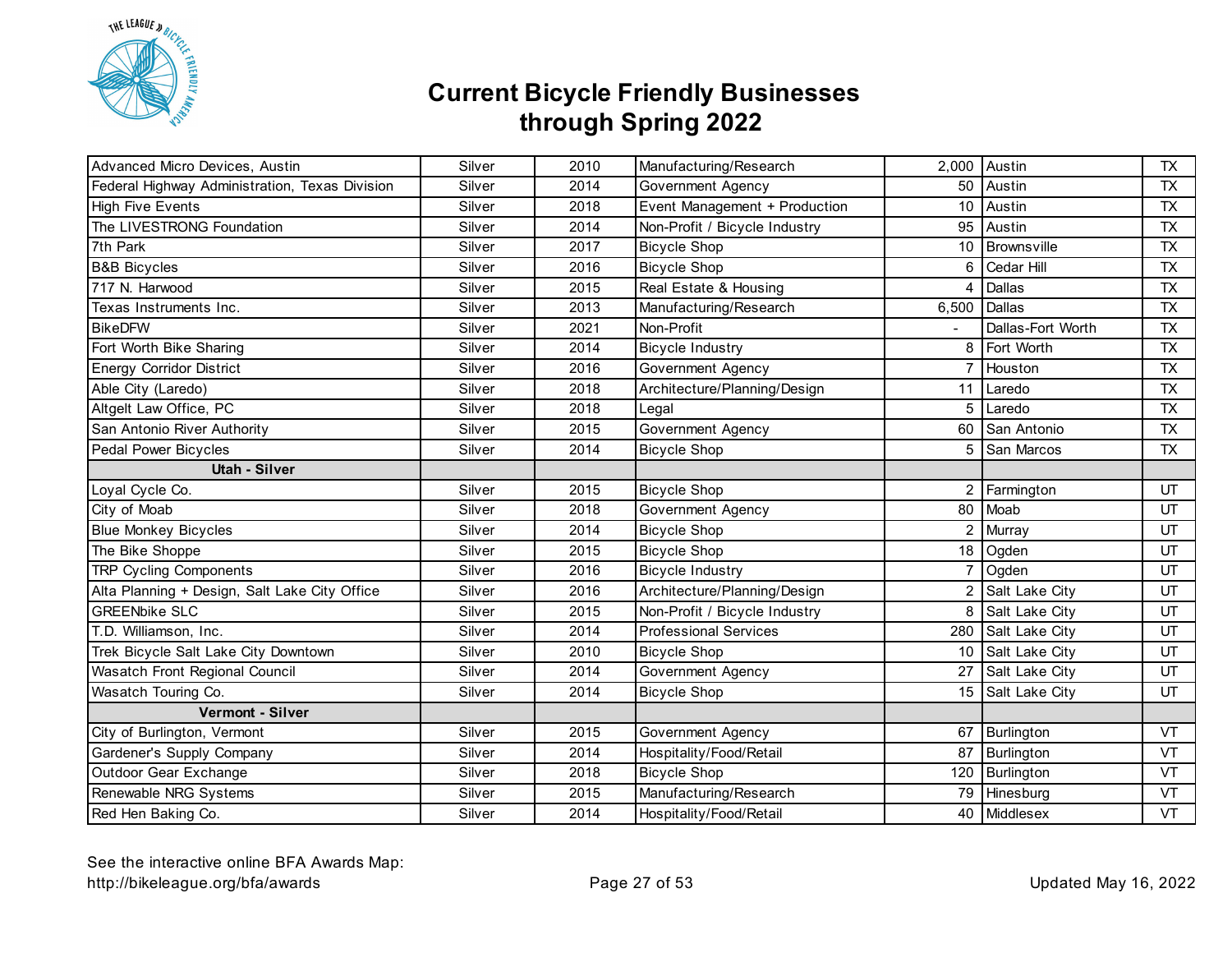# Current Bicycle Friendly Businesses through Spring 2022

| | | | | | | |
|---|---|---|---|---|---|---|
| Advanced Micro Devices, Austin | Silver | 2010 | Manufacturing/Research | 2,000 | Austin | TX |
| Federal Highway Administration, Texas Division | Silver | 2014 | Government Agency | 50 | Austin | TX |
| High Five Events | Silver | 2018 | Event Management + Production | 10 | Austin | TX |
| The LIVESTRONG Foundation | Silver | 2014 | Non-Profit / Bicycle Industry | 95 | Austin | TX |
| 7th Park | Silver | 2017 | Bicycle Shop | 10 | Brownsville | TX |
| B&B Bicycles | Silver | 2016 | Bicycle Shop | 6 | Cedar Hill | TX |
| 717 N. Harwood | Silver | 2015 | Real Estate & Housing | 4 | Dallas | TX |
| Texas Instruments Inc. | Silver | 2013 | Manufacturing/Research | 6,500 | Dallas | TX |
| BikeDFW | Silver | 2021 | Non-Profit | - | Dallas-Fort Worth | TX |
| Fort Worth Bike Sharing | Silver | 2014 | Bicycle Industry | 8 | Fort Worth | TX |
| Energy Corridor District | Silver | 2016 | Government Agency | 7 | Houston | TX |
| Able City (Laredo) | Silver | 2018 | Architecture/Planning/Design | 11 | Laredo | TX |
| Altgelt Law Office, PC | Silver | 2018 | Legal | 5 | Laredo | TX |
| San Antonio River Authority | Silver | 2015 | Government Agency | 60 | San Antonio | TX |
| Pedal Power Bicycles | Silver | 2014 | Bicycle Shop | 5 | San Marcos | TX |
| **Utah - Silver** | | | | | | |
| Loyal Cycle Co. | Silver | 2015 | Bicycle Shop | 2 | Farmington | UT |
| City of Moab | Silver | 2018 | Government Agency | 80 | Moab | UT |
| Blue Monkey Bicycles | Silver | 2014 | Bicycle Shop | 2 | Murray | UT |
| The Bike Shoppe | Silver | 2015 | Bicycle Shop | 18 | Ogden | UT |
| TRP Cycling Components | Silver | 2016 | Bicycle Industry | 7 | Ogden | UT |
| Alta Planning + Design, Salt Lake City Office | Silver | 2016 | Architecture/Planning/Design | 2 | Salt Lake City | UT |
| GREENbike SLC | Silver | 2015 | Non-Profit / Bicycle Industry | 8 | Salt Lake City | UT |
| T.D. Williamson, Inc. | Silver | 2014 | Professional Services | 280 | Salt Lake City | UT |
| Trek Bicycle Salt Lake City Downtown | Silver | 2010 | Bicycle Shop | 10 | Salt Lake City | UT |
| Wasatch Front Regional Council | Silver | 2014 | Government Agency | 27 | Salt Lake City | UT |
| Wasatch Touring Co. | Silver | 2014 | Bicycle Shop | 15 | Salt Lake City | UT |
| **Vermont - Silver** | | | | | | |
| City of Burlington, Vermont | Silver | 2015 | Government Agency | 67 | Burlington | VT |
| Gardener's Supply Company | Silver | 2014 | Hospitality/Food/Retail | 87 | Burlington | VT |
| Outdoor Gear Exchange | Silver | 2018 | Bicycle Shop | 120 | Burlington | VT |
| Renewable NRG Systems | Silver | 2015 | Manufacturing/Research | 79 | Hinesburg | VT |
| Red Hen Baking Co. | Silver | 2014 | Hospitality/Food/Retail | 40 | Middlesex | VT |

See the interactive online BFA Awards Map:
http://bikeleague.org/bfa/awards

Updated May 16, 2022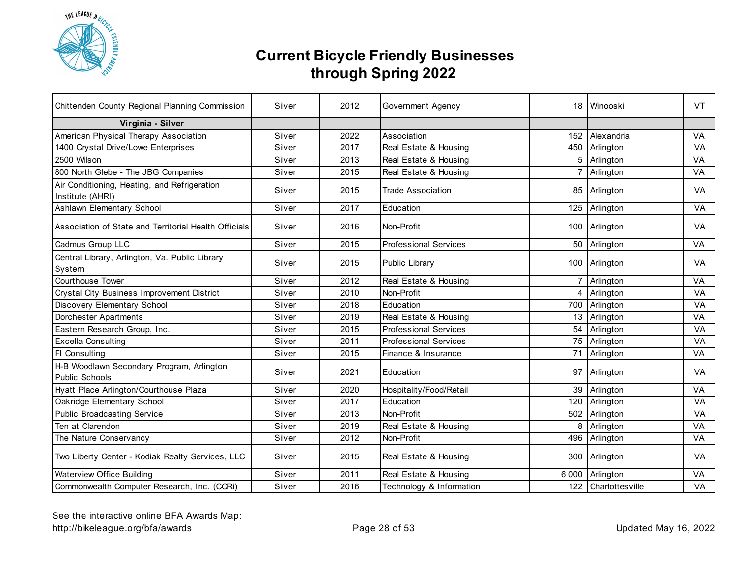# Current Bicycle Friendly Businesses through Spring 2022

| | | | | | | |
|---|---|---|---|---|---|---|
| Chittenden County Regional Planning Commission | Silver | 2012 | Government Agency | 18 | Winooski | VT |
| **Virginia - Silver** | | | | | | |
| American Physical Therapy Association | Silver | 2022 | Association | 152 | Alexandria | VA |
| 1400 Crystal Drive/Lowe Enterprises | Silver | 2017 | Real Estate & Housing | 450 | Arlington | VA |
| 2500 Wilson | Silver | 2013 | Real Estate & Housing | 5 | Arlington | VA |
| 800 North Glebe - The JBG Companies | Silver | 2015 | Real Estate & Housing | 7 | Arlington | VA |
| Air Conditioning, Heating, and Refrigeration Institute (AHRI) | Silver | 2015 | Trade Association | 85 | Arlington | VA |
| Ashlawn Elementary School | Silver | 2017 | Education | 125 | Arlington | VA |
| Association of State and Territorial Health Officials | Silver | 2016 | Non-Profit | 100 | Arlington | VA |
| Cadmus Group LLC | Silver | 2015 | Professional Services | 50 | Arlington | VA |
| Central Library, Arlington, Va. Public Library System | Silver | 2015 | Public Library | 100 | Arlington | VA |
| Courthouse Tower | Silver | 2012 | Real Estate & Housing | 7 | Arlington | VA |
| Crystal City Business Improvement District | Silver | 2010 | Non-Profit | 4 | Arlington | VA |
| Discovery Elementary School | Silver | 2018 | Education | 700 | Arlington | VA |
| Dorchester Apartments | Silver | 2019 | Real Estate & Housing | 13 | Arlington | VA |
| Eastern Research Group, Inc. | Silver | 2015 | Professional Services | 54 | Arlington | VA |
| Excella Consulting | Silver | 2011 | Professional Services | 75 | Arlington | VA |
| FI Consulting | Silver | 2015 | Finance & Insurance | 71 | Arlington | VA |
| H-B Woodlawn Secondary Program, Arlington Public Schools | Silver | 2021 | Education | 97 | Arlington | VA |
| Hyatt Place Arlington/Courthouse Plaza | Silver | 2020 | Hospitality/Food/Retail | 39 | Arlington | VA |
| Oakridge Elementary School | Silver | 2017 | Education | 120 | Arlington | VA |
| Public Broadcasting Service | Silver | 2013 | Non-Profit | 502 | Arlington | VA |
| Ten at Clarendon | Silver | 2019 | Real Estate & Housing | 8 | Arlington | VA |
| The Nature Conservancy | Silver | 2012 | Non-Profit | 496 | Arlington | VA |
| Two Liberty Center - Kodiak Realty Services, LLC | Silver | 2015 | Real Estate & Housing | 300 | Arlington | VA |
| Waterview Office Building | Silver | 2011 | Real Estate & Housing | 6,000 | Arlington | VA |
| Commonwealth Computer Research, Inc. (CCRi) | Silver | 2016 | Technology & Information | 122 | Charlottesville | VA |

See the interactive online BFA Awards Map:
http://bikeleague.org/bfa/awards

Updated May 16, 2022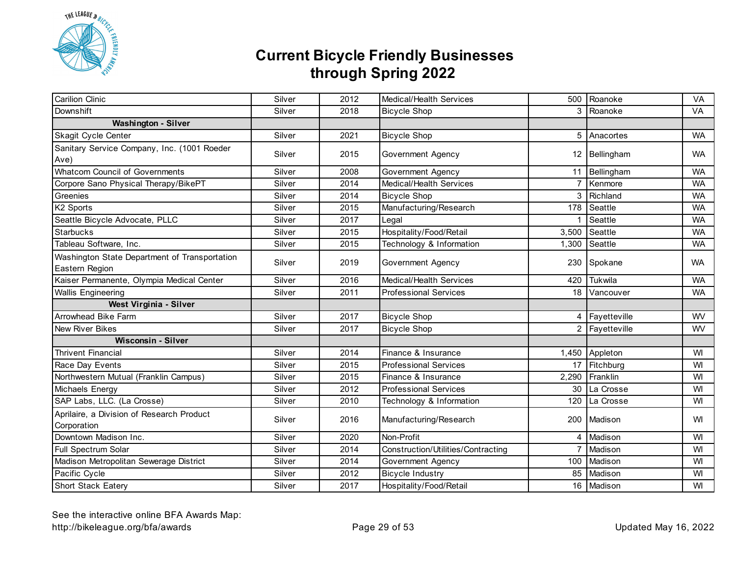# Current Bicycle Friendly Businesses through Spring 2022

| | | | | | | |
|---|---|---|---|---|---|---|
| Carilion Clinic | Silver | 2012 | Medical/Health Services | 500 | Roanoke | VA |
| Downshift | Silver | 2018 | Bicycle Shop | 3 | Roanoke | VA |
| **Washington - Silver** | | | | | | |
| Skagit Cycle Center | Silver | 2021 | Bicycle Shop | 5 | Anacortes | WA |
| Sanitary Service Company, Inc. (1001 Roeder Ave) | Silver | 2015 | Government Agency | 12 | Bellingham | WA |
| Whatcom Council of Governments | Silver | 2008 | Government Agency | 11 | Bellingham | WA |
| Corpore Sano Physical Therapy/BikePT | Silver | 2014 | Medical/Health Services | 7 | Kenmore | WA |
| Greenies | Silver | 2014 | Bicycle Shop | 3 | Richland | WA |
| K2 Sports | Silver | 2015 | Manufacturing/Research | 178 | Seattle | WA |
| Seattle Bicycle Advocate, PLLC | Silver | 2017 | Legal | 1 | Seattle | WA |
| Starbucks | Silver | 2015 | Hospitality/Food/Retail | 3,500 | Seattle | WA |
| Tableau Software, Inc. | Silver | 2015 | Technology & Information | 1,300 | Seattle | WA |
| Washington State Department of Transportation Eastern Region | Silver | 2019 | Government Agency | 230 | Spokane | WA |
| Kaiser Permanente, Olympia Medical Center | Silver | 2016 | Medical/Health Services | 420 | Tukwila | WA |
| Wallis Engineering | Silver | 2011 | Professional Services | 18 | Vancouver | WA |
| **West Virginia - Silver** | | | | | | |
| Arrowhead Bike Farm | Silver | 2017 | Bicycle Shop | 4 | Fayetteville | WV |
| New River Bikes | Silver | 2017 | Bicycle Shop | 2 | Fayetteville | WV |
| **Wisconsin - Silver** | | | | | | |
| Thrivent Financial | Silver | 2014 | Finance & Insurance | 1,450 | Appleton | WI |
| Race Day Events | Silver | 2015 | Professional Services | 17 | Fitchburg | WI |
| Northwestern Mutual (Franklin Campus) | Silver | 2015 | Finance & Insurance | 2,290 | Franklin | WI |
| Michaels Energy | Silver | 2012 | Professional Services | 30 | La Crosse | WI |
| SAP Labs, LLC. (La Crosse) | Silver | 2010 | Technology & Information | 120 | La Crosse | WI |
| Aprilaire, a Division of Research Product Corporation | Silver | 2016 | Manufacturing/Research | 200 | Madison | WI |
| Downtown Madison Inc. | Silver | 2020 | Non-Profit | 4 | Madison | WI |
| Full Spectrum Solar | Silver | 2014 | Construction/Utilities/Contracting | 7 | Madison | WI |
| Madison Metropolitan Sewerage District | Silver | 2014 | Government Agency | 100 | Madison | WI |
| Pacific Cycle | Silver | 2012 | Bicycle Industry | 85 | Madison | WI |
| Short Stack Eatery | Silver | 2017 | Hospitality/Food/Retail | 16 | Madison | WI |

See the interactive online BFA Awards Map:
http://bikeleague.org/bfa/awards

Updated May 16, 2022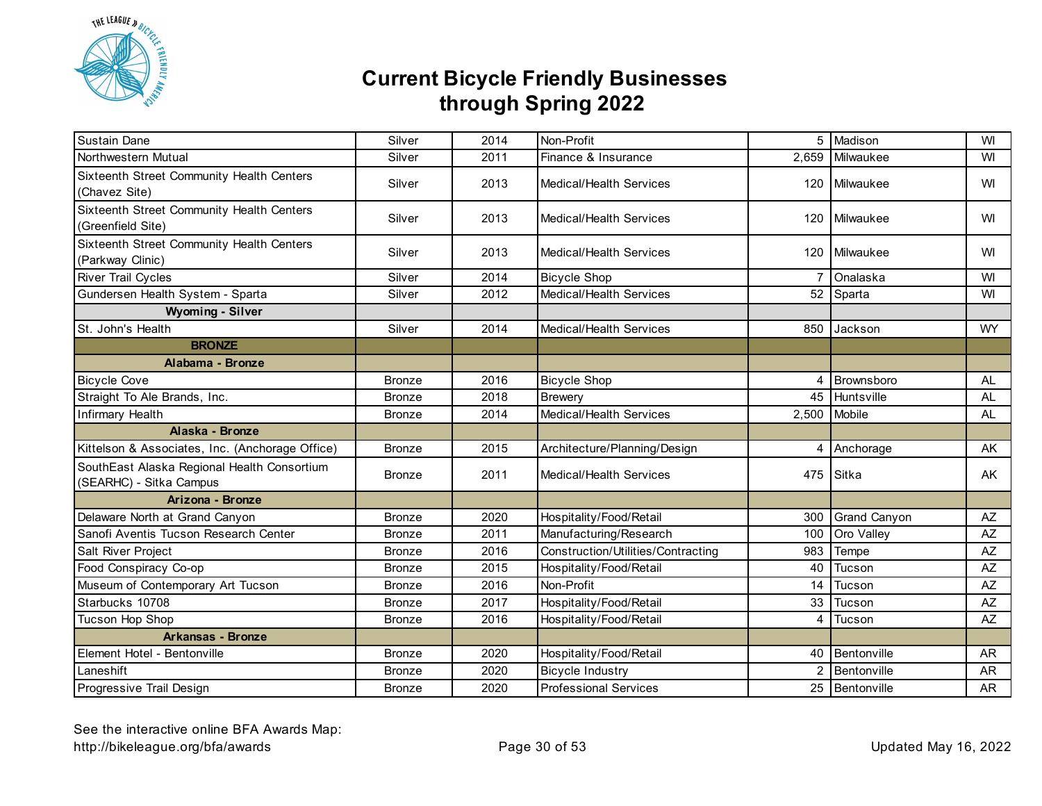# Current Bicycle Friendly Businesses through Spring 2022

| | | | | | | |
|---|---|---|---|---|---|---|
| Sustain Dane | Silver | 2014 | Non-Profit | 5 | Madison | WI |
| Northwestern Mutual | Silver | 2011 | Finance & Insurance | 2,659 | Milwaukee | WI |
| Sixteenth Street Community Health Centers (Chavez Site) | Silver | 2013 | Medical/Health Services | 120 | Milwaukee | WI |
| Sixteenth Street Community Health Centers (Greenfield Site) | Silver | 2013 | Medical/Health Services | 120 | Milwaukee | WI |
| Sixteenth Street Community Health Centers (Parkway Clinic) | Silver | 2013 | Medical/Health Services | 120 | Milwaukee | WI |
| River Trail Cycles | Silver | 2014 | Bicycle Shop | 7 | Onalaska | WI |
| Gundersen Health System - Sparta | Silver | 2012 | Medical/Health Services | 52 | Sparta | WI |
| **Wyoming - Silver** | | | | | | |
| St. John's Health | Silver | 2014 | Medical/Health Services | 850 | Jackson | WY |
| **BRONZE** | | | | | | |
| **Alabama - Bronze** | | | | | | |
| Bicycle Cove | Bronze | 2016 | Bicycle Shop | 4 | Brownsboro | AL |
| Straight To Ale Brands, Inc. | Bronze | 2018 | Brewery | 45 | Huntsville | AL |
| Infirmary Health | Bronze | 2014 | Medical/Health Services | 2,500 | Mobile | AL |
| **Alaska - Bronze** | | | | | | |
| Kittelson & Associates, Inc. (Anchorage Office) | Bronze | 2015 | Architecture/Planning/Design | 4 | Anchorage | AK |
| SouthEast Alaska Regional Health Consortium (SEARHC) - Sitka Campus | Bronze | 2011 | Medical/Health Services | 475 | Sitka | AK |
| **Arizona - Bronze** | | | | | | |
| Delaware North at Grand Canyon | Bronze | 2020 | Hospitality/Food/Retail | 300 | Grand Canyon | AZ |
| Sanofi Aventis Tucson Research Center | Bronze | 2011 | Manufacturing/Research | 100 | Oro Valley | AZ |
| Salt River Project | Bronze | 2016 | Construction/Utilities/Contracting | 983 | Tempe | AZ |
| Food Conspiracy Co-op | Bronze | 2015 | Hospitality/Food/Retail | 40 | Tucson | AZ |
| Museum of Contemporary Art Tucson | Bronze | 2016 | Non-Profit | 14 | Tucson | AZ |
| Starbucks 10708 | Bronze | 2017 | Hospitality/Food/Retail | 33 | Tucson | AZ |
| Tucson Hop Shop | Bronze | 2016 | Hospitality/Food/Retail | 4 | Tucson | AZ |
| **Arkansas - Bronze** | | | | | | |
| Element Hotel - Bentonville | Bronze | 2020 | Hospitality/Food/Retail | 40 | Bentonville | AR |
| Laneshift | Bronze | 2020 | Bicycle Industry | 2 | Bentonville | AR |
| Progressive Trail Design | Bronze | 2020 | Professional Services | 25 | Bentonville | AR |

See the interactive online BFA Awards Map:
http://bikeleague.org/bfa/awards

Updated May 16, 2022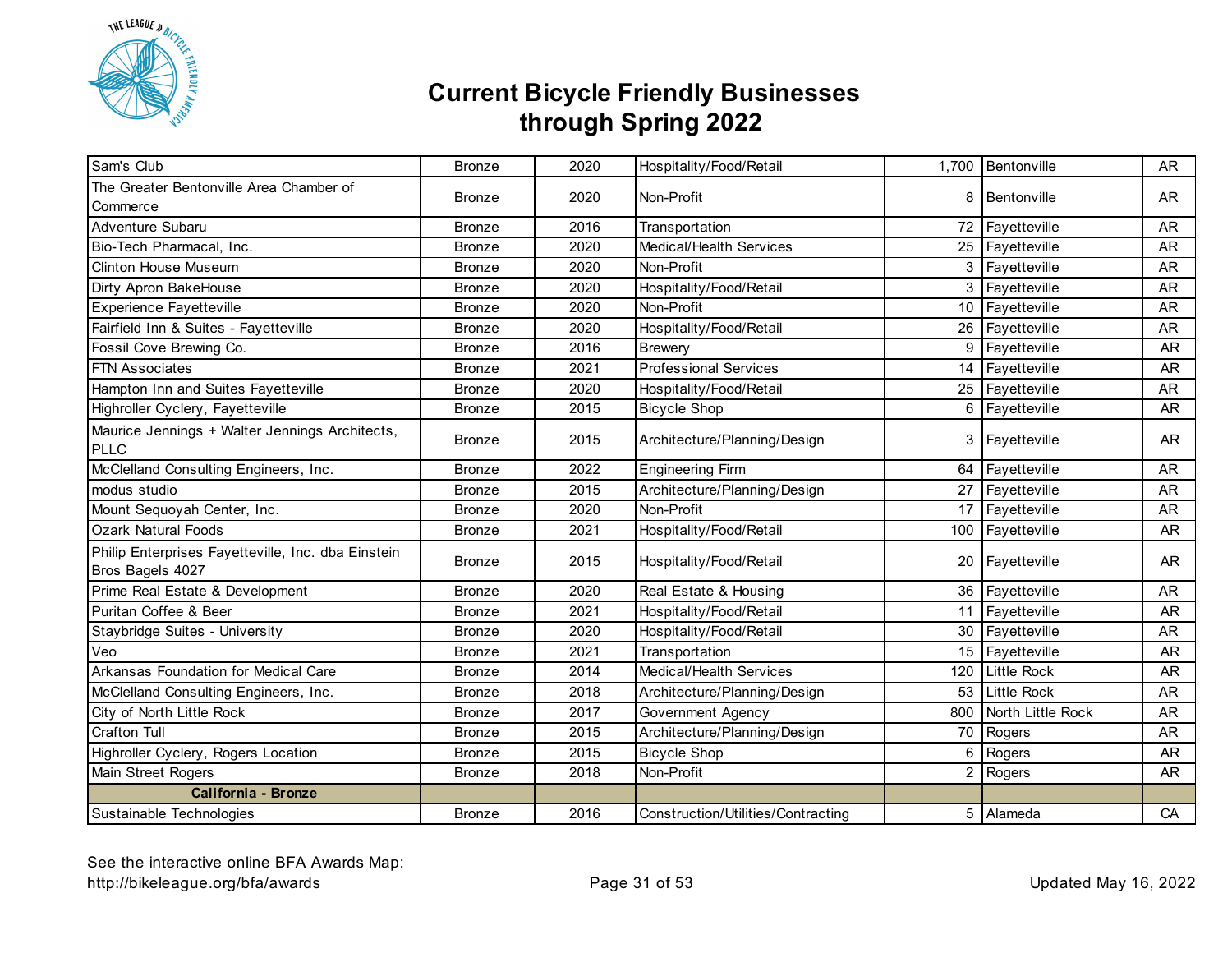# Current Bicycle Friendly Businesses through Spring 2022

| | | | | | | |
|---|---|---|---|---|---|---|
| Sam's Club | Bronze | 2020 | Hospitality/Food/Retail | 1,700 | Bentonville | AR |
| The Greater Bentonville Area Chamber of Commerce | Bronze | 2020 | Non-Profit | 8 | Bentonville | AR |
| Adventure Subaru | Bronze | 2016 | Transportation | 72 | Fayetteville | AR |
| Bio-Tech Pharmacal, Inc. | Bronze | 2020 | Medical/Health Services | 25 | Fayetteville | AR |
| Clinton House Museum | Bronze | 2020 | Non-Profit | 3 | Fayetteville | AR |
| Dirty Apron BakeHouse | Bronze | 2020 | Hospitality/Food/Retail | 3 | Fayetteville | AR |
| Experience Fayetteville | Bronze | 2020 | Non-Profit | 10 | Fayetteville | AR |
| Fairfield Inn & Suites - Fayetteville | Bronze | 2020 | Hospitality/Food/Retail | 26 | Fayetteville | AR |
| Fossil Cove Brewing Co. | Bronze | 2016 | Brewery | 9 | Fayetteville | AR |
| FTN Associates | Bronze | 2021 | Professional Services | 14 | Fayetteville | AR |
| Hampton Inn and Suites Fayetteville | Bronze | 2020 | Hospitality/Food/Retail | 25 | Fayetteville | AR |
| Highroller Cyclery, Fayetteville | Bronze | 2015 | Bicycle Shop | 6 | Fayetteville | AR |
| Maurice Jennings + Walter Jennings Architects, PLLC | Bronze | 2015 | Architecture/Planning/Design | 3 | Fayetteville | AR |
| McClelland Consulting Engineers, Inc. | Bronze | 2022 | Engineering Firm | 64 | Fayetteville | AR |
| modus studio | Bronze | 2015 | Architecture/Planning/Design | 27 | Fayetteville | AR |
| Mount Sequoyah Center, Inc. | Bronze | 2020 | Non-Profit | 17 | Fayetteville | AR |
| Ozark Natural Foods | Bronze | 2021 | Hospitality/Food/Retail | 100 | Fayetteville | AR |
| Philip Enterprises Fayetteville, Inc. dba Einstein Bros Bagels 4027 | Bronze | 2015 | Hospitality/Food/Retail | 20 | Fayetteville | AR |
| Prime Real Estate & Development | Bronze | 2020 | Real Estate & Housing | 36 | Fayetteville | AR |
| Puritan Coffee & Beer | Bronze | 2021 | Hospitality/Food/Retail | 11 | Fayetteville | AR |
| Staybridge Suites - University | Bronze | 2020 | Hospitality/Food/Retail | 30 | Fayetteville | AR |
| Veo | Bronze | 2021 | Transportation | 15 | Fayetteville | AR |
| Arkansas Foundation for Medical Care | Bronze | 2014 | Medical/Health Services | 120 | Little Rock | AR |
| McClelland Consulting Engineers, Inc. | Bronze | 2018 | Architecture/Planning/Design | 53 | Little Rock | AR |
| City of North Little Rock | Bronze | 2017 | Government Agency | 800 | North Little Rock | AR |
| Crafton Tull | Bronze | 2015 | Architecture/Planning/Design | 70 | Rogers | AR |
| Highroller Cyclery, Rogers Location | Bronze | 2015 | Bicycle Shop | 6 | Rogers | AR |
| Main Street Rogers | Bronze | 2018 | Non-Profit | 2 | Rogers | AR |
| **California - Bronze** | | | | | | |
| Sustainable Technologies | Bronze | 2016 | Construction/Utilities/Contracting | 5 | Alameda | CA |

See the interactive online BFA Awards Map:
http://bikeleague.org/bfa/awards

Updated May 16, 2022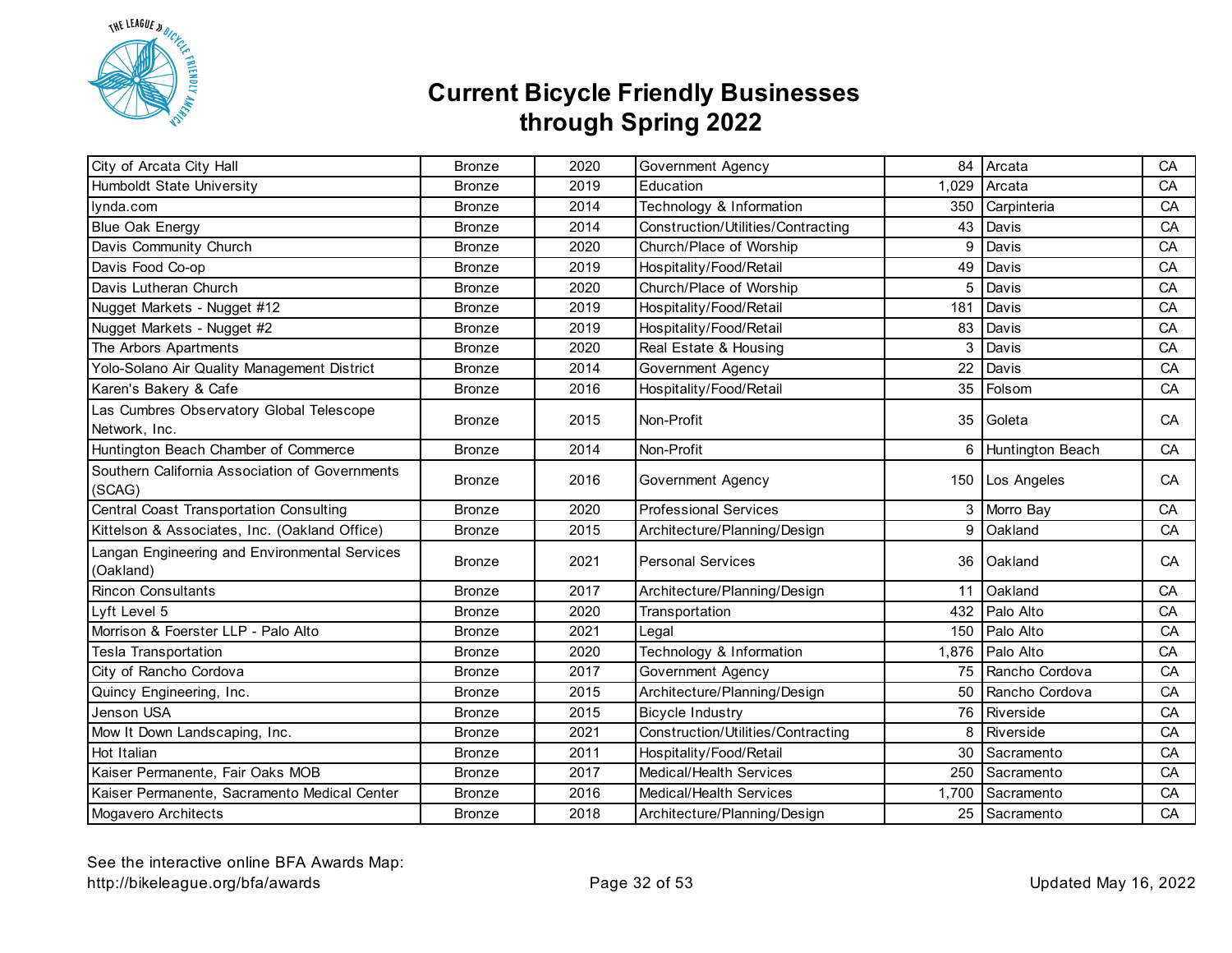# Current Bicycle Friendly Businesses through Spring 2022

| | | | | | | |
|---|---|---|---|---|---|---|
| City of Arcata City Hall | Bronze | 2020 | Government Agency | 84 | Arcata | CA |
| Humboldt State University | Bronze | 2019 | Education | 1,029 | Arcata | CA |
| lynda.com | Bronze | 2014 | Technology & Information | 350 | Carpinteria | CA |
| Blue Oak Energy | Bronze | 2014 | Construction/Utilities/Contracting | 43 | Davis | CA |
| Davis Community Church | Bronze | 2020 | Church/Place of Worship | 9 | Davis | CA |
| Davis Food Co-op | Bronze | 2019 | Hospitality/Food/Retail | 49 | Davis | CA |
| Davis Lutheran Church | Bronze | 2020 | Church/Place of Worship | 5 | Davis | CA |
| Nugget Markets - Nugget #12 | Bronze | 2019 | Hospitality/Food/Retail | 181 | Davis | CA |
| Nugget Markets - Nugget #2 | Bronze | 2019 | Hospitality/Food/Retail | 83 | Davis | CA |
| The Arbors Apartments | Bronze | 2020 | Real Estate & Housing | 3 | Davis | CA |
| Yolo-Solano Air Quality Management District | Bronze | 2014 | Government Agency | 22 | Davis | CA |
| Karen's Bakery & Cafe | Bronze | 2016 | Hospitality/Food/Retail | 35 | Folsom | CA |
| Las Cumbres Observatory Global Telescope Network, Inc. | Bronze | 2015 | Non-Profit | 35 | Goleta | CA |
| Huntington Beach Chamber of Commerce | Bronze | 2014 | Non-Profit | 6 | Huntington Beach | CA |
| Southern California Association of Governments (SCAG) | Bronze | 2016 | Government Agency | 150 | Los Angeles | CA |
| Central Coast Transportation Consulting | Bronze | 2020 | Professional Services | 3 | Morro Bay | CA |
| Kittelson & Associates, Inc. (Oakland Office) | Bronze | 2015 | Architecture/Planning/Design | 9 | Oakland | CA |
| Langan Engineering and Environmental Services (Oakland) | Bronze | 2021 | Personal Services | 36 | Oakland | CA |
| Rincon Consultants | Bronze | 2017 | Architecture/Planning/Design | 11 | Oakland | CA |
| Lyft Level 5 | Bronze | 2020 | Transportation | 432 | Palo Alto | CA |
| Morrison & Foerster LLP - Palo Alto | Bronze | 2021 | Legal | 150 | Palo Alto | CA |
| Tesla Transportation | Bronze | 2020 | Technology & Information | 1,876 | Palo Alto | CA |
| City of Rancho Cordova | Bronze | 2017 | Government Agency | 75 | Rancho Cordova | CA |
| Quincy Engineering, Inc. | Bronze | 2015 | Architecture/Planning/Design | 50 | Rancho Cordova | CA |
| Jenson USA | Bronze | 2015 | Bicycle Industry | 76 | Riverside | CA |
| Mow It Down Landscaping, Inc. | Bronze | 2021 | Construction/Utilities/Contracting | 8 | Riverside | CA |
| Hot Italian | Bronze | 2011 | Hospitality/Food/Retail | 30 | Sacramento | CA |
| Kaiser Permanente, Fair Oaks MOB | Bronze | 2017 | Medical/Health Services | 250 | Sacramento | CA |
| Kaiser Permanente, Sacramento Medical Center | Bronze | 2016 | Medical/Health Services | 1,700 | Sacramento | CA |
| Mogavero Architects | Bronze | 2018 | Architecture/Planning/Design | 25 | Sacramento | CA |

See the interactive online BFA Awards Map:
http://bikeleague.org/bfa/awards

Updated May 16, 2022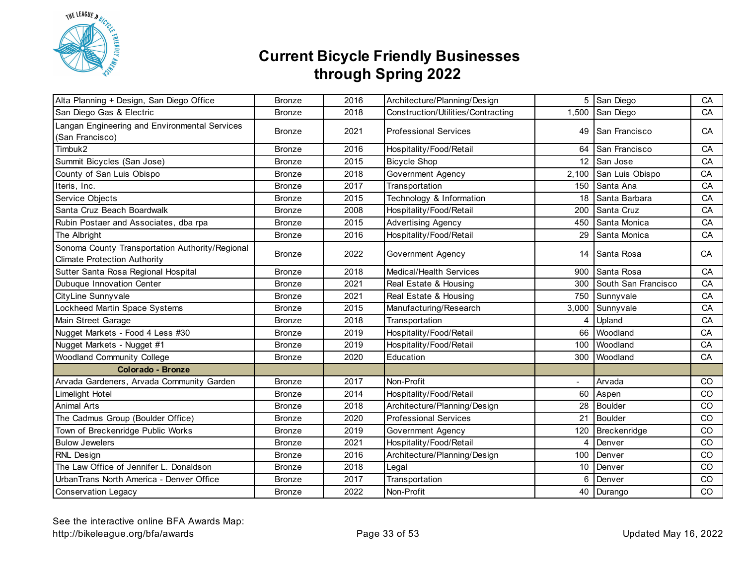# Current Bicycle Friendly Businesses through Spring 2022

| | | | | | | |
|---|---|---|---|---|---|---|
| Alta Planning + Design, San Diego Office | Bronze | 2016 | Architecture/Planning/Design | 5 | San Diego | CA |
| San Diego Gas & Electric | Bronze | 2018 | Construction/Utilities/Contracting | 1,500 | San Diego | CA |
| Langan Engineering and Environmental Services (San Francisco) | Bronze | 2021 | Professional Services | 49 | San Francisco | CA |
| Timbuk2 | Bronze | 2016 | Hospitality/Food/Retail | 64 | San Francisco | CA |
| Summit Bicycles (San Jose) | Bronze | 2015 | Bicycle Shop | 12 | San Jose | CA |
| County of San Luis Obispo | Bronze | 2018 | Government Agency | 2,100 | San Luis Obispo | CA |
| Iteris, Inc. | Bronze | 2017 | Transportation | 150 | Santa Ana | CA |
| Service Objects | Bronze | 2015 | Technology & Information | 18 | Santa Barbara | CA |
| Santa Cruz Beach Boardwalk | Bronze | 2008 | Hospitality/Food/Retail | 200 | Santa Cruz | CA |
| Rubin Postaer and Associates, dba rpa | Bronze | 2015 | Advertising Agency | 450 | Santa Monica | CA |
| The Albright | Bronze | 2016 | Hospitality/Food/Retail | 29 | Santa Monica | CA |
| Sonoma County Transportation Authority/Regional Climate Protection Authority | Bronze | 2022 | Government Agency | 14 | Santa Rosa | CA |
| Sutter Santa Rosa Regional Hospital | Bronze | 2018 | Medical/Health Services | 900 | Santa Rosa | CA |
| Dubuque Innovation Center | Bronze | 2021 | Real Estate & Housing | 300 | South San Francisco | CA |
| CityLine Sunnyvale | Bronze | 2021 | Real Estate & Housing | 750 | Sunnyvale | CA |
| Lockheed Martin Space Systems | Bronze | 2015 | Manufacturing/Research | 3,000 | Sunnyvale | CA |
| Main Street Garage | Bronze | 2018 | Transportation | 4 | Upland | CA |
| Nugget Markets - Food 4 Less #30 | Bronze | 2019 | Hospitality/Food/Retail | 66 | Woodland | CA |
| Nugget Markets - Nugget #1 | Bronze | 2019 | Hospitality/Food/Retail | 100 | Woodland | CA |
| Woodland Community College | Bronze | 2020 | Education | 300 | Woodland | CA |
| **Colorado - Bronze** | | | | | | |
| Arvada Gardeners, Arvada Community Garden | Bronze | 2017 | Non-Profit | - | Arvada | CO |
| Limelight Hotel | Bronze | 2014 | Hospitality/Food/Retail | 60 | Aspen | CO |
| Animal Arts | Bronze | 2018 | Architecture/Planning/Design | 28 | Boulder | CO |
| The Cadmus Group (Boulder Office) | Bronze | 2020 | Professional Services | 21 | Boulder | CO |
| Town of Breckenridge Public Works | Bronze | 2019 | Government Agency | 120 | Breckenridge | CO |
| Bulow Jewelers | Bronze | 2021 | Hospitality/Food/Retail | 4 | Denver | CO |
| RNL Design | Bronze | 2016 | Architecture/Planning/Design | 100 | Denver | CO |
| The Law Office of Jennifer L. Donaldson | Bronze | 2018 | Legal | 10 | Denver | CO |
| UrbanTrans North America - Denver Office | Bronze | 2017 | Transportation | 6 | Denver | CO |
| Conservation Legacy | Bronze | 2022 | Non-Profit | 40 | Durango | CO |

See the interactive online BFA Awards Map:
http://bikeleague.org/bfa/awards

Updated May 16, 2022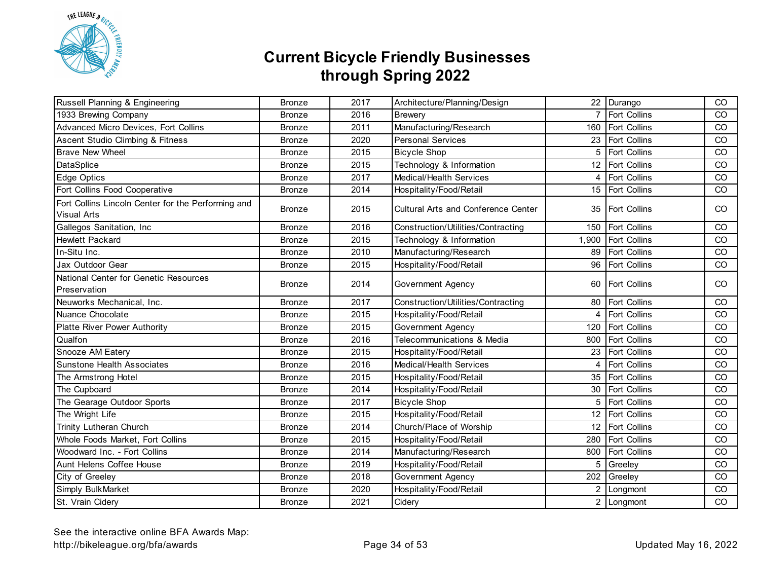# Current Bicycle Friendly Businesses through Spring 2022

| | | | | | | |
|---|---|---|---|---|---|---|
| Russell Planning & Engineering | Bronze | 2017 | Architecture/Planning/Design | 22 | Durango | CO |
| 1933 Brewing Company | Bronze | 2016 | Brewery | 7 | Fort Collins | CO |
| Advanced Micro Devices, Fort Collins | Bronze | 2011 | Manufacturing/Research | 160 | Fort Collins | CO |
| Ascent Studio Climbing & Fitness | Bronze | 2020 | Personal Services | 23 | Fort Collins | CO |
| Brave New Wheel | Bronze | 2015 | Bicycle Shop | 5 | Fort Collins | CO |
| DataSplice | Bronze | 2015 | Technology & Information | 12 | Fort Collins | CO |
| Edge Optics | Bronze | 2017 | Medical/Health Services | 4 | Fort Collins | CO |
| Fort Collins Food Cooperative | Bronze | 2014 | Hospitality/Food/Retail | 15 | Fort Collins | CO |
| Fort Collins Lincoln Center for the Performing and Visual Arts | Bronze | 2015 | Cultural Arts and Conference Center | 35 | Fort Collins | CO |
| Gallegos Sanitation, Inc | Bronze | 2016 | Construction/Utilities/Contracting | 150 | Fort Collins | CO |
| Hewlett Packard | Bronze | 2015 | Technology & Information | 1,900 | Fort Collins | CO |
| In-Situ Inc. | Bronze | 2010 | Manufacturing/Research | 89 | Fort Collins | CO |
| Jax Outdoor Gear | Bronze | 2015 | Hospitality/Food/Retail | 96 | Fort Collins | CO |
| National Center for Genetic Resources Preservation | Bronze | 2014 | Government Agency | 60 | Fort Collins | CO |
| Neuworks Mechanical, Inc. | Bronze | 2017 | Construction/Utilities/Contracting | 80 | Fort Collins | CO |
| Nuance Chocolate | Bronze | 2015 | Hospitality/Food/Retail | 4 | Fort Collins | CO |
| Platte River Power Authority | Bronze | 2015 | Government Agency | 120 | Fort Collins | CO |
| Qualfon | Bronze | 2016 | Telecommunications & Media | 800 | Fort Collins | CO |
| Snooze AM Eatery | Bronze | 2015 | Hospitality/Food/Retail | 23 | Fort Collins | CO |
| Sunstone Health Associates | Bronze | 2016 | Medical/Health Services | 4 | Fort Collins | CO |
| The Armstrong Hotel | Bronze | 2015 | Hospitality/Food/Retail | 35 | Fort Collins | CO |
| The Cupboard | Bronze | 2014 | Hospitality/Food/Retail | 30 | Fort Collins | CO |
| The Gearage Outdoor Sports | Bronze | 2017 | Bicycle Shop | 5 | Fort Collins | CO |
| The Wright Life | Bronze | 2015 | Hospitality/Food/Retail | 12 | Fort Collins | CO |
| Trinity Lutheran Church | Bronze | 2014 | Church/Place of Worship | 12 | Fort Collins | CO |
| Whole Foods Market, Fort Collins | Bronze | 2015 | Hospitality/Food/Retail | 280 | Fort Collins | CO |
| Woodward Inc. - Fort Collins | Bronze | 2014 | Manufacturing/Research | 800 | Fort Collins | CO |
| Aunt Helens Coffee House | Bronze | 2019 | Hospitality/Food/Retail | 5 | Greeley | CO |
| City of Greeley | Bronze | 2018 | Government Agency | 202 | Greeley | CO |
| Simply BulkMarket | Bronze | 2020 | Hospitality/Food/Retail | 2 | Longmont | CO |
| St. Vrain Cidery | Bronze | 2021 | Cidery | 2 | Longmont | CO |

See the interactive online BFA Awards Map:
http://bikeleague.org/bfa/awards

Updated May 16, 2022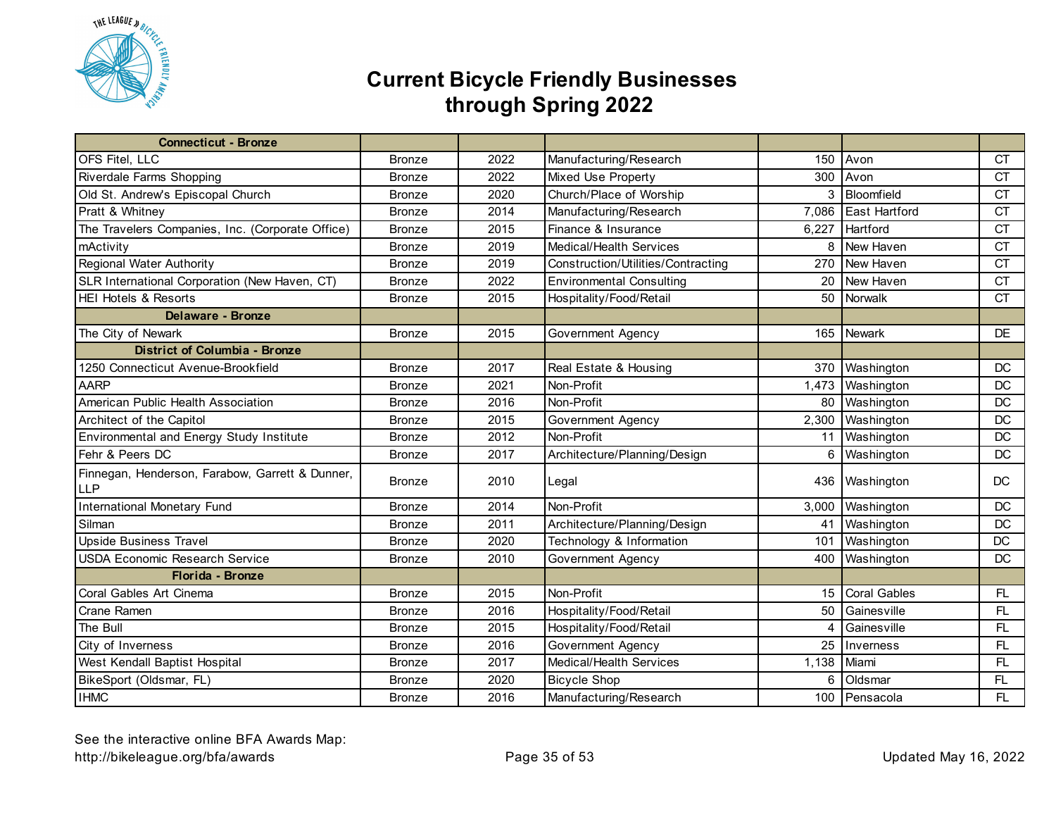# Current Bicycle Friendly Businesses through Spring 2022

| Connecticut - Bronze | | | | | | |
|---|---|---|---|---|---|---|
| OFS Fitel, LLC | Bronze | 2022 | Manufacturing/Research | 150 | Avon | CT |
| Riverdale Farms Shopping | Bronze | 2022 | Mixed Use Property | 300 | Avon | CT |
| Old St. Andrew's Episcopal Church | Bronze | 2020 | Church/Place of Worship | 3 | Bloomfield | CT |
| Pratt & Whitney | Bronze | 2014 | Manufacturing/Research | 7,086 | East Hartford | CT |
| The Travelers Companies, Inc. (Corporate Office) | Bronze | 2015 | Finance & Insurance | 6,227 | Hartford | CT |
| mActivity | Bronze | 2019 | Medical/Health Services | 8 | New Haven | CT |
| Regional Water Authority | Bronze | 2019 | Construction/Utilities/Contracting | 270 | New Haven | CT |
| SLR International Corporation (New Haven, CT) | Bronze | 2022 | Environmental Consulting | 20 | New Haven | CT |
| HEI Hotels & Resorts | Bronze | 2015 | Hospitality/Food/Retail | 50 | Norwalk | CT |
| **Delaware - Bronze** | | | | | | |
| The City of Newark | Bronze | 2015 | Government Agency | 165 | Newark | DE |
| **District of Columbia - Bronze** | | | | | | |
| 1250 Connecticut Avenue-Brookfield | Bronze | 2017 | Real Estate & Housing | 370 | Washington | DC |
| AARP | Bronze | 2021 | Non-Profit | 1,473 | Washington | DC |
| American Public Health Association | Bronze | 2016 | Non-Profit | 80 | Washington | DC |
| Architect of the Capitol | Bronze | 2015 | Government Agency | 2,300 | Washington | DC |
| Environmental and Energy Study Institute | Bronze | 2012 | Non-Profit | 11 | Washington | DC |
| Fehr & Peers DC | Bronze | 2017 | Architecture/Planning/Design | 6 | Washington | DC |
| Finnegan, Henderson, Farabow, Garrett & Dunner, LLP | Bronze | 2010 | Legal | 436 | Washington | DC |
| International Monetary Fund | Bronze | 2014 | Non-Profit | 3,000 | Washington | DC |
| Silman | Bronze | 2011 | Architecture/Planning/Design | 41 | Washington | DC |
| Upside Business Travel | Bronze | 2020 | Technology & Information | 101 | Washington | DC |
| USDA Economic Research Service | Bronze | 2010 | Government Agency | 400 | Washington | DC |
| **Florida - Bronze** | | | | | | |
| Coral Gables Art Cinema | Bronze | 2015 | Non-Profit | 15 | Coral Gables | FL |
| Crane Ramen | Bronze | 2016 | Hospitality/Food/Retail | 50 | Gainesville | FL |
| The Bull | Bronze | 2015 | Hospitality/Food/Retail | 4 | Gainesville | FL |
| City of Inverness | Bronze | 2016 | Government Agency | 25 | Inverness | FL |
| West Kendall Baptist Hospital | Bronze | 2017 | Medical/Health Services | 1,138 | Miami | FL |
| BikeSport (Oldsmar, FL) | Bronze | 2020 | Bicycle Shop | 6 | Oldsmar | FL |
| IHMC | Bronze | 2016 | Manufacturing/Research | 100 | Pensacola | FL |

See the interactive online BFA Awards Map:
http://bikeleague.org/bfa/awards

Updated May 16, 2022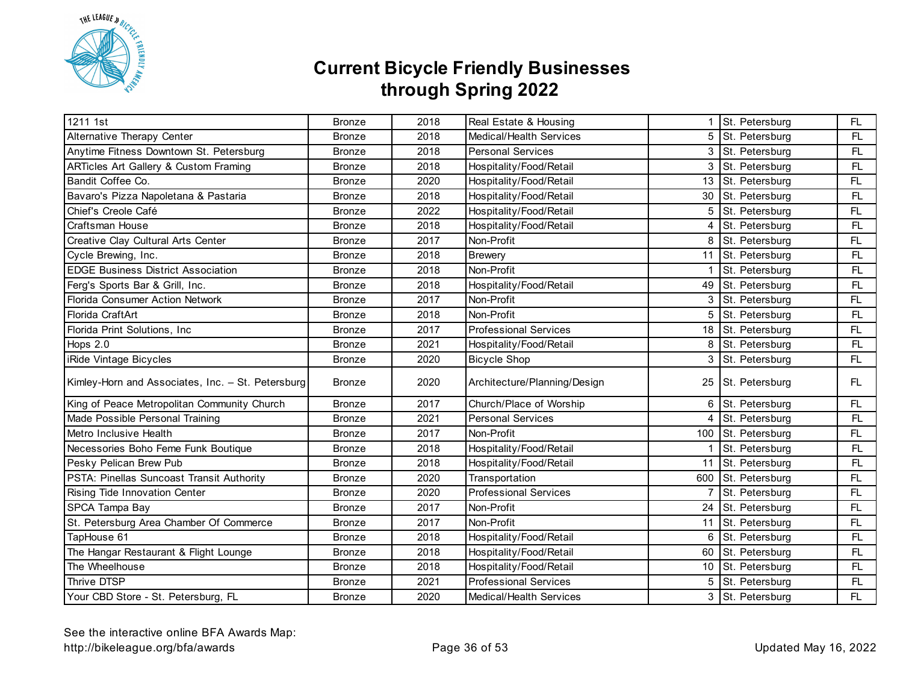# Current Bicycle Friendly Businesses through Spring 2022

| | | | | | | |
|---|---|---|---|---|---|---|
| 1211 1st | Bronze | 2018 | Real Estate & Housing | 1 | St. Petersburg | FL |
| Alternative Therapy Center | Bronze | 2018 | Medical/Health Services | 5 | St. Petersburg | FL |
| Anytime Fitness Downtown St. Petersburg | Bronze | 2018 | Personal Services | 3 | St. Petersburg | FL |
| ARTicles Art Gallery & Custom Framing | Bronze | 2018 | Hospitality/Food/Retail | 3 | St. Petersburg | FL |
| Bandit Coffee Co. | Bronze | 2020 | Hospitality/Food/Retail | 13 | St. Petersburg | FL |
| Bavaro's Pizza Napoletana & Pastaria | Bronze | 2018 | Hospitality/Food/Retail | 30 | St. Petersburg | FL |
| Chief's Creole Café | Bronze | 2022 | Hospitality/Food/Retail | 5 | St. Petersburg | FL |
| Craftsman House | Bronze | 2018 | Hospitality/Food/Retail | 4 | St. Petersburg | FL |
| Creative Clay Cultural Arts Center | Bronze | 2017 | Non-Profit | 8 | St. Petersburg | FL |
| Cycle Brewing, Inc. | Bronze | 2018 | Brewery | 11 | St. Petersburg | FL |
| EDGE Business District Association | Bronze | 2018 | Non-Profit | 1 | St. Petersburg | FL |
| Ferg's Sports Bar & Grill, Inc. | Bronze | 2018 | Hospitality/Food/Retail | 49 | St. Petersburg | FL |
| Florida Consumer Action Network | Bronze | 2017 | Non-Profit | 3 | St. Petersburg | FL |
| Florida CraftArt | Bronze | 2018 | Non-Profit | 5 | St. Petersburg | FL |
| Florida Print Solutions, Inc | Bronze | 2017 | Professional Services | 18 | St. Petersburg | FL |
| Hops 2.0 | Bronze | 2021 | Hospitality/Food/Retail | 8 | St. Petersburg | FL |
| iRide Vintage Bicycles | Bronze | 2020 | Bicycle Shop | 3 | St. Petersburg | FL |
| Kimley-Horn and Associates, Inc. – St. Petersburg | Bronze | 2020 | Architecture/Planning/Design | 25 | St. Petersburg | FL |
| King of Peace Metropolitan Community Church | Bronze | 2017 | Church/Place of Worship | 6 | St. Petersburg | FL |
| Made Possible Personal Training | Bronze | 2021 | Personal Services | 4 | St. Petersburg | FL |
| Metro Inclusive Health | Bronze | 2017 | Non-Profit | 100 | St. Petersburg | FL |
| Necessories Boho Feme Funk Boutique | Bronze | 2018 | Hospitality/Food/Retail | 1 | St. Petersburg | FL |
| Pesky Pelican Brew Pub | Bronze | 2018 | Hospitality/Food/Retail | 11 | St. Petersburg | FL |
| PSTA: Pinellas Suncoast Transit Authority | Bronze | 2020 | Transportation | 600 | St. Petersburg | FL |
| Rising Tide Innovation Center | Bronze | 2020 | Professional Services | 7 | St. Petersburg | FL |
| SPCA Tampa Bay | Bronze | 2017 | Non-Profit | 24 | St. Petersburg | FL |
| St. Petersburg Area Chamber Of Commerce | Bronze | 2017 | Non-Profit | 11 | St. Petersburg | FL |
| TapHouse 61 | Bronze | 2018 | Hospitality/Food/Retail | 6 | St. Petersburg | FL |
| The Hangar Restaurant & Flight Lounge | Bronze | 2018 | Hospitality/Food/Retail | 60 | St. Petersburg | FL |
| The Wheelhouse | Bronze | 2018 | Hospitality/Food/Retail | 10 | St. Petersburg | FL |
| Thrive DTSP | Bronze | 2021 | Professional Services | 5 | St. Petersburg | FL |
| Your CBD Store - St. Petersburg, FL | Bronze | 2020 | Medical/Health Services | 3 | St. Petersburg | FL |

See the interactive online BFA Awards Map:
http://bikeleague.org/bfa/awards

Updated May 16, 2022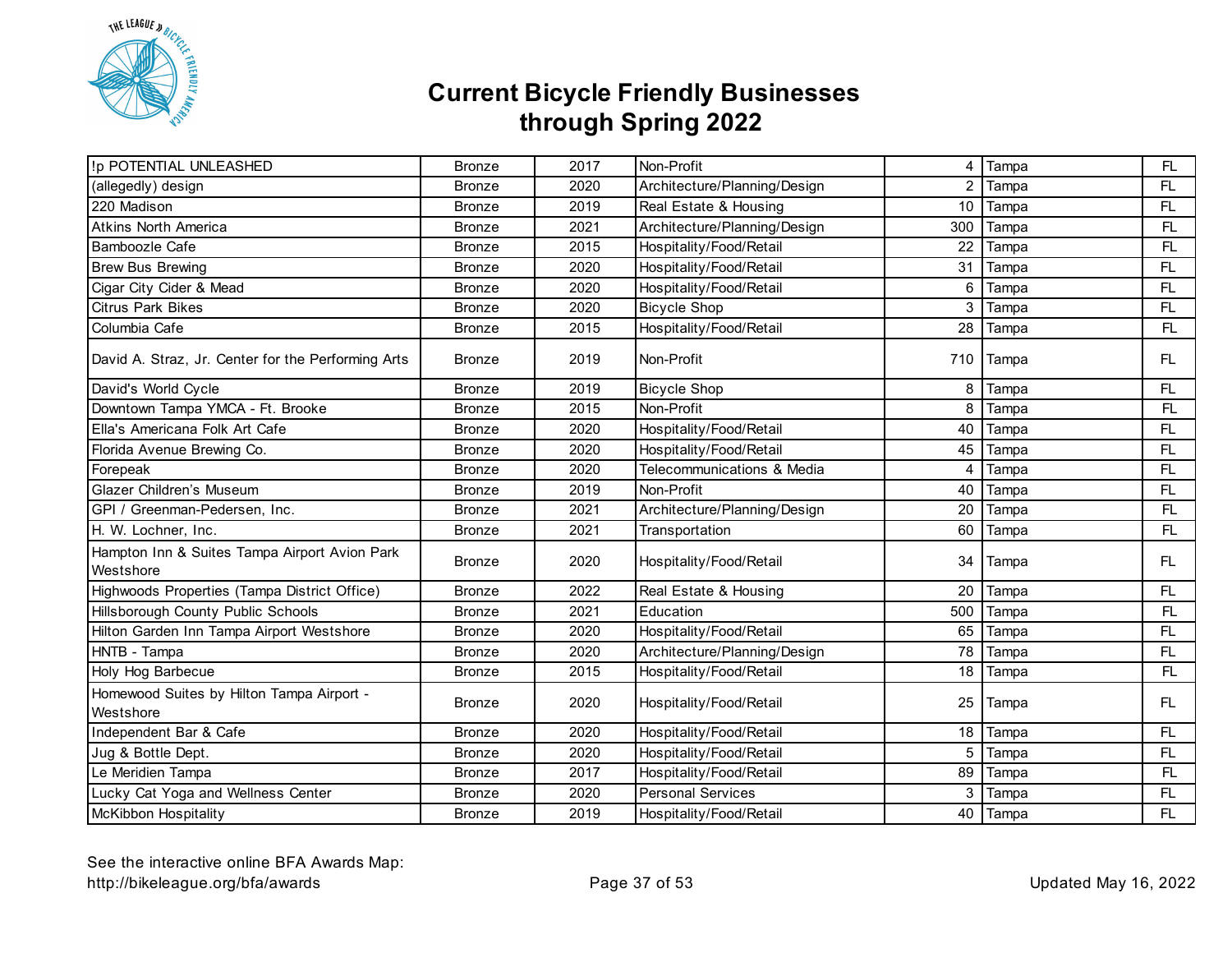# Current Bicycle Friendly Businesses through Spring 2022

| | | | | | | |
|---|---|---|---|---|---|---|
| !p POTENTIAL UNLEASHED | Bronze | 2017 | Non-Profit | 4 | Tampa | FL |
| (allegedly) design | Bronze | 2020 | Architecture/Planning/Design | 2 | Tampa | FL |
| 220 Madison | Bronze | 2019 | Real Estate & Housing | 10 | Tampa | FL |
| Atkins North America | Bronze | 2021 | Architecture/Planning/Design | 300 | Tampa | FL |
| Bamboozle Cafe | Bronze | 2015 | Hospitality/Food/Retail | 22 | Tampa | FL |
| Brew Bus Brewing | Bronze | 2020 | Hospitality/Food/Retail | 31 | Tampa | FL |
| Cigar City Cider & Mead | Bronze | 2020 | Hospitality/Food/Retail | 6 | Tampa | FL |
| Citrus Park Bikes | Bronze | 2020 | Bicycle Shop | 3 | Tampa | FL |
| Columbia Cafe | Bronze | 2015 | Hospitality/Food/Retail | 28 | Tampa | FL |
| David A. Straz, Jr. Center for the Performing Arts | Bronze | 2019 | Non-Profit | 710 | Tampa | FL |
| David's World Cycle | Bronze | 2019 | Bicycle Shop | 8 | Tampa | FL |
| Downtown Tampa YMCA - Ft. Brooke | Bronze | 2015 | Non-Profit | 8 | Tampa | FL |
| Ella's Americana Folk Art Cafe | Bronze | 2020 | Hospitality/Food/Retail | 40 | Tampa | FL |
| Florida Avenue Brewing Co. | Bronze | 2020 | Hospitality/Food/Retail | 45 | Tampa | FL |
| Forepeak | Bronze | 2020 | Telecommunications & Media | 4 | Tampa | FL |
| Glazer Children's Museum | Bronze | 2019 | Non-Profit | 40 | Tampa | FL |
| GPI / Greenman-Pedersen, Inc. | Bronze | 2021 | Architecture/Planning/Design | 20 | Tampa | FL |
| H. W. Lochner, Inc. | Bronze | 2021 | Transportation | 60 | Tampa | FL |
| Hampton Inn & Suites Tampa Airport Avion Park Westshore | Bronze | 2020 | Hospitality/Food/Retail | 34 | Tampa | FL |
| Highwoods Properties (Tampa District Office) | Bronze | 2022 | Real Estate & Housing | 20 | Tampa | FL |
| Hillsborough County Public Schools | Bronze | 2021 | Education | 500 | Tampa | FL |
| Hilton Garden Inn Tampa Airport Westshore | Bronze | 2020 | Hospitality/Food/Retail | 65 | Tampa | FL |
| HNTB - Tampa | Bronze | 2020 | Architecture/Planning/Design | 78 | Tampa | FL |
| Holy Hog Barbecue | Bronze | 2015 | Hospitality/Food/Retail | 18 | Tampa | FL |
| Homewood Suites by Hilton Tampa Airport - Westshore | Bronze | 2020 | Hospitality/Food/Retail | 25 | Tampa | FL |
| Independent Bar & Cafe | Bronze | 2020 | Hospitality/Food/Retail | 18 | Tampa | FL |
| Jug & Bottle Dept. | Bronze | 2020 | Hospitality/Food/Retail | 5 | Tampa | FL |
| Le Meridien Tampa | Bronze | 2017 | Hospitality/Food/Retail | 89 | Tampa | FL |
| Lucky Cat Yoga and Wellness Center | Bronze | 2020 | Personal Services | 3 | Tampa | FL |
| McKibbon Hospitality | Bronze | 2019 | Hospitality/Food/Retail | 40 | Tampa | FL |

See the interactive online BFA Awards Map:
http://bikeleague.org/bfa/awards

Updated May 16, 2022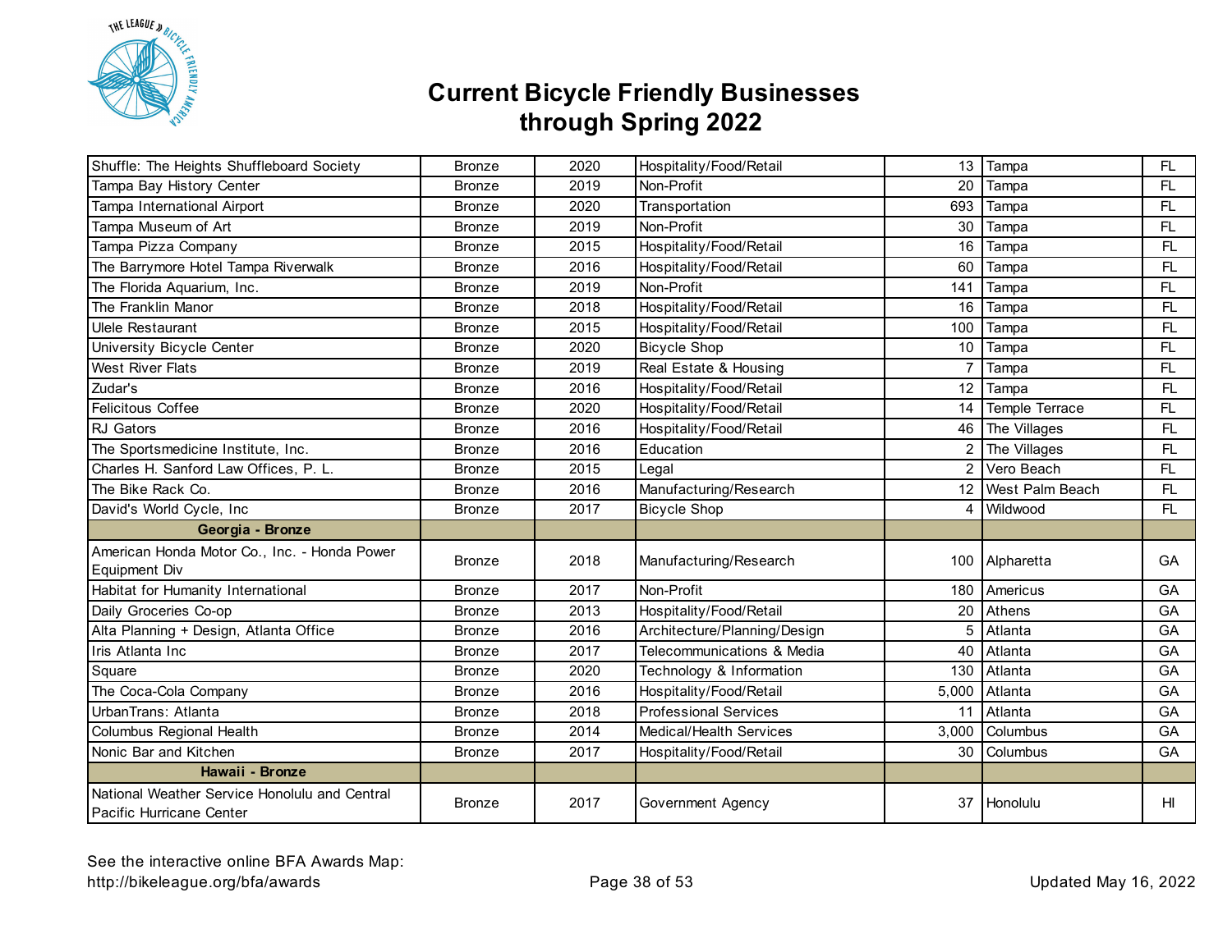# Current Bicycle Friendly Businesses through Spring 2022

| | | | | | | |
|---|---|---|---|---|---|---|
| Shuffle: The Heights Shuffleboard Society | Bronze | 2020 | Hospitality/Food/Retail | 13 | Tampa | FL |
| Tampa Bay History Center | Bronze | 2019 | Non-Profit | 20 | Tampa | FL |
| Tampa International Airport | Bronze | 2020 | Transportation | 693 | Tampa | FL |
| Tampa Museum of Art | Bronze | 2019 | Non-Profit | 30 | Tampa | FL |
| Tampa Pizza Company | Bronze | 2015 | Hospitality/Food/Retail | 16 | Tampa | FL |
| The Barrymore Hotel Tampa Riverwalk | Bronze | 2016 | Hospitality/Food/Retail | 60 | Tampa | FL |
| The Florida Aquarium, Inc. | Bronze | 2019 | Non-Profit | 141 | Tampa | FL |
| The Franklin Manor | Bronze | 2018 | Hospitality/Food/Retail | 16 | Tampa | FL |
| Ulele Restaurant | Bronze | 2015 | Hospitality/Food/Retail | 100 | Tampa | FL |
| University Bicycle Center | Bronze | 2020 | Bicycle Shop | 10 | Tampa | FL |
| West River Flats | Bronze | 2019 | Real Estate & Housing | 7 | Tampa | FL |
| Zudar's | Bronze | 2016 | Hospitality/Food/Retail | 12 | Tampa | FL |
| Felicitous Coffee | Bronze | 2020 | Hospitality/Food/Retail | 14 | Temple Terrace | FL |
| RJ Gators | Bronze | 2016 | Hospitality/Food/Retail | 46 | The Villages | FL |
| The Sportsmedicine Institute, Inc. | Bronze | 2016 | Education | 2 | The Villages | FL |
| Charles H. Sanford Law Offices, P. L. | Bronze | 2015 | Legal | 2 | Vero Beach | FL |
| The Bike Rack Co. | Bronze | 2016 | Manufacturing/Research | 12 | West Palm Beach | FL |
| David's World Cycle, Inc | Bronze | 2017 | Bicycle Shop | 4 | Wildwood | FL |
| **Georgia - Bronze** | | | | | | |
| American Honda Motor Co., Inc. - Honda Power Equipment Div | Bronze | 2018 | Manufacturing/Research | 100 | Alpharetta | GA |
| Habitat for Humanity International | Bronze | 2017 | Non-Profit | 180 | Americus | GA |
| Daily Groceries Co-op | Bronze | 2013 | Hospitality/Food/Retail | 20 | Athens | GA |
| Alta Planning + Design, Atlanta Office | Bronze | 2016 | Architecture/Planning/Design | 5 | Atlanta | GA |
| Iris Atlanta Inc | Bronze | 2017 | Telecommunications & Media | 40 | Atlanta | GA |
| Square | Bronze | 2020 | Technology & Information | 130 | Atlanta | GA |
| The Coca-Cola Company | Bronze | 2016 | Hospitality/Food/Retail | 5,000 | Atlanta | GA |
| UrbanTrans: Atlanta | Bronze | 2018 | Professional Services | 11 | Atlanta | GA |
| Columbus Regional Health | Bronze | 2014 | Medical/Health Services | 3,000 | Columbus | GA |
| Nonic Bar and Kitchen | Bronze | 2017 | Hospitality/Food/Retail | 30 | Columbus | GA |
| **Hawaii - Bronze** | | | | | | |
| National Weather Service Honolulu and Central Pacific Hurricane Center | Bronze | 2017 | Government Agency | 37 | Honolulu | HI |

See the interactive online BFA Awards Map:
http://bikeleague.org/bfa/awards

Updated May 16, 2022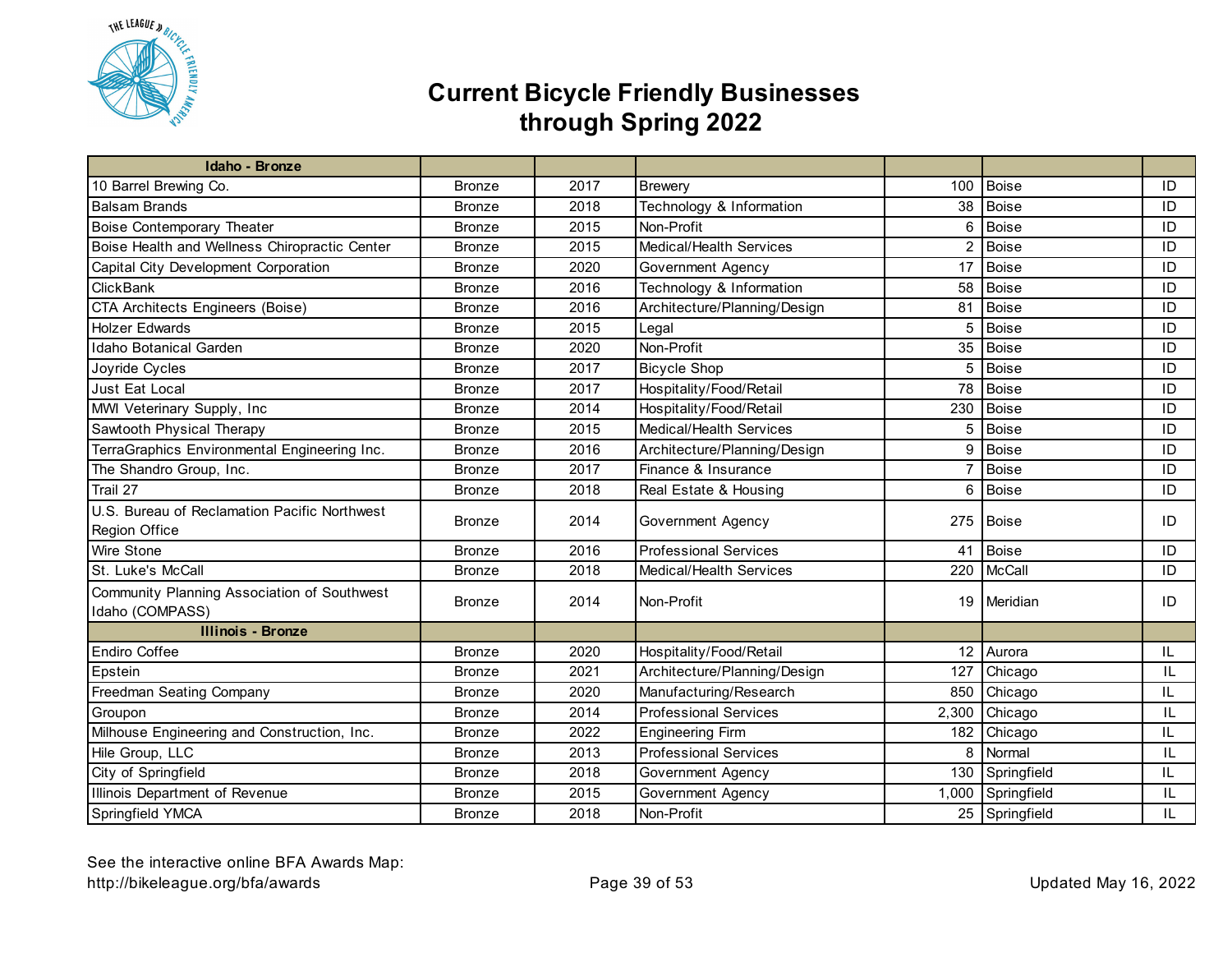# Current Bicycle Friendly Businesses through Spring 2022

| Idaho - Bronze | | | | | | |
|---|---|---|---|---|---|---|
| 10 Barrel Brewing Co. | Bronze | 2017 | Brewery | 100 | Boise | ID |
| Balsam Brands | Bronze | 2018 | Technology & Information | 38 | Boise | ID |
| Boise Contemporary Theater | Bronze | 2015 | Non-Profit | 6 | Boise | ID |
| Boise Health and Wellness Chiropractic Center | Bronze | 2015 | Medical/Health Services | 2 | Boise | ID |
| Capital City Development Corporation | Bronze | 2020 | Government Agency | 17 | Boise | ID |
| ClickBank | Bronze | 2016 | Technology & Information | 58 | Boise | ID |
| CTA Architects Engineers (Boise) | Bronze | 2016 | Architecture/Planning/Design | 81 | Boise | ID |
| Holzer Edwards | Bronze | 2015 | Legal | 5 | Boise | ID |
| Idaho Botanical Garden | Bronze | 2020 | Non-Profit | 35 | Boise | ID |
| Joyride Cycles | Bronze | 2017 | Bicycle Shop | 5 | Boise | ID |
| Just Eat Local | Bronze | 2017 | Hospitality/Food/Retail | 78 | Boise | ID |
| MWI Veterinary Supply, Inc | Bronze | 2014 | Hospitality/Food/Retail | 230 | Boise | ID |
| Sawtooth Physical Therapy | Bronze | 2015 | Medical/Health Services | 5 | Boise | ID |
| TerraGraphics Environmental Engineering Inc. | Bronze | 2016 | Architecture/Planning/Design | 9 | Boise | ID |
| The Shandro Group, Inc. | Bronze | 2017 | Finance & Insurance | 7 | Boise | ID |
| Trail 27 | Bronze | 2018 | Real Estate & Housing | 6 | Boise | ID |
| U.S. Bureau of Reclamation Pacific Northwest Region Office | Bronze | 2014 | Government Agency | 275 | Boise | ID |
| Wire Stone | Bronze | 2016 | Professional Services | 41 | Boise | ID |
| St. Luke's McCall | Bronze | 2018 | Medical/Health Services | 220 | McCall | ID |
| Community Planning Association of Southwest Idaho (COMPASS) | Bronze | 2014 | Non-Profit | 19 | Meridian | ID |
| **Illinois - Bronze** | | | | | | |
| Endiro Coffee | Bronze | 2020 | Hospitality/Food/Retail | 12 | Aurora | IL |
| Epstein | Bronze | 2021 | Architecture/Planning/Design | 127 | Chicago | IL |
| Freedman Seating Company | Bronze | 2020 | Manufacturing/Research | 850 | Chicago | IL |
| Groupon | Bronze | 2014 | Professional Services | 2,300 | Chicago | IL |
| Milhouse Engineering and Construction, Inc. | Bronze | 2022 | Engineering Firm | 182 | Chicago | IL |
| Hile Group, LLC | Bronze | 2013 | Professional Services | 8 | Normal | IL |
| City of Springfield | Bronze | 2018 | Government Agency | 130 | Springfield | IL |
| Illinois Department of Revenue | Bronze | 2015 | Government Agency | 1,000 | Springfield | IL |
| Springfield YMCA | Bronze | 2018 | Non-Profit | 25 | Springfield | IL |

See the interactive online BFA Awards Map:
http://bikeleague.org/bfa/awards

Updated May 16, 2022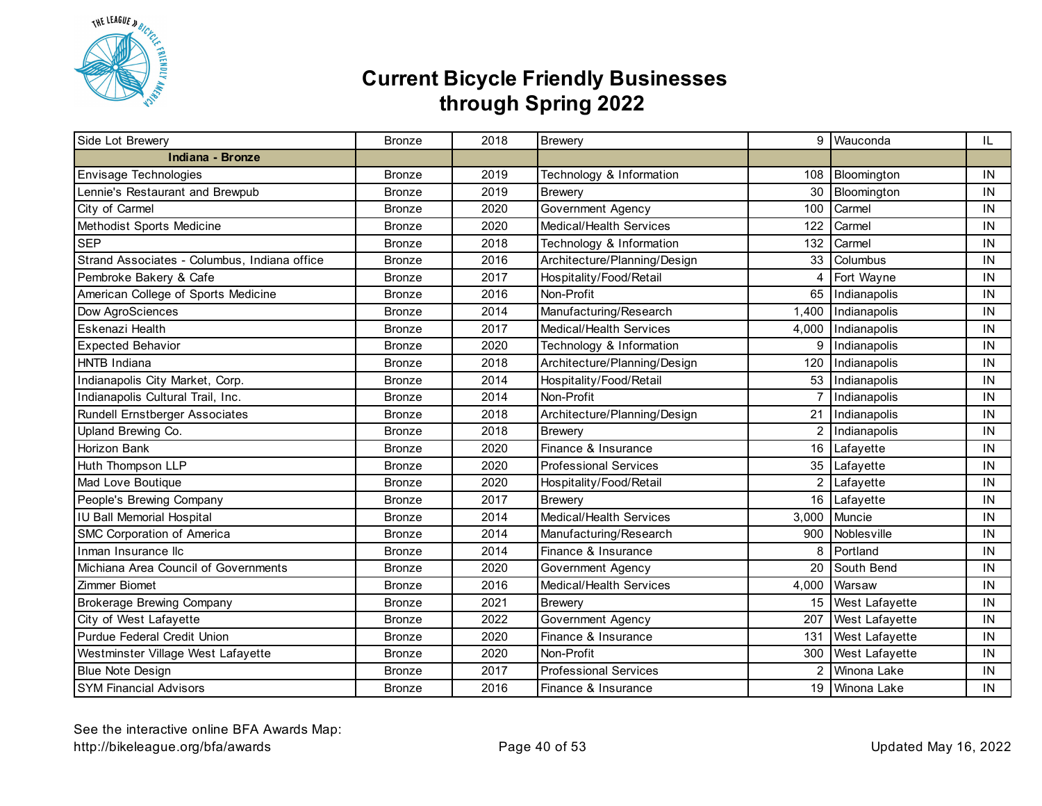# Current Bicycle Friendly Businesses through Spring 2022

| | | | | | | |
|---|---|---|---|---|---|---|
| Side Lot Brewery | Bronze | 2018 | Brewery | 9 | Wauconda | IL |
| **Indiana - Bronze** | | | | | | |
| Envisage Technologies | Bronze | 2019 | Technology & Information | 108 | Bloomington | IN |
| Lennie's Restaurant and Brewpub | Bronze | 2019 | Brewery | 30 | Bloomington | IN |
| City of Carmel | Bronze | 2020 | Government Agency | 100 | Carmel | IN |
| Methodist Sports Medicine | Bronze | 2020 | Medical/Health Services | 122 | Carmel | IN |
| SEP | Bronze | 2018 | Technology & Information | 132 | Carmel | IN |
| Strand Associates - Columbus, Indiana office | Bronze | 2016 | Architecture/Planning/Design | 33 | Columbus | IN |
| Pembroke Bakery & Cafe | Bronze | 2017 | Hospitality/Food/Retail | 4 | Fort Wayne | IN |
| American College of Sports Medicine | Bronze | 2016 | Non-Profit | 65 | Indianapolis | IN |
| Dow AgroSciences | Bronze | 2014 | Manufacturing/Research | 1,400 | Indianapolis | IN |
| Eskenazi Health | Bronze | 2017 | Medical/Health Services | 4,000 | Indianapolis | IN |
| Expected Behavior | Bronze | 2020 | Technology & Information | 9 | Indianapolis | IN |
| HNTB Indiana | Bronze | 2018 | Architecture/Planning/Design | 120 | Indianapolis | IN |
| Indianapolis City Market, Corp. | Bronze | 2014 | Hospitality/Food/Retail | 53 | Indianapolis | IN |
| Indianapolis Cultural Trail, Inc. | Bronze | 2014 | Non-Profit | 7 | Indianapolis | IN |
| Rundell Ernstberger Associates | Bronze | 2018 | Architecture/Planning/Design | 21 | Indianapolis | IN |
| Upland Brewing Co. | Bronze | 2018 | Brewery | 2 | Indianapolis | IN |
| Horizon Bank | Bronze | 2020 | Finance & Insurance | 16 | Lafayette | IN |
| Huth Thompson LLP | Bronze | 2020 | Professional Services | 35 | Lafayette | IN |
| Mad Love Boutique | Bronze | 2020 | Hospitality/Food/Retail | 2 | Lafayette | IN |
| People's Brewing Company | Bronze | 2017 | Brewery | 16 | Lafayette | IN |
| IU Ball Memorial Hospital | Bronze | 2014 | Medical/Health Services | 3,000 | Muncie | IN |
| SMC Corporation of America | Bronze | 2014 | Manufacturing/Research | 900 | Noblesville | IN |
| Inman Insurance llc | Bronze | 2014 | Finance & Insurance | 8 | Portland | IN |
| Michiana Area Council of Governments | Bronze | 2020 | Government Agency | 20 | South Bend | IN |
| Zimmer Biomet | Bronze | 2016 | Medical/Health Services | 4,000 | Warsaw | IN |
| Brokerage Brewing Company | Bronze | 2021 | Brewery | 15 | West Lafayette | IN |
| City of West Lafayette | Bronze | 2022 | Government Agency | 207 | West Lafayette | IN |
| Purdue Federal Credit Union | Bronze | 2020 | Finance & Insurance | 131 | West Lafayette | IN |
| Westminster Village West Lafayette | Bronze | 2020 | Non-Profit | 300 | West Lafayette | IN |
| Blue Note Design | Bronze | 2017 | Professional Services | 2 | Winona Lake | IN |
| SYM Financial Advisors | Bronze | 2016 | Finance & Insurance | 19 | Winona Lake | IN |

See the interactive online BFA Awards Map:
http://bikeleague.org/bfa/awards

Updated May 16, 2022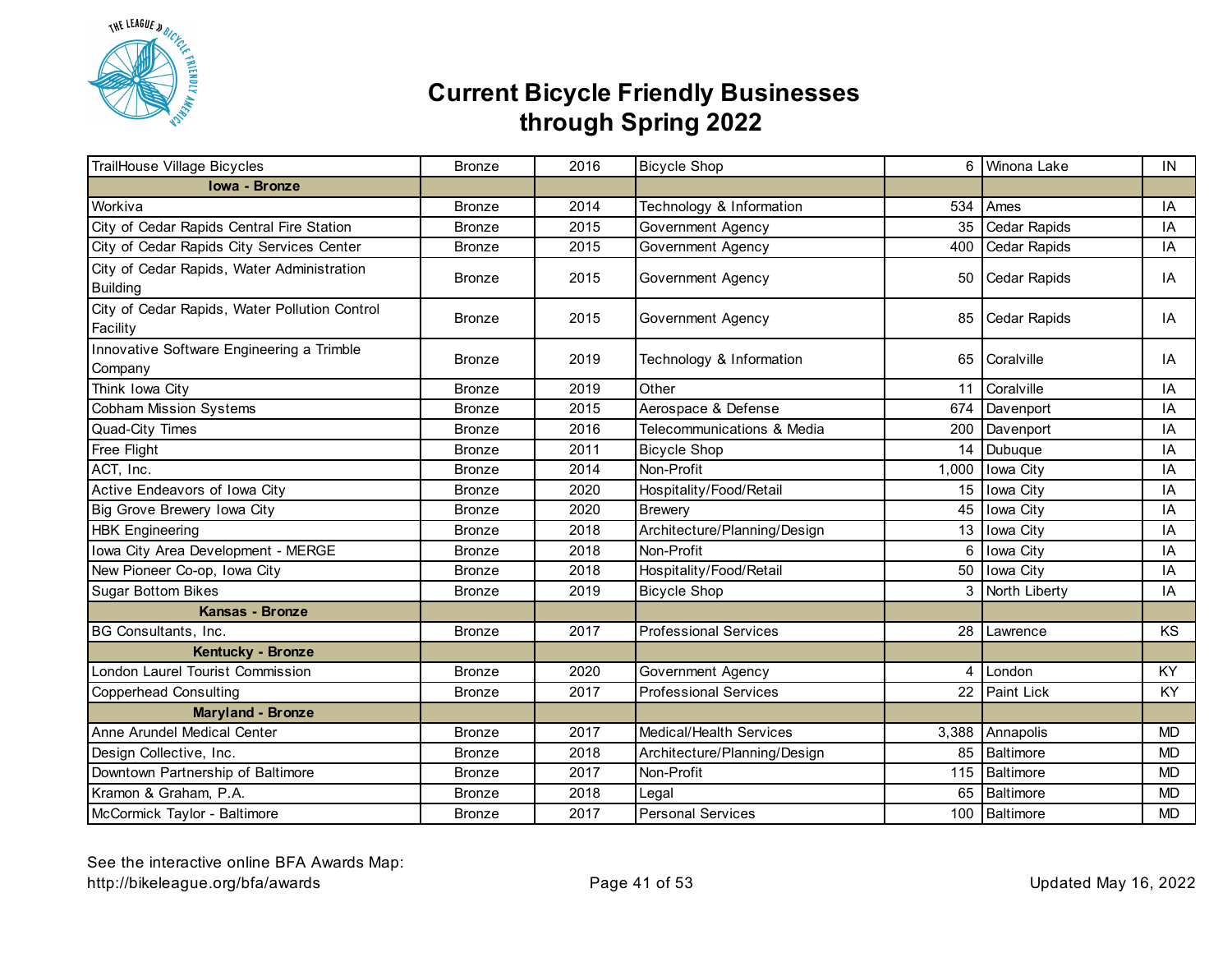# Current Bicycle Friendly Businesses through Spring 2022

| | | | | | | |
|---|---|---|---|---|---|---|
| TrailHouse Village Bicycles | Bronze | 2016 | Bicycle Shop | 6 | Winona Lake | IN |
| **Iowa - Bronze** | | | | | | |
| Workiva | Bronze | 2014 | Technology & Information | 534 | Ames | IA |
| City of Cedar Rapids Central Fire Station | Bronze | 2015 | Government Agency | 35 | Cedar Rapids | IA |
| City of Cedar Rapids City Services Center | Bronze | 2015 | Government Agency | 400 | Cedar Rapids | IA |
| City of Cedar Rapids, Water Administration Building | Bronze | 2015 | Government Agency | 50 | Cedar Rapids | IA |
| City of Cedar Rapids, Water Pollution Control Facility | Bronze | 2015 | Government Agency | 85 | Cedar Rapids | IA |
| Innovative Software Engineering a Trimble Company | Bronze | 2019 | Technology & Information | 65 | Coralville | IA |
| Think Iowa City | Bronze | 2019 | Other | 11 | Coralville | IA |
| Cobham Mission Systems | Bronze | 2015 | Aerospace & Defense | 674 | Davenport | IA |
| Quad-City Times | Bronze | 2016 | Telecommunications & Media | 200 | Davenport | IA |
| Free Flight | Bronze | 2011 | Bicycle Shop | 14 | Dubuque | IA |
| ACT, Inc. | Bronze | 2014 | Non-Profit | 1,000 | Iowa City | IA |
| Active Endeavors of Iowa City | Bronze | 2020 | Hospitality/Food/Retail | 15 | Iowa City | IA |
| Big Grove Brewery Iowa City | Bronze | 2020 | Brewery | 45 | Iowa City | IA |
| HBK Engineering | Bronze | 2018 | Architecture/Planning/Design | 13 | Iowa City | IA |
| Iowa City Area Development - MERGE | Bronze | 2018 | Non-Profit | 6 | Iowa City | IA |
| New Pioneer Co-op, Iowa City | Bronze | 2018 | Hospitality/Food/Retail | 50 | Iowa City | IA |
| Sugar Bottom Bikes | Bronze | 2019 | Bicycle Shop | 3 | North Liberty | IA |
| **Kansas - Bronze** | | | | | | |
| BG Consultants, Inc. | Bronze | 2017 | Professional Services | 28 | Lawrence | KS |
| **Kentucky - Bronze** | | | | | | |
| London Laurel Tourist Commission | Bronze | 2020 | Government Agency | 4 | London | KY |
| Copperhead Consulting | Bronze | 2017 | Professional Services | 22 | Paint Lick | KY |
| **Maryland - Bronze** | | | | | | |
| Anne Arundel Medical Center | Bronze | 2017 | Medical/Health Services | 3,388 | Annapolis | MD |
| Design Collective, Inc. | Bronze | 2018 | Architecture/Planning/Design | 85 | Baltimore | MD |
| Downtown Partnership of Baltimore | Bronze | 2017 | Non-Profit | 115 | Baltimore | MD |
| Kramon & Graham, P.A. | Bronze | 2018 | Legal | 65 | Baltimore | MD |
| McCormick Taylor - Baltimore | Bronze | 2017 | Personal Services | 100 | Baltimore | MD |

See the interactive online BFA Awards Map:
http://bikeleague.org/bfa/awards

Updated May 16, 2022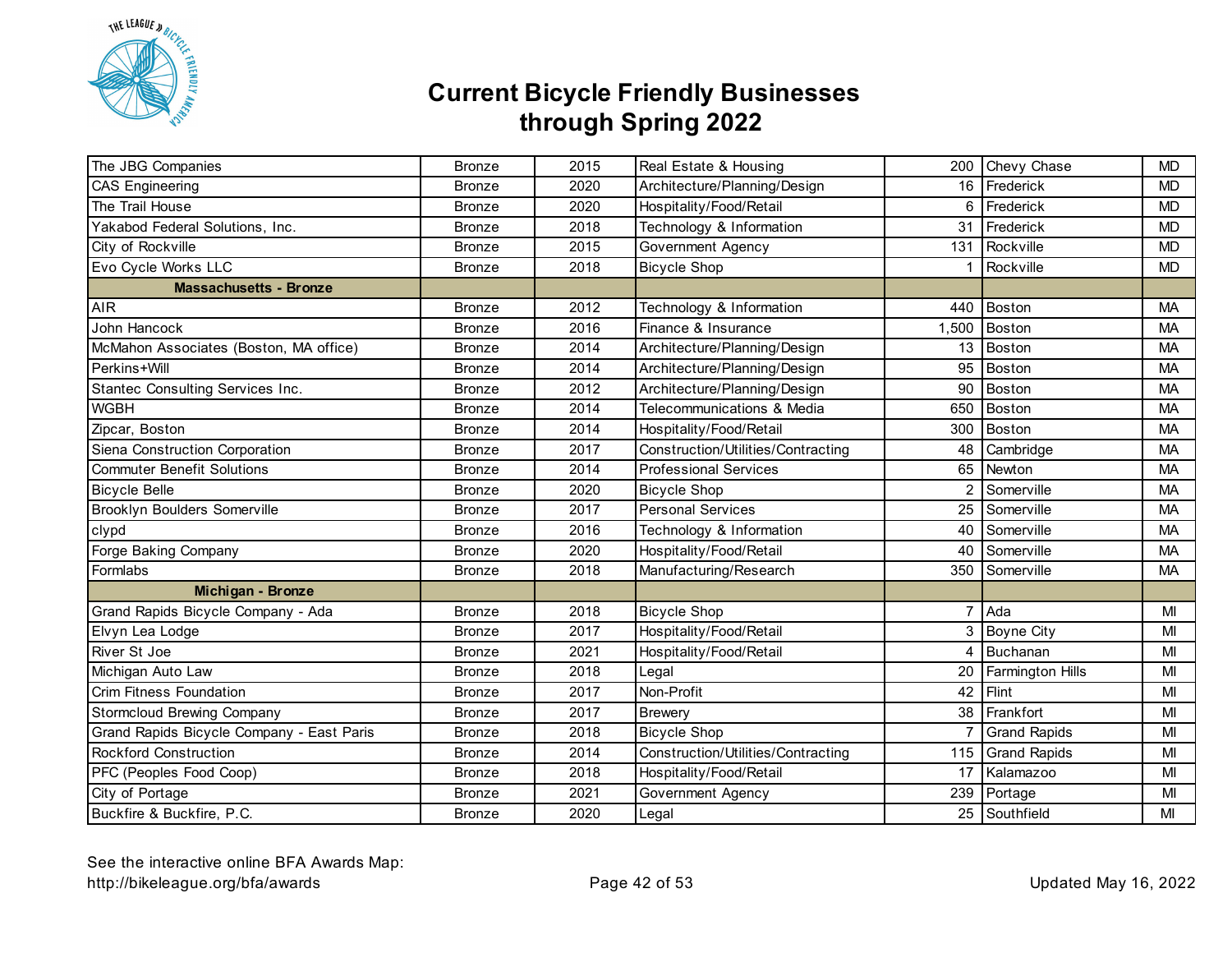# Current Bicycle Friendly Businesses through Spring 2022

| | | | | | | |
|---|---|---|---|---|---|---|
| The JBG Companies | Bronze | 2015 | Real Estate & Housing | 200 | Chevy Chase | MD |
| CAS Engineering | Bronze | 2020 | Architecture/Planning/Design | 16 | Frederick | MD |
| The Trail House | Bronze | 2020 | Hospitality/Food/Retail | 6 | Frederick | MD |
| Yakabod Federal Solutions, Inc. | Bronze | 2018 | Technology & Information | 31 | Frederick | MD |
| City of Rockville | Bronze | 2015 | Government Agency | 131 | Rockville | MD |
| Evo Cycle Works LLC | Bronze | 2018 | Bicycle Shop | 1 | Rockville | MD |
| **Massachusetts - Bronze** | | | | | | |
| AIR | Bronze | 2012 | Technology & Information | 440 | Boston | MA |
| John Hancock | Bronze | 2016 | Finance & Insurance | 1,500 | Boston | MA |
| McMahon Associates (Boston, MA office) | Bronze | 2014 | Architecture/Planning/Design | 13 | Boston | MA |
| Perkins+Will | Bronze | 2014 | Architecture/Planning/Design | 95 | Boston | MA |
| Stantec Consulting Services Inc. | Bronze | 2012 | Architecture/Planning/Design | 90 | Boston | MA |
| WGBH | Bronze | 2014 | Telecommunications & Media | 650 | Boston | MA |
| Zipcar, Boston | Bronze | 2014 | Hospitality/Food/Retail | 300 | Boston | MA |
| Siena Construction Corporation | Bronze | 2017 | Construction/Utilities/Contracting | 48 | Cambridge | MA |
| Commuter Benefit Solutions | Bronze | 2014 | Professional Services | 65 | Newton | MA |
| Bicycle Belle | Bronze | 2020 | Bicycle Shop | 2 | Somerville | MA |
| Brooklyn Boulders Somerville | Bronze | 2017 | Personal Services | 25 | Somerville | MA |
| clypd | Bronze | 2016 | Technology & Information | 40 | Somerville | MA |
| Forge Baking Company | Bronze | 2020 | Hospitality/Food/Retail | 40 | Somerville | MA |
| Formlabs | Bronze | 2018 | Manufacturing/Research | 350 | Somerville | MA |
| **Michigan - Bronze** | | | | | | |
| Grand Rapids Bicycle Company - Ada | Bronze | 2018 | Bicycle Shop | 7 | Ada | MI |
| Elvyn Lea Lodge | Bronze | 2017 | Hospitality/Food/Retail | 3 | Boyne City | MI |
| River St Joe | Bronze | 2021 | Hospitality/Food/Retail | 4 | Buchanan | MI |
| Michigan Auto Law | Bronze | 2018 | Legal | 20 | Farmington Hills | MI |
| Crim Fitness Foundation | Bronze | 2017 | Non-Profit | 42 | Flint | MI |
| Stormcloud Brewing Company | Bronze | 2017 | Brewery | 38 | Frankfort | MI |
| Grand Rapids Bicycle Company - East Paris | Bronze | 2018 | Bicycle Shop | 7 | Grand Rapids | MI |
| Rockford Construction | Bronze | 2014 | Construction/Utilities/Contracting | 115 | Grand Rapids | MI |
| PFC (Peoples Food Coop) | Bronze | 2018 | Hospitality/Food/Retail | 17 | Kalamazoo | MI |
| City of Portage | Bronze | 2021 | Government Agency | 239 | Portage | MI |
| Buckfire & Buckfire, P.C. | Bronze | 2020 | Legal | 25 | Southfield | MI |

See the interactive online BFA Awards Map:
http://bikeleague.org/bfa/awards

Updated May 16, 2022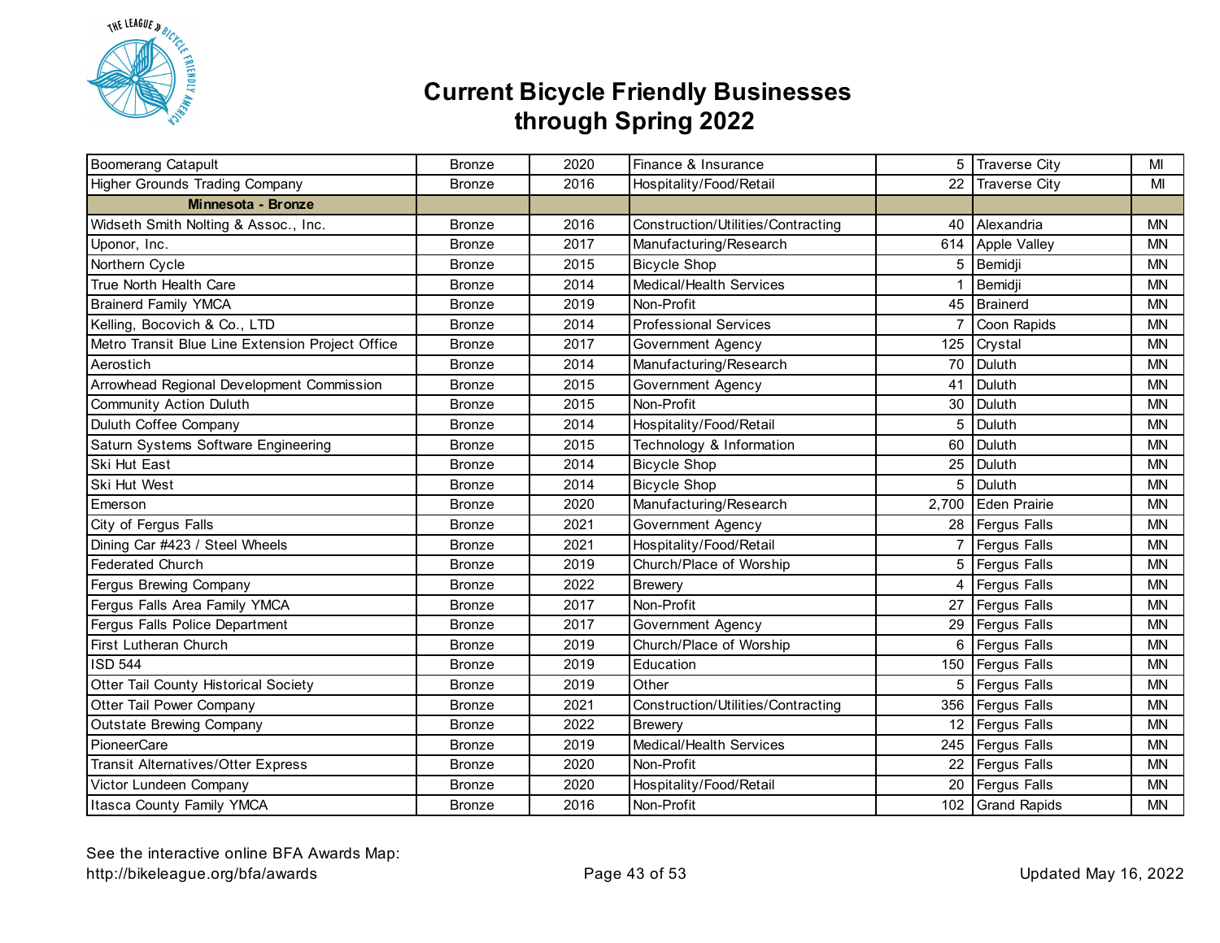# Current Bicycle Friendly Businesses through Spring 2022

| | | | | | | |
|---|---|---|---|---|---|---|
| Boomerang Catapult | Bronze | 2020 | Finance & Insurance | 5 | Traverse City | MI |
| Higher Grounds Trading Company | Bronze | 2016 | Hospitality/Food/Retail | 22 | Traverse City | MI |
| **Minnesota - Bronze** | | | | | | |
| Widseth Smith Nolting & Assoc., Inc. | Bronze | 2016 | Construction/Utilities/Contracting | 40 | Alexandria | MN |
| Uponor, Inc. | Bronze | 2017 | Manufacturing/Research | 614 | Apple Valley | MN |
| Northern Cycle | Bronze | 2015 | Bicycle Shop | 5 | Bemidji | MN |
| True North Health Care | Bronze | 2014 | Medical/Health Services | 1 | Bemidji | MN |
| Brainerd Family YMCA | Bronze | 2019 | Non-Profit | 45 | Brainerd | MN |
| Kelling, Bococvich & Co., LTD | Bronze | 2014 | Professional Services | 7 | Coon Rapids | MN |
| Metro Transit Blue Line Extension Project Office | Bronze | 2017 | Government Agency | 125 | Crystal | MN |
| Aerostich | Bronze | 2014 | Manufacturing/Research | 70 | Duluth | MN |
| Arrowhead Regional Development Commission | Bronze | 2015 | Government Agency | 41 | Duluth | MN |
| Community Action Duluth | Bronze | 2015 | Non-Profit | 30 | Duluth | MN |
| Duluth Coffee Company | Bronze | 2014 | Hospitality/Food/Retail | 5 | Duluth | MN |
| Saturn Systems Software Engineering | Bronze | 2015 | Technology & Information | 60 | Duluth | MN |
| Ski Hut East | Bronze | 2014 | Bicycle Shop | 25 | Duluth | MN |
| Ski Hut West | Bronze | 2014 | Bicycle Shop | 5 | Duluth | MN |
| Emerson | Bronze | 2020 | Manufacturing/Research | 2,700 | Eden Prairie | MN |
| City of Fergus Falls | Bronze | 2021 | Government Agency | 28 | Fergus Falls | MN |
| Dining Car #423 / Steel Wheels | Bronze | 2021 | Hospitality/Food/Retail | 7 | Fergus Falls | MN |
| Federated Church | Bronze | 2019 | Church/Place of Worship | 5 | Fergus Falls | MN |
| Fergus Brewing Company | Bronze | 2022 | Brewery | 4 | Fergus Falls | MN |
| Fergus Falls Area Family YMCA | Bronze | 2017 | Non-Profit | 27 | Fergus Falls | MN |
| Fergus Falls Police Department | Bronze | 2017 | Government Agency | 29 | Fergus Falls | MN |
| First Lutheran Church | Bronze | 2019 | Church/Place of Worship | 6 | Fergus Falls | MN |
| ISD 544 | Bronze | 2019 | Education | 150 | Fergus Falls | MN |
| Otter Tail County Historical Society | Bronze | 2019 | Other | 5 | Fergus Falls | MN |
| Otter Tail Power Company | Bronze | 2021 | Construction/Utilities/Contracting | 356 | Fergus Falls | MN |
| Outstate Brewing Company | Bronze | 2022 | Brewery | 12 | Fergus Falls | MN |
| PioneerCare | Bronze | 2019 | Medical/Health Services | 245 | Fergus Falls | MN |
| Transit Alternatives/Otter Express | Bronze | 2020 | Non-Profit | 22 | Fergus Falls | MN |
| Victor Lundeen Company | Bronze | 2020 | Hospitality/Food/Retail | 20 | Fergus Falls | MN |
| Itasca County Family YMCA | Bronze | 2016 | Non-Profit | 102 | Grand Rapids | MN |

See the interactive online BFA Awards Map:
http://bikeleague.org/bfa/awards

Updated May 16, 2022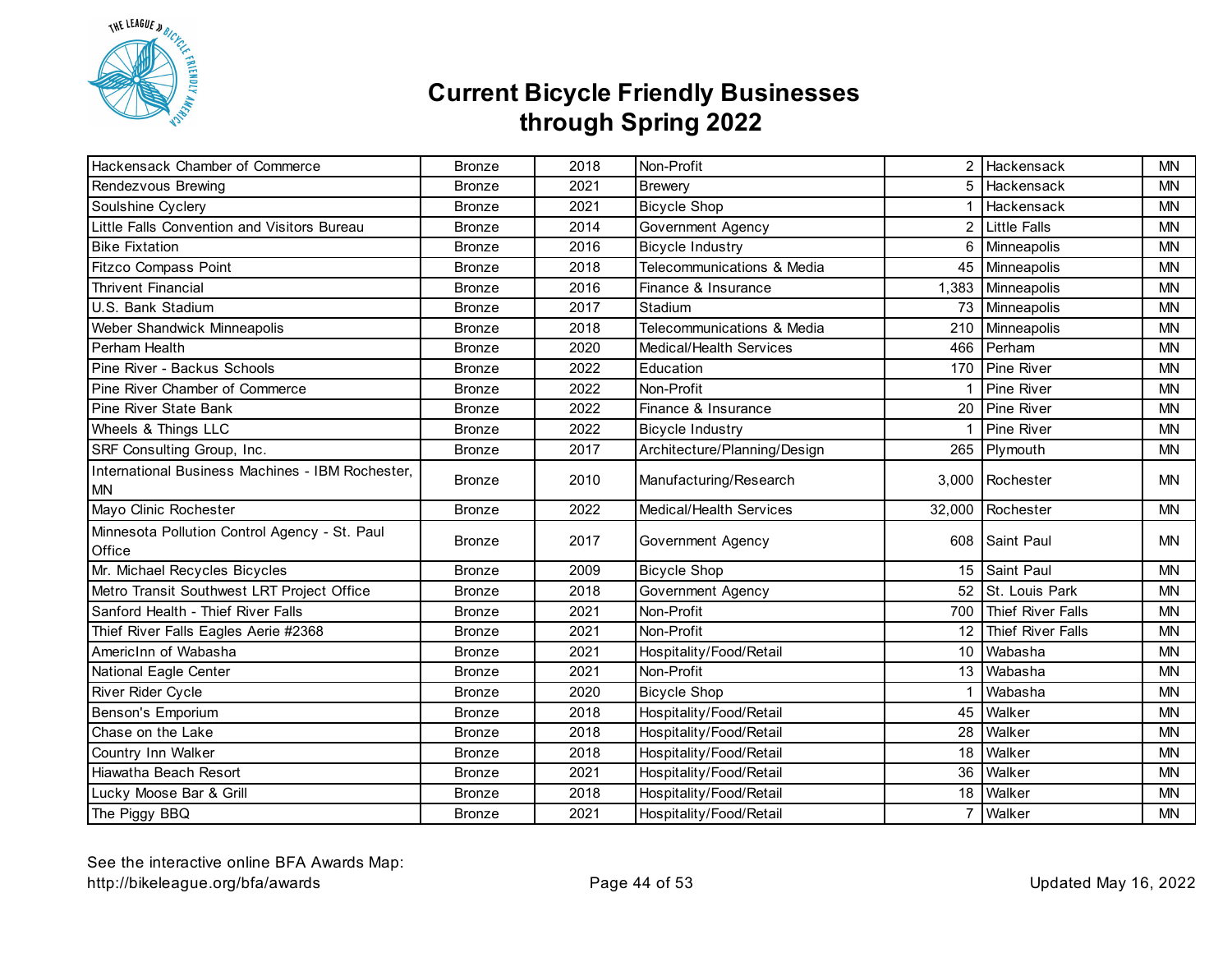# Current Bicycle Friendly Businesses through Spring 2022

| | | | | | | |
|---|---|---|---|---|---|---|
| Hackensack Chamber of Commerce | Bronze | 2018 | Non-Profit | 2 | Hackensack | MN |
| Rendezvous Brewing | Bronze | 2021 | Brewery | 5 | Hackensack | MN |
| Soulshine Cyclery | Bronze | 2021 | Bicycle Shop | 1 | Hackensack | MN |
| Little Falls Convention and Visitors Bureau | Bronze | 2014 | Government Agency | 2 | Little Falls | MN |
| Bike Fixtation | Bronze | 2016 | Bicycle Industry | 6 | Minneapolis | MN |
| Fitzco Compass Point | Bronze | 2018 | Telecommunications & Media | 45 | Minneapolis | MN |
| Thrivent Financial | Bronze | 2016 | Finance & Insurance | 1,383 | Minneapolis | MN |
| U.S. Bank Stadium | Bronze | 2017 | Stadium | 73 | Minneapolis | MN |
| Weber Shandwick Minneapolis | Bronze | 2018 | Telecommunications & Media | 210 | Minneapolis | MN |
| Perham Health | Bronze | 2020 | Medical/Health Services | 466 | Perham | MN |
| Pine River - Backus Schools | Bronze | 2022 | Education | 170 | Pine River | MN |
| Pine River Chamber of Commerce | Bronze | 2022 | Non-Profit | 1 | Pine River | MN |
| Pine River State Bank | Bronze | 2022 | Finance & Insurance | 20 | Pine River | MN |
| Wheels & Things LLC | Bronze | 2022 | Bicycle Industry | 1 | Pine River | MN |
| SRF Consulting Group, Inc. | Bronze | 2017 | Architecture/Planning/Design | 265 | Plymouth | MN |
| International Business Machines - IBM Rochester, MN | Bronze | 2010 | Manufacturing/Research | 3,000 | Rochester | MN |
| Mayo Clinic Rochester | Bronze | 2022 | Medical/Health Services | 32,000 | Rochester | MN |
| Minnesota Pollution Control Agency - St. Paul Office | Bronze | 2017 | Government Agency | 608 | Saint Paul | MN |
| Mr. Michael Recycles Bicycles | Bronze | 2009 | Bicycle Shop | 15 | Saint Paul | MN |
| Metro Transit Southwest LRT Project Office | Bronze | 2018 | Government Agency | 52 | St. Louis Park | MN |
| Sanford Health - Thief River Falls | Bronze | 2021 | Non-Profit | 700 | Thief River Falls | MN |
| Thief River Falls Eagles Aerie #2368 | Bronze | 2021 | Non-Profit | 12 | Thief River Falls | MN |
| AmericInn of Wabasha | Bronze | 2021 | Hospitality/Food/Retail | 10 | Wabasha | MN |
| National Eagle Center | Bronze | 2021 | Non-Profit | 13 | Wabasha | MN |
| River Rider Cycle | Bronze | 2020 | Bicycle Shop | 1 | Wabasha | MN |
| Benson's Emporium | Bronze | 2018 | Hospitality/Food/Retail | 45 | Walker | MN |
| Chase on the Lake | Bronze | 2018 | Hospitality/Food/Retail | 28 | Walker | MN |
| Country Inn Walker | Bronze | 2018 | Hospitality/Food/Retail | 18 | Walker | MN |
| Hiawatha Beach Resort | Bronze | 2021 | Hospitality/Food/Retail | 36 | Walker | MN |
| Lucky Moose Bar & Grill | Bronze | 2018 | Hospitality/Food/Retail | 18 | Walker | MN |
| The Piggy BBQ | Bronze | 2021 | Hospitality/Food/Retail | 7 | Walker | MN |

See the interactive online BFA Awards Map:
http://bikeleague.org/bfa/awards

Updated May 16, 2022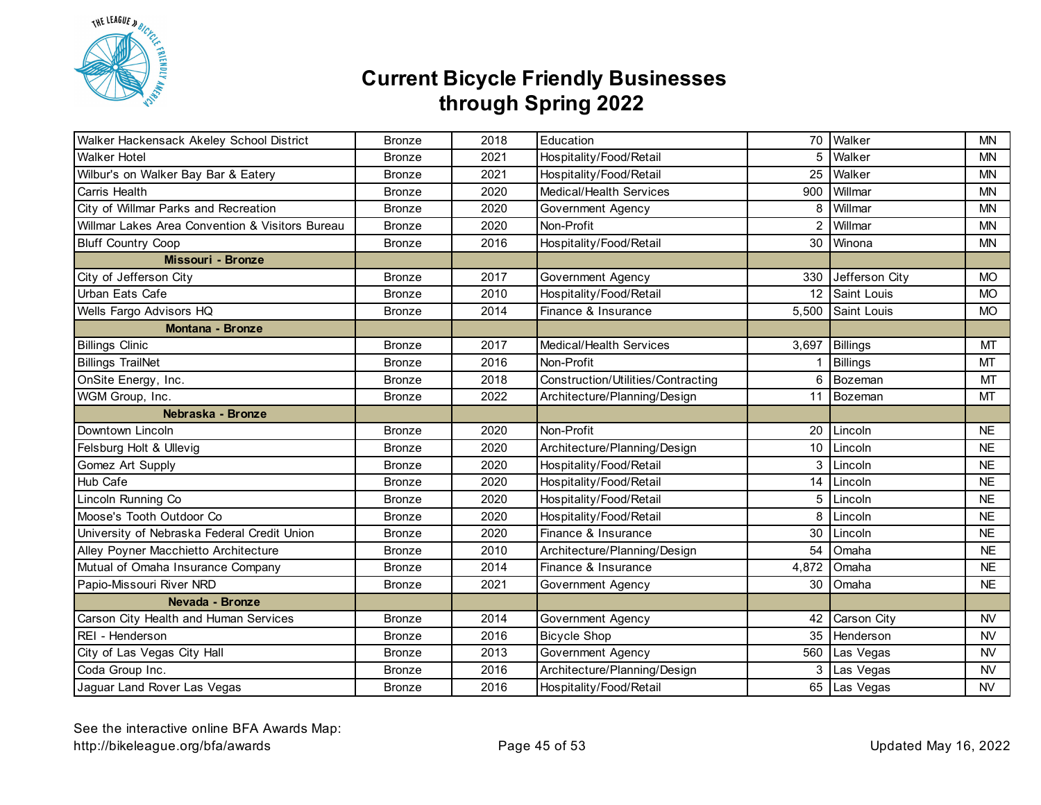# Current Bicycle Friendly Businesses through Spring 2022

| | | | | | | |
|---|---|---|---|---|---|---|
| Walker Hackensack Akeley School District | Bronze | 2018 | Education | 70 | Walker | MN |
| Walker Hotel | Bronze | 2021 | Hospitality/Food/Retail | 5 | Walker | MN |
| Wilbur's on Walker Bay Bar & Eatery | Bronze | 2021 | Hospitality/Food/Retail | 25 | Walker | MN |
| Carris Health | Bronze | 2020 | Medical/Health Services | 900 | Willmar | MN |
| City of Willmar Parks and Recreation | Bronze | 2020 | Government Agency | 8 | Willmar | MN |
| Willmar Lakes Area Convention & Visitors Bureau | Bronze | 2020 | Non-Profit | 2 | Willmar | MN |
| Bluff Country Coop | Bronze | 2016 | Hospitality/Food/Retail | 30 | Winona | MN |
| **Missouri - Bronze** | | | | | | |
| City of Jefferson City | Bronze | 2017 | Government Agency | 330 | Jefferson City | MO |
| Urban Eats Cafe | Bronze | 2010 | Hospitality/Food/Retail | 12 | Saint Louis | MO |
| Wells Fargo Advisors HQ | Bronze | 2014 | Finance & Insurance | 5,500 | Saint Louis | MO |
| **Montana - Bronze** | | | | | | |
| Billings Clinic | Bronze | 2017 | Medical/Health Services | 3,697 | Billings | MT |
| Billings TrailNet | Bronze | 2016 | Non-Profit | 1 | Billings | MT |
| OnSite Energy, Inc. | Bronze | 2018 | Construction/Utilities/Contracting | 6 | Bozeman | MT |
| WGM Group, Inc. | Bronze | 2022 | Architecture/Planning/Design | 11 | Bozeman | MT |
| **Nebraska - Bronze** | | | | | | |
| Downtown Lincoln | Bronze | 2020 | Non-Profit | 20 | Lincoln | NE |
| Felsburg Holt & Ullevig | Bronze | 2020 | Architecture/Planning/Design | 10 | Lincoln | NE |
| Gomez Art Supply | Bronze | 2020 | Hospitality/Food/Retail | 3 | Lincoln | NE |
| Hub Cafe | Bronze | 2020 | Hospitality/Food/Retail | 14 | Lincoln | NE |
| Lincoln Running Co | Bronze | 2020 | Hospitality/Food/Retail | 5 | Lincoln | NE |
| Moose's Tooth Outdoor Co | Bronze | 2020 | Hospitality/Food/Retail | 8 | Lincoln | NE |
| University of Nebraska Federal Credit Union | Bronze | 2020 | Finance & Insurance | 30 | Lincoln | NE |
| Alley Poyner Macchietto Architecture | Bronze | 2010 | Architecture/Planning/Design | 54 | Omaha | NE |
| Mutual of Omaha Insurance Company | Bronze | 2014 | Finance & Insurance | 4,872 | Omaha | NE |
| Papio-Missouri River NRD | Bronze | 2021 | Government Agency | 30 | Omaha | NE |
| **Nevada - Bronze** | | | | | | |
| Carson City Health and Human Services | Bronze | 2014 | Government Agency | 42 | Carson City | NV |
| REI - Henderson | Bronze | 2016 | Bicycle Shop | 35 | Henderson | NV |
| City of Las Vegas City Hall | Bronze | 2013 | Government Agency | 560 | Las Vegas | NV |
| Coda Group Inc. | Bronze | 2016 | Architecture/Planning/Design | 3 | Las Vegas | NV |
| Jaguar Land Rover Las Vegas | Bronze | 2016 | Hospitality/Food/Retail | 65 | Las Vegas | NV |

See the interactive online BFA Awards Map:
http://bikeleague.org/bfa/awards

Updated May 16, 2022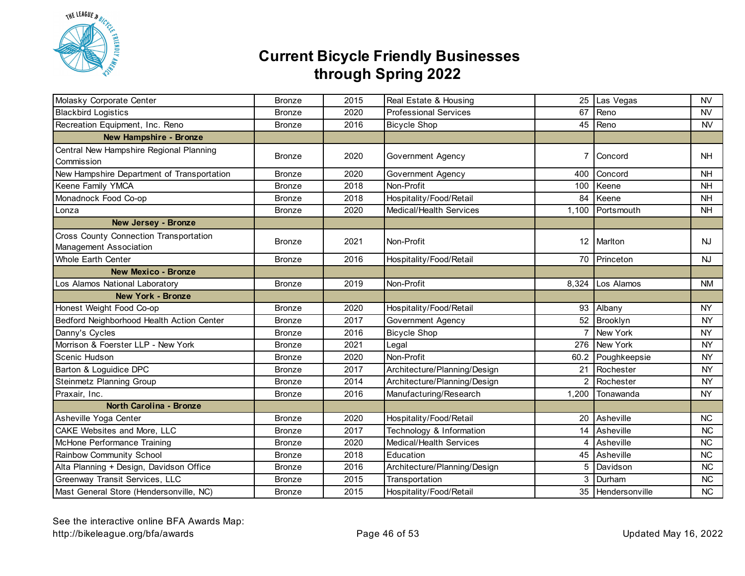# Current Bicycle Friendly Businesses through Spring 2022

| | | | | | | |
|---|---|---|---|---|---|---|
| Molasky Corporate Center | Bronze | 2015 | Real Estate & Housing | 25 | Las Vegas | NV |
| Blackbird Logistics | Bronze | 2020 | Professional Services | 67 | Reno | NV |
| Recreation Equipment, Inc. Reno | Bronze | 2016 | Bicycle Shop | 45 | Reno | NV |
| **New Hampshire - Bronze** | | | | | | |
| Central New Hampshire Regional Planning Commission | Bronze | 2020 | Government Agency | 7 | Concord | NH |
| New Hampshire Department of Transportation | Bronze | 2020 | Government Agency | 400 | Concord | NH |
| Keene Family YMCA | Bronze | 2018 | Non-Profit | 100 | Keene | NH |
| Monadnock Food Co-op | Bronze | 2018 | Hospitality/Food/Retail | 84 | Keene | NH |
| Lonza | Bronze | 2020 | Medical/Health Services | 1,100 | Portsmouth | NH |
| **New Jersey - Bronze** | | | | | | |
| Cross County Connection Transportation Management Association | Bronze | 2021 | Non-Profit | 12 | Marlton | NJ |
| Whole Earth Center | Bronze | 2016 | Hospitality/Food/Retail | 70 | Princeton | NJ |
| **New Mexico - Bronze** | | | | | | |
| Los Alamos National Laboratory | Bronze | 2019 | Non-Profit | 8,324 | Los Alamos | NM |
| **New York - Bronze** | | | | | | |
| Honest Weight Food Co-op | Bronze | 2020 | Hospitality/Food/Retail | 93 | Albany | NY |
| Bedford Neighborhood Health Action Center | Bronze | 2017 | Government Agency | 52 | Brooklyn | NY |
| Danny's Cycles | Bronze | 2016 | Bicycle Shop | 7 | New York | NY |
| Morrison & Foerster LLP - New York | Bronze | 2021 | Legal | 276 | New York | NY |
| Scenic Hudson | Bronze | 2020 | Non-Profit | 60.2 | Poughkeepsie | NY |
| Barton & Loguidice DPC | Bronze | 2017 | Architecture/Planning/Design | 21 | Rochester | NY |
| Steinmetz Planning Group | Bronze | 2014 | Architecture/Planning/Design | 2 | Rochester | NY |
| Praxair, Inc. | Bronze | 2016 | Manufacturing/Research | 1,200 | Tonawanda | NY |
| **North Carolina - Bronze** | | | | | | |
| Asheville Yoga Center | Bronze | 2020 | Hospitality/Food/Retail | 20 | Asheville | NC |
| CAKE Websites and More, LLC | Bronze | 2017 | Technology & Information | 14 | Asheville | NC |
| McHone Performance Training | Bronze | 2020 | Medical/Health Services | 4 | Asheville | NC |
| Rainbow Community School | Bronze | 2018 | Education | 45 | Asheville | NC |
| Alta Planning + Design, Davidson Office | Bronze | 2016 | Architecture/Planning/Design | 5 | Davidson | NC |
| Greenway Transit Services, LLC | Bronze | 2015 | Transportation | 3 | Durham | NC |
| Mast General Store (Hendersonville, NC) | Bronze | 2015 | Hospitality/Food/Retail | 35 | Hendersonville | NC |

See the interactive online BFA Awards Map:
http://bikeleague.org/bfa/awards

Updated May 16, 2022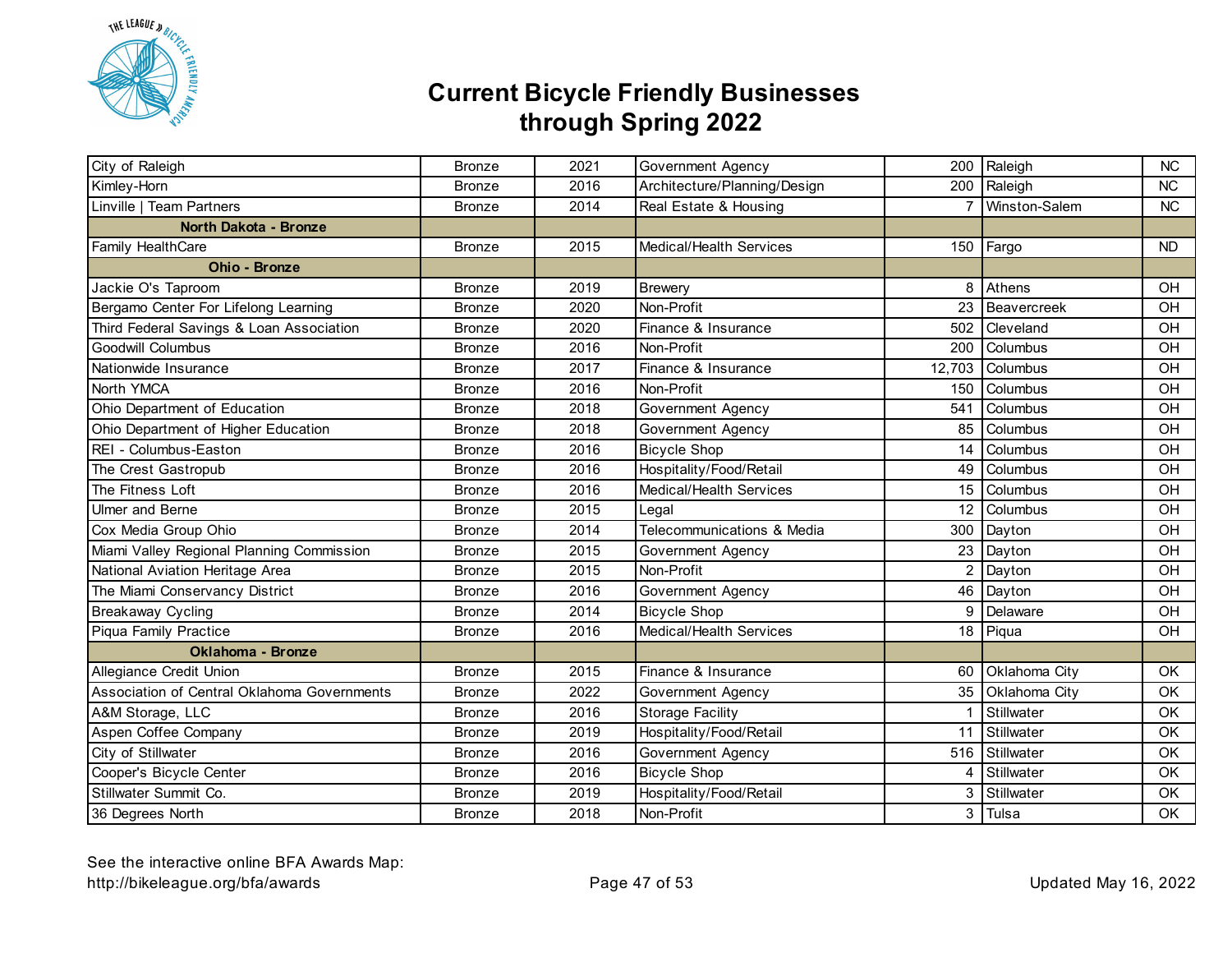# Current Bicycle Friendly Businesses through Spring 2022

| | | | | | | |
|---|---|---|---|---|---|---|
| City of Raleigh | Bronze | 2021 | Government Agency | 200 | Raleigh | NC |
| Kimley-Horn | Bronze | 2016 | Architecture/Planning/Design | 200 | Raleigh | NC |
| Linville \| Team Partners | Bronze | 2014 | Real Estate & Housing | 7 | Winston-Salem | NC |
| **North Dakota - Bronze** | | | | | | |
| Family HealthCare | Bronze | 2015 | Medical/Health Services | 150 | Fargo | ND |
| **Ohio - Bronze** | | | | | | |
| Jackie O's Taproom | Bronze | 2019 | Brewery | 8 | Athens | OH |
| Bergamo Center For Lifelong Learning | Bronze | 2020 | Non-Profit | 23 | Beavercreek | OH |
| Third Federal Savings & Loan Association | Bronze | 2020 | Finance & Insurance | 502 | Cleveland | OH |
| Goodwill Columbus | Bronze | 2016 | Non-Profit | 200 | Columbus | OH |
| Nationwide Insurance | Bronze | 2017 | Finance & Insurance | 12,703 | Columbus | OH |
| North YMCA | Bronze | 2016 | Non-Profit | 150 | Columbus | OH |
| Ohio Department of Education | Bronze | 2018 | Government Agency | 541 | Columbus | OH |
| Ohio Department of Higher Education | Bronze | 2018 | Government Agency | 85 | Columbus | OH |
| REI - Columbus-Easton | Bronze | 2016 | Bicycle Shop | 14 | Columbus | OH |
| The Crest Gastropub | Bronze | 2016 | Hospitality/Food/Retail | 49 | Columbus | OH |
| The Fitness Loft | Bronze | 2016 | Medical/Health Services | 15 | Columbus | OH |
| Ulmer and Berne | Bronze | 2015 | Legal | 12 | Columbus | OH |
| Cox Media Group Ohio | Bronze | 2014 | Telecommunications & Media | 300 | Dayton | OH |
| Miami Valley Regional Planning Commission | Bronze | 2015 | Government Agency | 23 | Dayton | OH |
| National Aviation Heritage Area | Bronze | 2015 | Non-Profit | 2 | Dayton | OH |
| The Miami Conservancy District | Bronze | 2016 | Government Agency | 46 | Dayton | OH |
| Breakaway Cycling | Bronze | 2014 | Bicycle Shop | 9 | Delaware | OH |
| Piqua Family Practice | Bronze | 2016 | Medical/Health Services | 18 | Piqua | OH |
| **Oklahoma - Bronze** | | | | | | |
| Allegiance Credit Union | Bronze | 2015 | Finance & Insurance | 60 | Oklahoma City | OK |
| Association of Central Oklahoma Governments | Bronze | 2022 | Government Agency | 35 | Oklahoma City | OK |
| A&M Storage, LLC | Bronze | 2016 | Storage Facility | 1 | Stillwater | OK |
| Aspen Coffee Company | Bronze | 2019 | Hospitality/Food/Retail | 11 | Stillwater | OK |
| City of Stillwater | Bronze | 2016 | Government Agency | 516 | Stillwater | OK |
| Cooper's Bicycle Center | Bronze | 2016 | Bicycle Shop | 4 | Stillwater | OK |
| Stillwater Summit Co. | Bronze | 2019 | Hospitality/Food/Retail | 3 | Stillwater | OK |
| 36 Degrees North | Bronze | 2018 | Non-Profit | 3 | Tulsa | OK |

See the interactive online BFA Awards Map:
http://bikeleague.org/bfa/awards

Updated May 16, 2022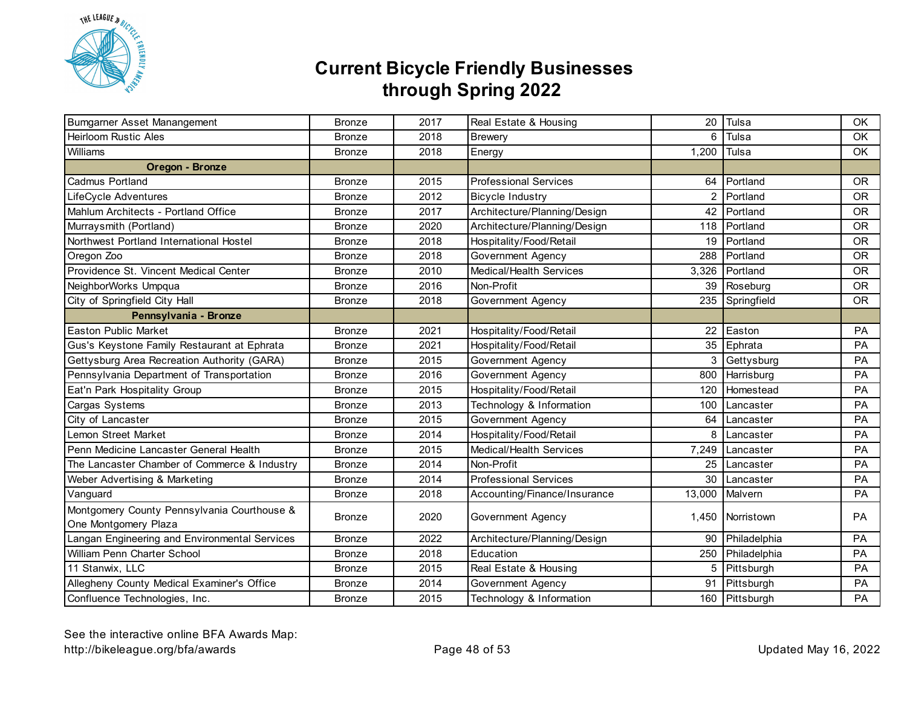# Current Bicycle Friendly Businesses through Spring 2022

| | | | | | | |
|---|---|---|---|---|---|---|
| Bumgarner Asset Manangement | Bronze | 2017 | Real Estate & Housing | 20 | Tulsa | OK |
| Heirloom Rustic Ales | Bronze | 2018 | Brewery | 6 | Tulsa | OK |
| Williams | Bronze | 2018 | Energy | 1,200 | Tulsa | OK |
| **Oregon - Bronze** | | | | | | |
| Cadmus Portland | Bronze | 2015 | Professional Services | 64 | Portland | OR |
| LifeCycle Adventures | Bronze | 2012 | Bicycle Industry | 2 | Portland | OR |
| Mahlum Architects - Portland Office | Bronze | 2017 | Architecture/Planning/Design | 42 | Portland | OR |
| Murraysmith (Portland) | Bronze | 2020 | Architecture/Planning/Design | 118 | Portland | OR |
| Northwest Portland International Hostel | Bronze | 2018 | Hospitality/Food/Retail | 19 | Portland | OR |
| Oregon Zoo | Bronze | 2018 | Government Agency | 288 | Portland | OR |
| Providence St. Vincent Medical Center | Bronze | 2010 | Medical/Health Services | 3,326 | Portland | OR |
| NeighborWorks Umpqua | Bronze | 2016 | Non-Profit | 39 | Roseburg | OR |
| City of Springfield City Hall | Bronze | 2018 | Government Agency | 235 | Springfield | OR |
| **Pennsylvania - Bronze** | | | | | | |
| Easton Public Market | Bronze | 2021 | Hospitality/Food/Retail | 22 | Easton | PA |
| Gus's Keystone Family Restaurant at Ephrata | Bronze | 2021 | Hospitality/Food/Retail | 35 | Ephrata | PA |
| Gettysburg Area Recreation Authority (GARA) | Bronze | 2015 | Government Agency | 3 | Gettysburg | PA |
| Pennsylvania Department of Transportation | Bronze | 2016 | Government Agency | 800 | Harrisburg | PA |
| Eat'n Park Hospitality Group | Bronze | 2015 | Hospitality/Food/Retail | 120 | Homestead | PA |
| Cargas Systems | Bronze | 2013 | Technology & Information | 100 | Lancaster | PA |
| City of Lancaster | Bronze | 2015 | Government Agency | 64 | Lancaster | PA |
| Lemon Street Market | Bronze | 2014 | Hospitality/Food/Retail | 8 | Lancaster | PA |
| Penn Medicine Lancaster General Health | Bronze | 2015 | Medical/Health Services | 7,249 | Lancaster | PA |
| The Lancaster Chamber of Commerce & Industry | Bronze | 2014 | Non-Profit | 25 | Lancaster | PA |
| Weber Advertising & Marketing | Bronze | 2014 | Professional Services | 30 | Lancaster | PA |
| Vanguard | Bronze | 2018 | Accounting/Finance/Insurance | 13,000 | Malvern | PA |
| Montgomery County Pennsylvania Courthouse & One Montgomery Plaza | Bronze | 2020 | Government Agency | 1,450 | Norristown | PA |
| Langan Engineering and Environmental Services | Bronze | 2022 | Architecture/Planning/Design | 90 | Philadelphia | PA |
| William Penn Charter School | Bronze | 2018 | Education | 250 | Philadelphia | PA |
| 11 Stanwix, LLC | Bronze | 2015 | Real Estate & Housing | 5 | Pittsburgh | PA |
| Allegheny County Medical Examiner's Office | Bronze | 2014 | Government Agency | 91 | Pittsburgh | PA |
| Confluence Technologies, Inc. | Bronze | 2015 | Technology & Information | 160 | Pittsburgh | PA |

See the interactive online BFA Awards Map:
http://bikeleague.org/bfa/awards

Updated May 16, 2022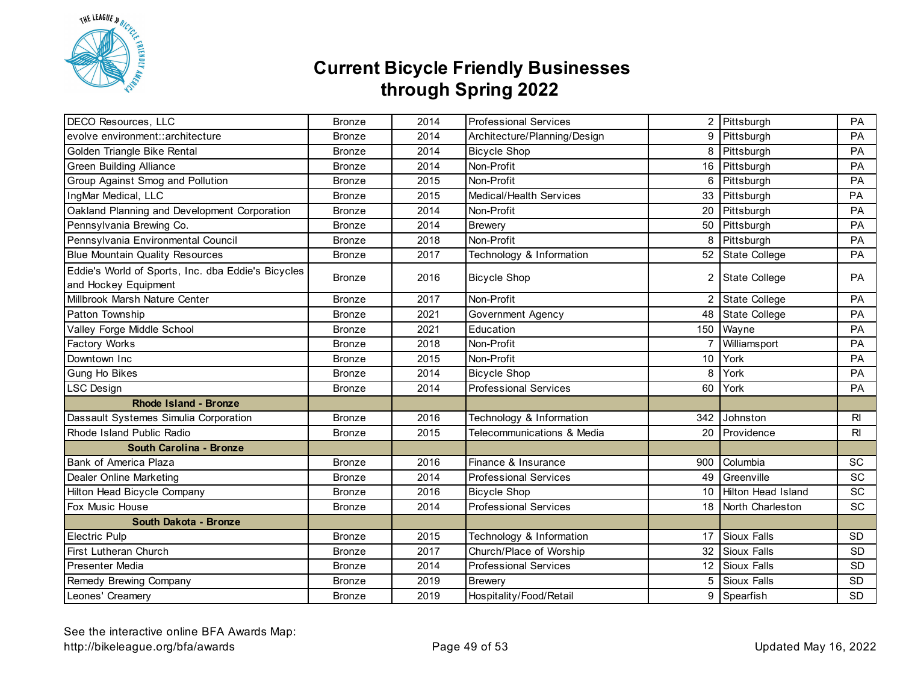# Current Bicycle Friendly Businesses through Spring 2022

| | | | | | | |
|---|---|---|---|---|---|---|
| DECO Resources, LLC | Bronze | 2014 | Professional Services | 2 | Pittsburgh | PA |
| evolve environment::architecture | Bronze | 2014 | Architecture/Planning/Design | 9 | Pittsburgh | PA |
| Golden Triangle Bike Rental | Bronze | 2014 | Bicycle Shop | 8 | Pittsburgh | PA |
| Green Building Alliance | Bronze | 2014 | Non-Profit | 16 | Pittsburgh | PA |
| Group Against Smog and Pollution | Bronze | 2015 | Non-Profit | 6 | Pittsburgh | PA |
| IngMar Medical, LLC | Bronze | 2015 | Medical/Health Services | 33 | Pittsburgh | PA |
| Oakland Planning and Development Corporation | Bronze | 2014 | Non-Profit | 20 | Pittsburgh | PA |
| Pennsylvania Brewing Co. | Bronze | 2014 | Brewery | 50 | Pittsburgh | PA |
| Pennsylvania Environmental Council | Bronze | 2018 | Non-Profit | 8 | Pittsburgh | PA |
| Blue Mountain Quality Resources | Bronze | 2017 | Technology & Information | 52 | State College | PA |
| Eddie's World of Sports, Inc. dba Eddie's Bicycles and Hockey Equipment | Bronze | 2016 | Bicycle Shop | 2 | State College | PA |
| Millbrook Marsh Nature Center | Bronze | 2017 | Non-Profit | 2 | State College | PA |
| Patton Township | Bronze | 2021 | Government Agency | 48 | State College | PA |
| Valley Forge Middle School | Bronze | 2021 | Education | 150 | Wayne | PA |
| Factory Works | Bronze | 2018 | Non-Profit | 7 | Williamsport | PA |
| Downtown Inc | Bronze | 2015 | Non-Profit | 10 | York | PA |
| Gung Ho Bikes | Bronze | 2014 | Bicycle Shop | 8 | York | PA |
| LSC Design | Bronze | 2014 | Professional Services | 60 | York | PA |
| **Rhode Island - Bronze** | | | | | | |
| Dassault Systemes Simulia Corporation | Bronze | 2016 | Technology & Information | 342 | Johnston | RI |
| Rhode Island Public Radio | Bronze | 2015 | Telecommunications & Media | 20 | Providence | RI |
| **South Carolina - Bronze** | | | | | | |
| Bank of America Plaza | Bronze | 2016 | Finance & Insurance | 900 | Columbia | SC |
| Dealer Online Marketing | Bronze | 2014 | Professional Services | 49 | Greenville | SC |
| Hilton Head Bicycle Company | Bronze | 2016 | Bicycle Shop | 10 | Hilton Head Island | SC |
| Fox Music House | Bronze | 2014 | Professional Services | 18 | North Charleston | SC |
| **South Dakota - Bronze** | | | | | | |
| Electric Pulp | Bronze | 2015 | Technology & Information | 17 | Sioux Falls | SD |
| First Lutheran Church | Bronze | 2017 | Church/Place of Worship | 32 | Sioux Falls | SD |
| Presenter Media | Bronze | 2014 | Professional Services | 12 | Sioux Falls | SD |
| Remedy Brewing Company | Bronze | 2019 | Brewery | 5 | Sioux Falls | SD |
| Leones' Creamery | Bronze | 2019 | Hospitality/Food/Retail | 9 | Spearfish | SD |

See the interactive online BFA Awards Map:
http://bikeleague.org/bfa/awards

Updated May 16, 2022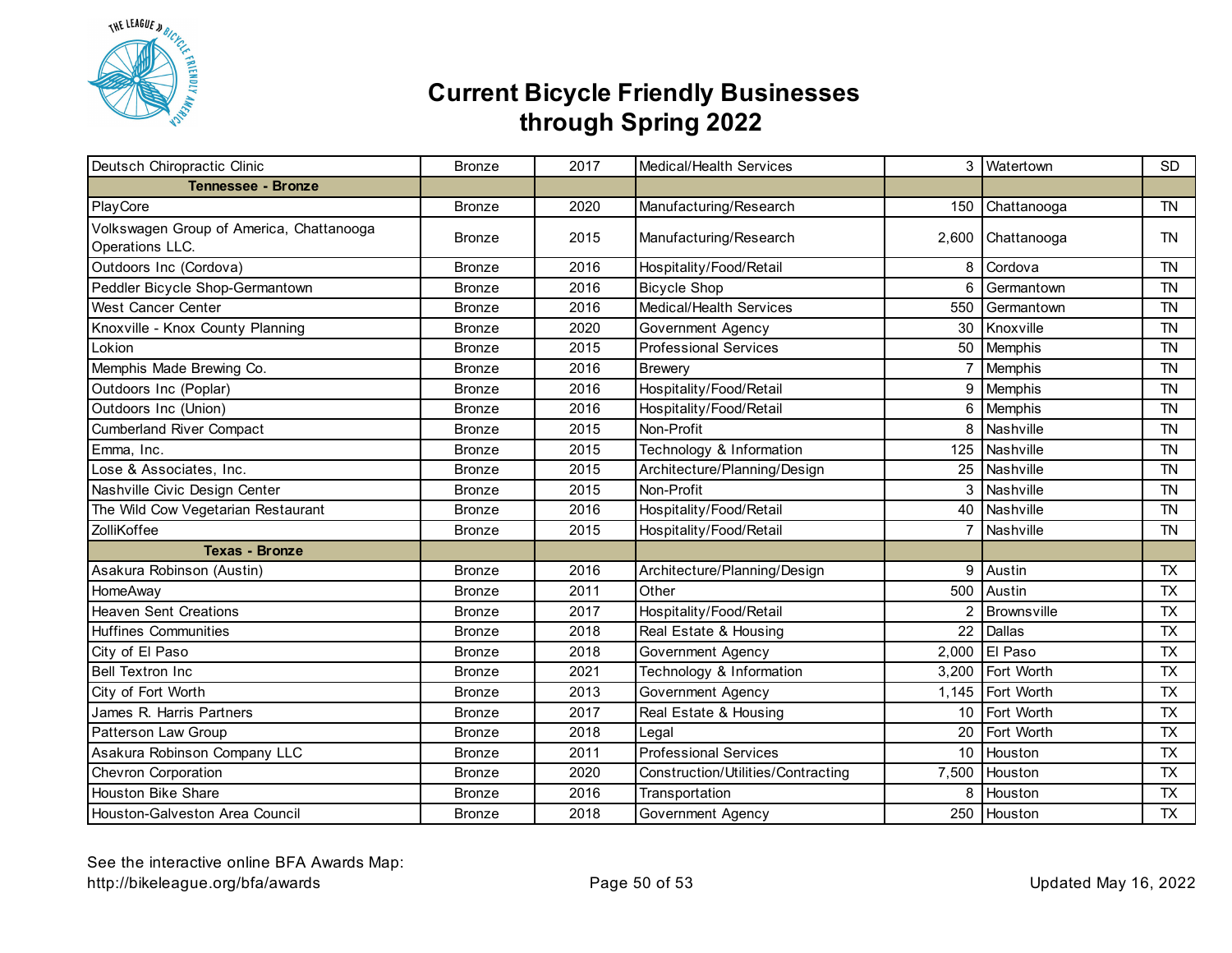# Current Bicycle Friendly Businesses through Spring 2022

| | | | | | | |
|---|---|---|---|---|---|---|
| Deutsch Chiropractic Clinic | Bronze | 2017 | Medical/Health Services | 3 | Watertown | SD |
| **Tennessee - Bronze** | | | | | | |
| PlayCore | Bronze | 2020 | Manufacturing/Research | 150 | Chattanooga | TN |
| Volkswagen Group of America, Chattanooga Operations LLC. | Bronze | 2015 | Manufacturing/Research | 2,600 | Chattanooga | TN |
| Outdoors Inc (Cordova) | Bronze | 2016 | Hospitality/Food/Retail | 8 | Cordova | TN |
| Peddler Bicycle Shop-Germantown | Bronze | 2016 | Bicycle Shop | 6 | Germantown | TN |
| West Cancer Center | Bronze | 2016 | Medical/Health Services | 550 | Germantown | TN |
| Knoxville - Knox County Planning | Bronze | 2020 | Government Agency | 30 | Knoxville | TN |
| Lokion | Bronze | 2015 | Professional Services | 50 | Memphis | TN |
| Memphis Made Brewing Co. | Bronze | 2016 | Brewery | 7 | Memphis | TN |
| Outdoors Inc (Poplar) | Bronze | 2016 | Hospitality/Food/Retail | 9 | Memphis | TN |
| Outdoors Inc (Union) | Bronze | 2016 | Hospitality/Food/Retail | 6 | Memphis | TN |
| Cumberland River Compact | Bronze | 2015 | Non-Profit | 8 | Nashville | TN |
| Emma, Inc. | Bronze | 2015 | Technology & Information | 125 | Nashville | TN |
| Lose & Associates, Inc. | Bronze | 2015 | Architecture/Planning/Design | 25 | Nashville | TN |
| Nashville Civic Design Center | Bronze | 2015 | Non-Profit | 3 | Nashville | TN |
| The Wild Cow Vegetarian Restaurant | Bronze | 2016 | Hospitality/Food/Retail | 40 | Nashville | TN |
| ZolliKoffee | Bronze | 2015 | Hospitality/Food/Retail | 7 | Nashville | TN |
| **Texas - Bronze** | | | | | | |
| Asakura Robinson (Austin) | Bronze | 2016 | Architecture/Planning/Design | 9 | Austin | TX |
| HomeAway | Bronze | 2011 | Other | 500 | Austin | TX |
| Heaven Sent Creations | Bronze | 2017 | Hospitality/Food/Retail | 2 | Brownsville | TX |
| Huffines Communities | Bronze | 2018 | Real Estate & Housing | 22 | Dallas | TX |
| City of El Paso | Bronze | 2018 | Government Agency | 2,000 | El Paso | TX |
| Bell Textron Inc | Bronze | 2021 | Technology & Information | 3,200 | Fort Worth | TX |
| City of Fort Worth | Bronze | 2013 | Government Agency | 1,145 | Fort Worth | TX |
| James R. Harris Partners | Bronze | 2017 | Real Estate & Housing | 10 | Fort Worth | TX |
| Patterson Law Group | Bronze | 2018 | Legal | 20 | Fort Worth | TX |
| Asakura Robinson Company LLC | Bronze | 2011 | Professional Services | 10 | Houston | TX |
| Chevron Corporation | Bronze | 2020 | Construction/Utilities/Contracting | 7,500 | Houston | TX |
| Houston Bike Share | Bronze | 2016 | Transportation | 8 | Houston | TX |
| Houston-Galveston Area Council | Bronze | 2018 | Government Agency | 250 | Houston | TX |

See the interactive online BFA Awards Map:
http://bikeleague.org/bfa/awards

Updated May 16, 2022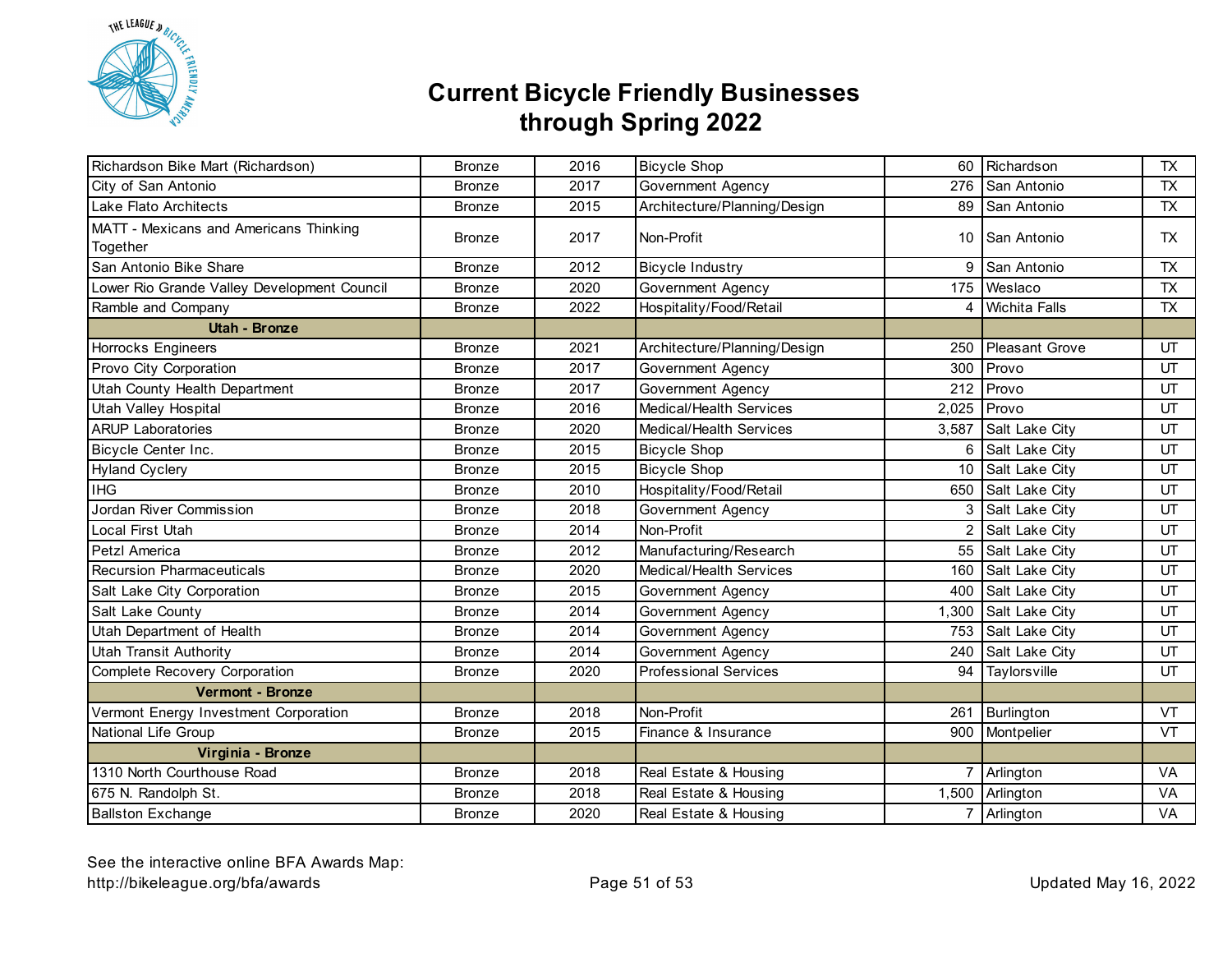# Current Bicycle Friendly Businesses through Spring 2022

| | | | | | | |
|---|---|---|---|---|---|---|
| Richardson Bike Mart (Richardson) | Bronze | 2016 | Bicycle Shop | 60 | Richardson | TX |
| City of San Antonio | Bronze | 2017 | Government Agency | 276 | San Antonio | TX |
| Lake Flato Architects | Bronze | 2015 | Architecture/Planning/Design | 89 | San Antonio | TX |
| MATT - Mexicans and Americans Thinking Together | Bronze | 2017 | Non-Profit | 10 | San Antonio | TX |
| San Antonio Bike Share | Bronze | 2012 | Bicycle Industry | 9 | San Antonio | TX |
| Lower Rio Grande Valley Development Council | Bronze | 2020 | Government Agency | 175 | Weslaco | TX |
| Ramble and Company | Bronze | 2022 | Hospitality/Food/Retail | 4 | Wichita Falls | TX |
| **Utah - Bronze** | | | | | | |
| Horrocks Engineers | Bronze | 2021 | Architecture/Planning/Design | 250 | Pleasant Grove | UT |
| Provo City Corporation | Bronze | 2017 | Government Agency | 300 | Provo | UT |
| Utah County Health Department | Bronze | 2017 | Government Agency | 212 | Provo | UT |
| Utah Valley Hospital | Bronze | 2016 | Medical/Health Services | 2,025 | Provo | UT |
| ARUP Laboratories | Bronze | 2020 | Medical/Health Services | 3,587 | Salt Lake City | UT |
| Bicycle Center Inc. | Bronze | 2015 | Bicycle Shop | 6 | Salt Lake City | UT |
| Hyland Cyclery | Bronze | 2015 | Bicycle Shop | 10 | Salt Lake City | UT |
| IHG | Bronze | 2010 | Hospitality/Food/Retail | 650 | Salt Lake City | UT |
| Jordan River Commission | Bronze | 2018 | Government Agency | 3 | Salt Lake City | UT |
| Local First Utah | Bronze | 2014 | Non-Profit | 2 | Salt Lake City | UT |
| Petzl America | Bronze | 2012 | Manufacturing/Research | 55 | Salt Lake City | UT |
| Recursion Pharmaceuticals | Bronze | 2020 | Medical/Health Services | 160 | Salt Lake City | UT |
| Salt Lake City Corporation | Bronze | 2015 | Government Agency | 400 | Salt Lake City | UT |
| Salt Lake County | Bronze | 2014 | Government Agency | 1,300 | Salt Lake City | UT |
| Utah Department of Health | Bronze | 2014 | Government Agency | 753 | Salt Lake City | UT |
| Utah Transit Authority | Bronze | 2014 | Government Agency | 240 | Salt Lake City | UT |
| Complete Recovery Corporation | Bronze | 2020 | Professional Services | 94 | Taylorsville | UT |
| **Vermont - Bronze** | | | | | | |
| Vermont Energy Investment Corporation | Bronze | 2018 | Non-Profit | 261 | Burlington | VT |
| National Life Group | Bronze | 2015 | Finance & Insurance | 900 | Montpelier | VT |
| **Virginia - Bronze** | | | | | | |
| 1310 North Courthouse Road | Bronze | 2018 | Real Estate & Housing | 7 | Arlington | VA |
| 675 N. Randolph St. | Bronze | 2018 | Real Estate & Housing | 1,500 | Arlington | VA |
| Ballston Exchange | Bronze | 2020 | Real Estate & Housing | 7 | Arlington | VA |

See the interactive online BFA Awards Map:
http://bikeleague.org/bfa/awards

Updated May 16, 2022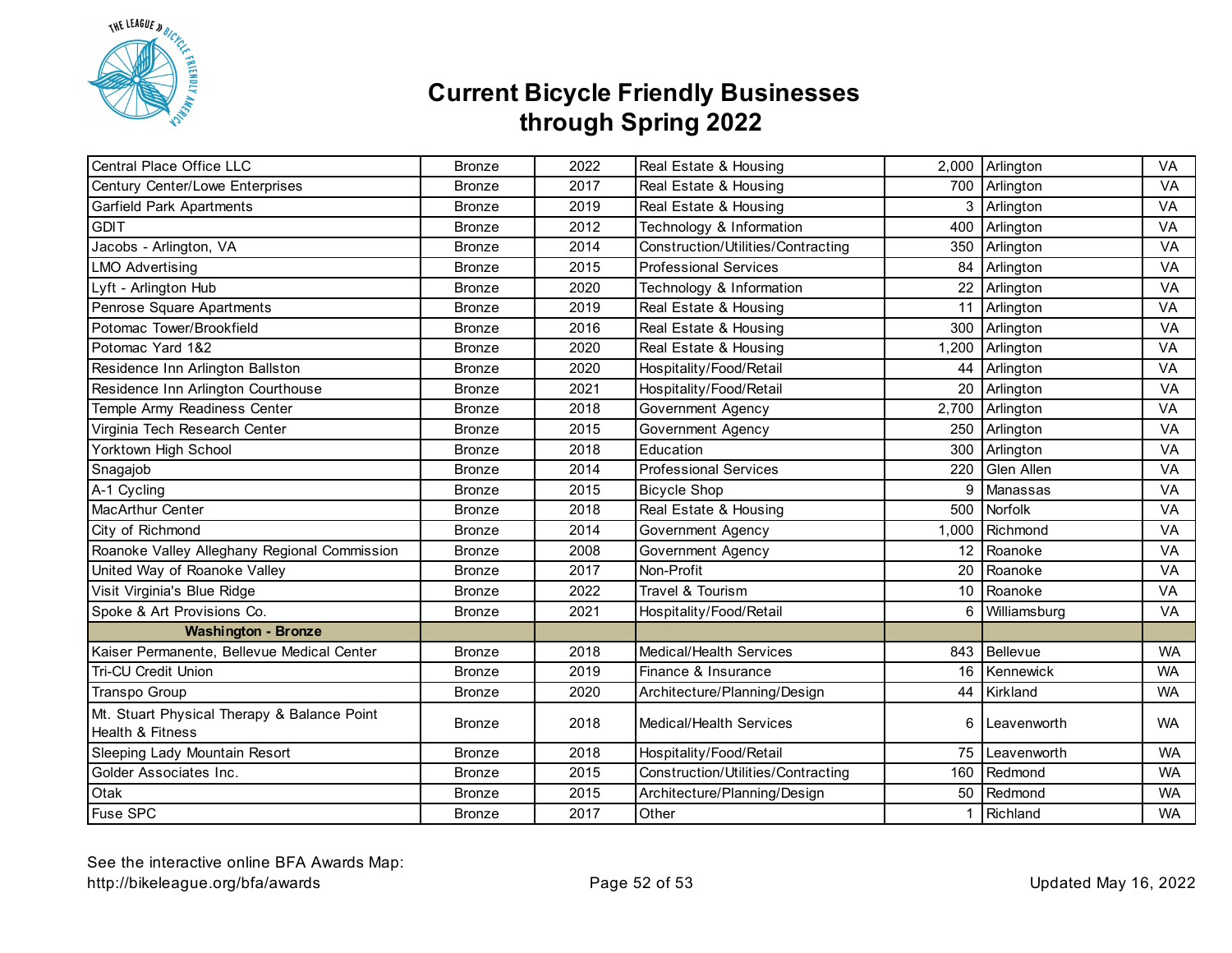# Current Bicycle Friendly Businesses through Spring 2022

| | | | | | | |
|---|---|---|---|---|---|---|
| Central Place Office LLC | Bronze | 2022 | Real Estate & Housing | 2,000 | Arlington | VA |
| Century Center/Lowe Enterprises | Bronze | 2017 | Real Estate & Housing | 700 | Arlington | VA |
| Garfield Park Apartments | Bronze | 2019 | Real Estate & Housing | 3 | Arlington | VA |
| GDIT | Bronze | 2012 | Technology & Information | 400 | Arlington | VA |
| Jacobs - Arlington, VA | Bronze | 2014 | Construction/Utilities/Contracting | 350 | Arlington | VA |
| LMO Advertising | Bronze | 2015 | Professional Services | 84 | Arlington | VA |
| Lyft - Arlington Hub | Bronze | 2020 | Technology & Information | 22 | Arlington | VA |
| Penrose Square Apartments | Bronze | 2019 | Real Estate & Housing | 11 | Arlington | VA |
| Potomac Tower/Brookfield | Bronze | 2016 | Real Estate & Housing | 300 | Arlington | VA |
| Potomac Yard 1&2 | Bronze | 2020 | Real Estate & Housing | 1,200 | Arlington | VA |
| Residence Inn Arlington Ballston | Bronze | 2020 | Hospitality/Food/Retail | 44 | Arlington | VA |
| Residence Inn Arlington Courthouse | Bronze | 2021 | Hospitality/Food/Retail | 20 | Arlington | VA |
| Temple Army Readiness Center | Bronze | 2018 | Government Agency | 2,700 | Arlington | VA |
| Virginia Tech Research Center | Bronze | 2015 | Government Agency | 250 | Arlington | VA |
| Yorktown High School | Bronze | 2018 | Education | 300 | Arlington | VA |
| Snagajob | Bronze | 2014 | Professional Services | 220 | Glen Allen | VA |
| A-1 Cycling | Bronze | 2015 | Bicycle Shop | 9 | Manassas | VA |
| MacArthur Center | Bronze | 2018 | Real Estate & Housing | 500 | Norfolk | VA |
| City of Richmond | Bronze | 2014 | Government Agency | 1,000 | Richmond | VA |
| Roanoke Valley Alleghany Regional Commission | Bronze | 2008 | Government Agency | 12 | Roanoke | VA |
| United Way of Roanoke Valley | Bronze | 2017 | Non-Profit | 20 | Roanoke | VA |
| Visit Virginia's Blue Ridge | Bronze | 2022 | Travel & Tourism | 10 | Roanoke | VA |
| Spoke & Art Provisions Co. | Bronze | 2021 | Hospitality/Food/Retail | 6 | Williamsburg | VA |
| **Washington - Bronze** | | | | | | |
| Kaiser Permanente, Bellevue Medical Center | Bronze | 2018 | Medical/Health Services | 843 | Bellevue | WA |
| Tri-CU Credit Union | Bronze | 2019 | Finance & Insurance | 16 | Kennewick | WA |
| Transpo Group | Bronze | 2020 | Architecture/Planning/Design | 44 | Kirkland | WA |
| Mt. Stuart Physical Therapy & Balance Point Health & Fitness | Bronze | 2018 | Medical/Health Services | 6 | Leavenworth | WA |
| Sleeping Lady Mountain Resort | Bronze | 2018 | Hospitality/Food/Retail | 75 | Leavenworth | WA |
| Golder Associates Inc. | Bronze | 2015 | Construction/Utilities/Contracting | 160 | Redmond | WA |
| Otak | Bronze | 2015 | Architecture/Planning/Design | 50 | Redmond | WA |
| Fuse SPC | Bronze | 2017 | Other | 1 | Richland | WA |

See the interactive online BFA Awards Map:
http://bikeleague.org/bfa/awards

Updated May 16, 2022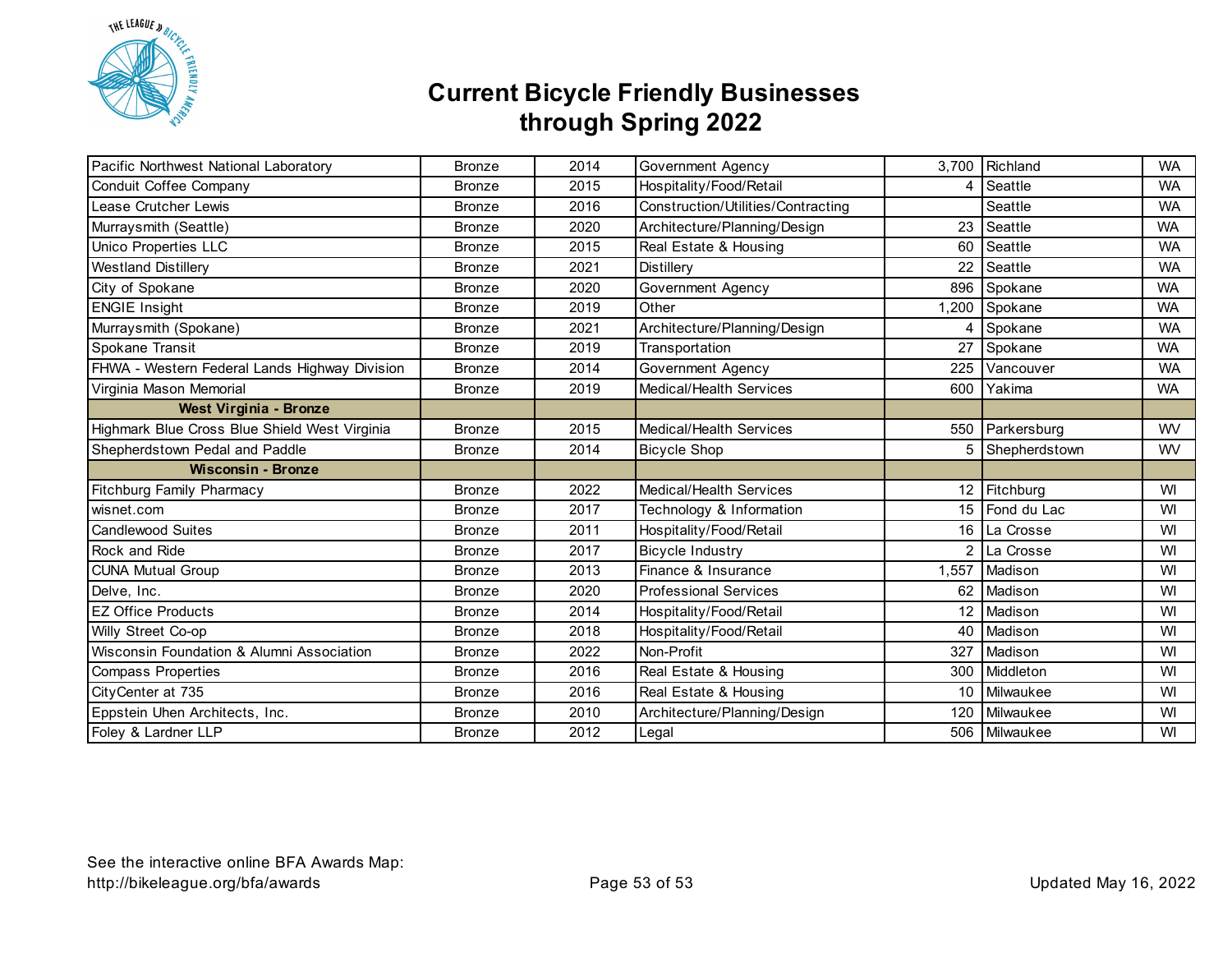# Current Bicycle Friendly Businesses through Spring 2022

| | | | | | | |
|---|---|---|---|---|---|---|
| Pacific Northwest National Laboratory | Bronze | 2014 | Government Agency | 3,700 | Richland | WA |
| Conduit Coffee Company | Bronze | 2015 | Hospitality/Food/Retail | 4 | Seattle | WA |
| Lease Crutcher Lewis | Bronze | 2016 | Construction/Utilities/Contracting | | Seattle | WA |
| Murraysmith (Seattle) | Bronze | 2020 | Architecture/Planning/Design | 23 | Seattle | WA |
| Unico Properties LLC | Bronze | 2015 | Real Estate & Housing | 60 | Seattle | WA |
| Westland Distillery | Bronze | 2021 | Distillery | 22 | Seattle | WA |
| City of Spokane | Bronze | 2020 | Government Agency | 896 | Spokane | WA |
| ENGIE Insight | Bronze | 2019 | Other | 1,200 | Spokane | WA |
| Murraysmith (Spokane) | Bronze | 2021 | Architecture/Planning/Design | 4 | Spokane | WA |
| Spokane Transit | Bronze | 2019 | Transportation | 27 | Spokane | WA |
| FHWA - Western Federal Lands Highway Division | Bronze | 2014 | Government Agency | 225 | Vancouver | WA |
| Virginia Mason Memorial | Bronze | 2019 | Medical/Health Services | 600 | Yakima | WA |
| **West Virginia - Bronze** | | | | | | |
| Highmark Blue Cross Blue Shield West Virginia | Bronze | 2015 | Medical/Health Services | 550 | Parkersburg | WV |
| Shepherdstown Pedal and Paddle | Bronze | 2014 | Bicycle Shop | 5 | Shepherdstown | WV |
| **Wisconsin - Bronze** | | | | | | |
| Fitchburg Family Pharmacy | Bronze | 2022 | Medical/Health Services | 12 | Fitchburg | WI |
| wisnet.com | Bronze | 2017 | Technology & Information | 15 | Fond du Lac | WI |
| Candlewood Suites | Bronze | 2011 | Hospitality/Food/Retail | 16 | La Crosse | WI |
| Rock and Ride | Bronze | 2017 | Bicycle Industry | 2 | La Crosse | WI |
| CUNA Mutual Group | Bronze | 2013 | Finance & Insurance | 1,557 | Madison | WI |
| Delve, Inc. | Bronze | 2020 | Professional Services | 62 | Madison | WI |
| EZ Office Products | Bronze | 2014 | Hospitality/Food/Retail | 12 | Madison | WI |
| Willy Street Co-op | Bronze | 2018 | Hospitality/Food/Retail | 40 | Madison | WI |
| Wisconsin Foundation & Alumni Association | Bronze | 2022 | Non-Profit | 327 | Madison | WI |
| Compass Properties | Bronze | 2016 | Real Estate & Housing | 300 | Middleton | WI |
| CityCenter at 735 | Bronze | 2016 | Real Estate & Housing | 10 | Milwaukee | WI |
| Eppstein Uhen Architects, Inc. | Bronze | 2010 | Architecture/Planning/Design | 120 | Milwaukee | WI |
| Foley & Lardner LLP | Bronze | 2012 | Legal | 506 | Milwaukee | WI |

See the interactive online BFA Awards Map:
http://bikeleague.org/bfa/awards

Updated May 16, 2022